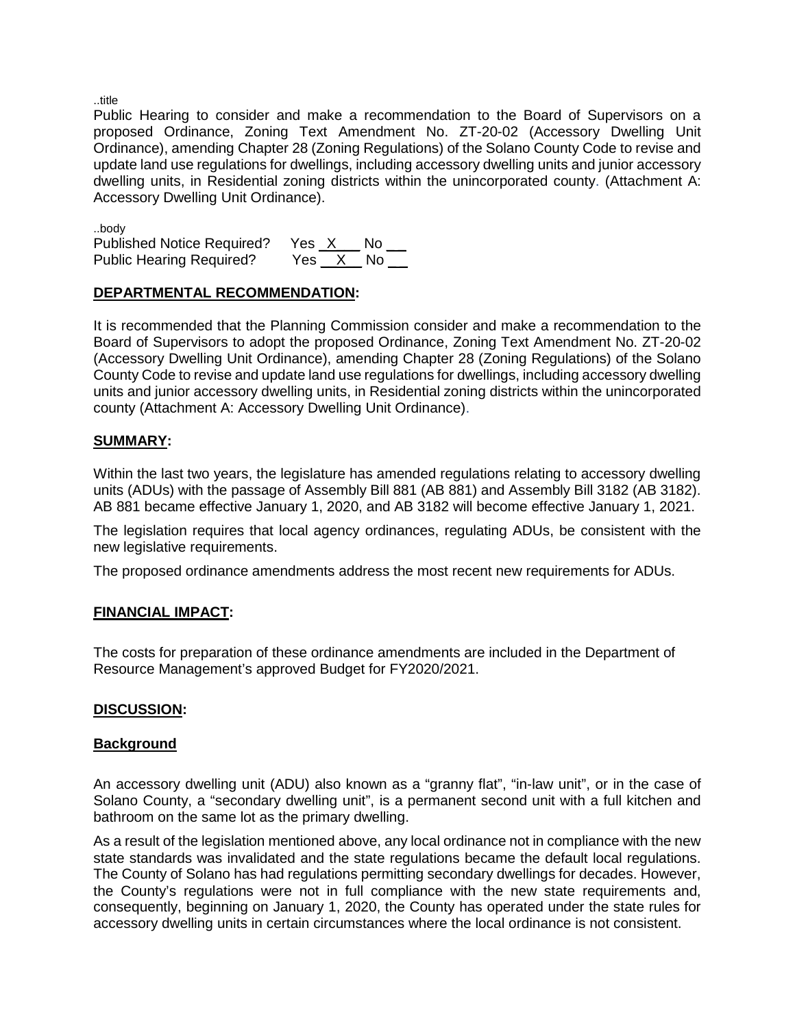..title

Public Hearing to consider and make a recommendation to the Board of Supervisors on a proposed Ordinance, Zoning Text Amendment No. ZT-20-02 (Accessory Dwelling Unit Ordinance), amending Chapter 28 (Zoning Regulations) of the Solano County Code to revise and update land use regulations for dwellings, including accessory dwelling units and junior accessory dwelling units, in Residential zoning districts within the unincorporated county. (Attachment A: Accessory Dwelling Unit Ordinance).

..body

Published Notice Required? Yes X No __
Public Hearing Required? Yes X No __

## **DEPARTMENTAL RECOMMENDATION:**

It is recommended that the Planning Commission consider and make a recommendation to the Board of Supervisors to adopt the proposed Ordinance, Zoning Text Amendment No. ZT-20-02 (Accessory Dwelling Unit Ordinance), amending Chapter 28 (Zoning Regulations) of the Solano County Code to revise and update land use regulations for dwellings, including accessory dwelling units and junior accessory dwelling units, in Residential zoning districts within the unincorporated county (Attachment A: Accessory Dwelling Unit Ordinance).

## **SUMMARY:**

Within the last two years, the legislature has amended regulations relating to accessory dwelling units (ADUs) with the passage of Assembly Bill 881 (AB 881) and Assembly Bill 3182 (AB 3182). AB 881 became effective January 1, 2020, and AB 3182 will become effective January 1, 2021.

The legislation requires that local agency ordinances, regulating ADUs, be consistent with the new legislative requirements.

The proposed ordinance amendments address the most recent new requirements for ADUs.

## **FINANCIAL IMPACT:**

The costs for preparation of these ordinance amendments are included in the Department of Resource Management's approved Budget for FY2020/2021.

## **DISCUSSION:**

### **Background**

An accessory dwelling unit (ADU) also known as a "granny flat", "in-law unit", or in the case of Solano County, a "secondary dwelling unit", is a permanent second unit with a full kitchen and bathroom on the same lot as the primary dwelling.

As a result of the legislation mentioned above, any local ordinance not in compliance with the new state standards was invalidated and the state regulations became the default local regulations. The County of Solano has had regulations permitting secondary dwellings for decades. However, the County's regulations were not in full compliance with the new state requirements and, consequently, beginning on January 1, 2020, the County has operated under the state rules for accessory dwelling units in certain circumstances where the local ordinance is not consistent.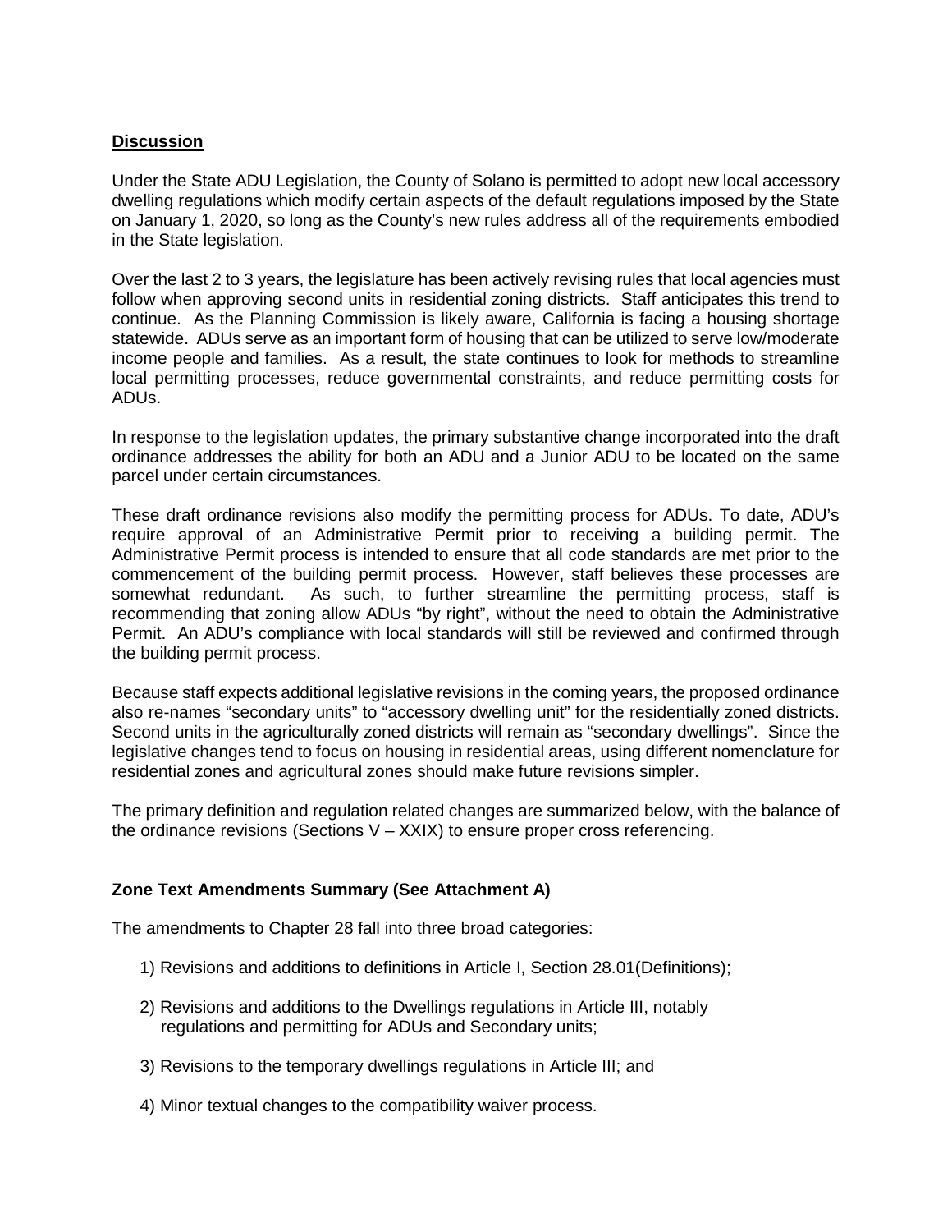## Discussion

Under the State ADU Legislation, the County of Solano is permitted to adopt new local accessory dwelling regulations which modify certain aspects of the default regulations imposed by the State on January 1, 2020, so long as the County's new rules address all of the requirements embodied in the State legislation.

Over the last 2 to 3 years, the legislature has been actively revising rules that local agencies must follow when approving second units in residential zoning districts. Staff anticipates this trend to continue. As the Planning Commission is likely aware, California is facing a housing shortage statewide. ADUs serve as an important form of housing that can be utilized to serve low/moderate income people and families. As a result, the state continues to look for methods to streamline local permitting processes, reduce governmental constraints, and reduce permitting costs for ADUs.

In response to the legislation updates, the primary substantive change incorporated into the draft ordinance addresses the ability for both an ADU and a Junior ADU to be located on the same parcel under certain circumstances.

These draft ordinance revisions also modify the permitting process for ADUs. To date, ADU's require approval of an Administrative Permit prior to receiving a building permit. The Administrative Permit process is intended to ensure that all code standards are met prior to the commencement of the building permit process. However, staff believes these processes are somewhat redundant. As such, to further streamline the permitting process, staff is recommending that zoning allow ADUs "by right", without the need to obtain the Administrative Permit. An ADU's compliance with local standards will still be reviewed and confirmed through the building permit process.

Because staff expects additional legislative revisions in the coming years, the proposed ordinance also re-names "secondary units" to "accessory dwelling unit" for the residentially zoned districts. Second units in the agriculturally zoned districts will remain as "secondary dwellings". Since the legislative changes tend to focus on housing in residential areas, using different nomenclature for residential zones and agricultural zones should make future revisions simpler.

The primary definition and regulation related changes are summarized below, with the balance of the ordinance revisions (Sections V – XXIX) to ensure proper cross referencing.

### Zone Text Amendments Summary (See Attachment A)

The amendments to Chapter 28 fall into three broad categories:

1) Revisions and additions to definitions in Article I, Section 28.01(Definitions);

2) Revisions and additions to the Dwellings regulations in Article III, notably regulations and permitting for ADUs and Secondary units;

3) Revisions to the temporary dwellings regulations in Article III; and

4) Minor textual changes to the compatibility waiver process.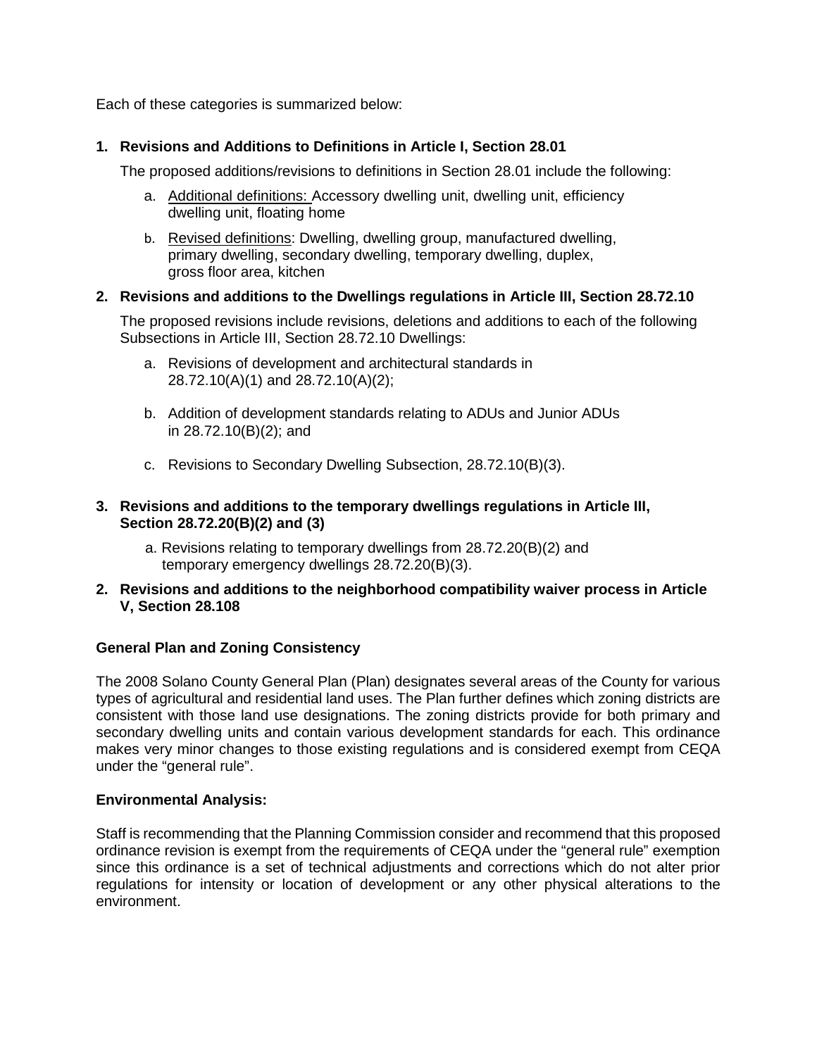Each of these categories is summarized below:

**1. Revisions and Additions to Definitions in Article I, Section 28.01**

The proposed additions/revisions to definitions in Section 28.01 include the following:

a. Additional definitions: Accessory dwelling unit, dwelling unit, efficiency dwelling unit, floating home

b. Revised definitions: Dwelling, dwelling group, manufactured dwelling, primary dwelling, secondary dwelling, temporary dwelling, duplex, gross floor area, kitchen

**2. Revisions and additions to the Dwellings regulations in Article III, Section 28.72.10**

The proposed revisions include revisions, deletions and additions to each of the following Subsections in Article III, Section 28.72.10 Dwellings:

a. Revisions of development and architectural standards in 28.72.10(A)(1) and 28.72.10(A)(2);

b. Addition of development standards relating to ADUs and Junior ADUs in 28.72.10(B)(2); and

c. Revisions to Secondary Dwelling Subsection, 28.72.10(B)(3).

**3. Revisions and additions to the temporary dwellings regulations in Article III, Section 28.72.20(B)(2) and (3)**

a. Revisions relating to temporary dwellings from 28.72.20(B)(2) and temporary emergency dwellings 28.72.20(B)(3).

**2. Revisions and additions to the neighborhood compatibility waiver process in Article V, Section 28.108**

**General Plan and Zoning Consistency**

The 2008 Solano County General Plan (Plan) designates several areas of the County for various types of agricultural and residential land uses. The Plan further defines which zoning districts are consistent with those land use designations. The zoning districts provide for both primary and secondary dwelling units and contain various development standards for each. This ordinance makes very minor changes to those existing regulations and is considered exempt from CEQA under the "general rule".

**Environmental Analysis:**

Staff is recommending that the Planning Commission consider and recommend that this proposed ordinance revision is exempt from the requirements of CEQA under the "general rule" exemption since this ordinance is a set of technical adjustments and corrections which do not alter prior regulations for intensity or location of development or any other physical alterations to the environment.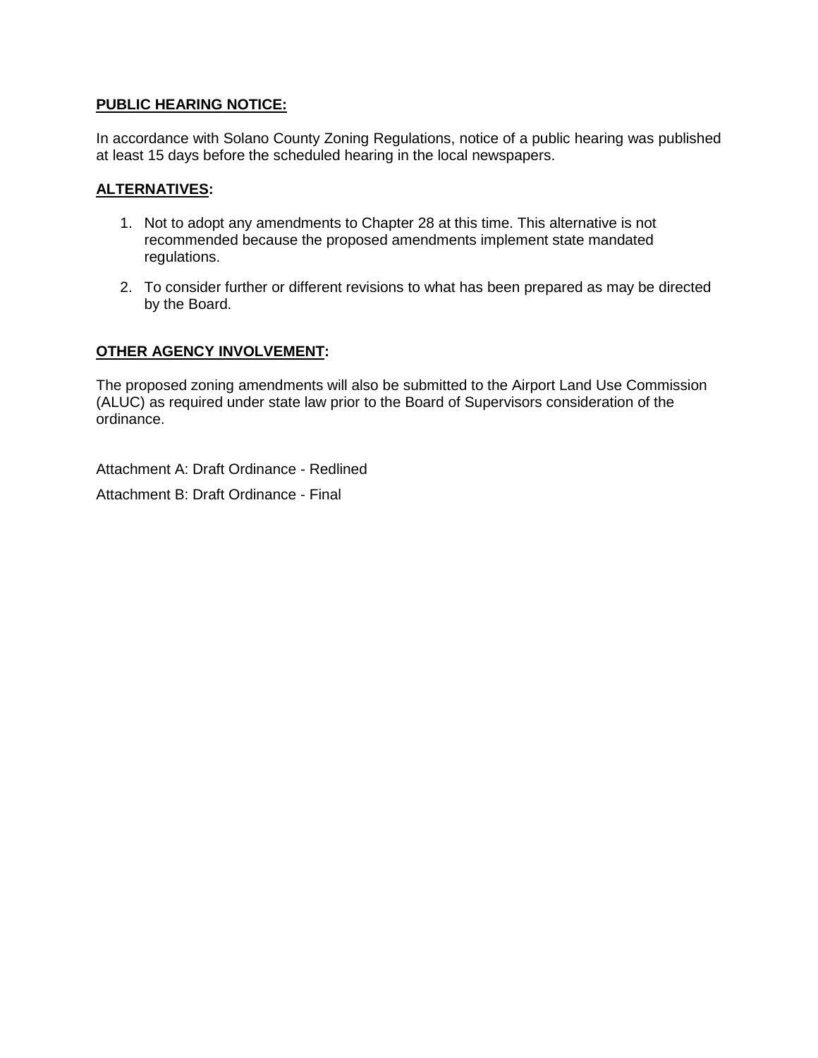**PUBLIC HEARING NOTICE:**

In accordance with Solano County Zoning Regulations, notice of a public hearing was published at least 15 days before the scheduled hearing in the local newspapers.

**ALTERNATIVES:**

1. Not to adopt any amendments to Chapter 28 at this time. This alternative is not recommended because the proposed amendments implement state mandated regulations.
2. To consider further or different revisions to what has been prepared as may be directed by the Board.

**OTHER AGENCY INVOLVEMENT:**

The proposed zoning amendments will also be submitted to the Airport Land Use Commission (ALUC) as required under state law prior to the Board of Supervisors consideration of the ordinance.

Attachment A: Draft Ordinance - Redlined

Attachment B: Draft Ordinance - Final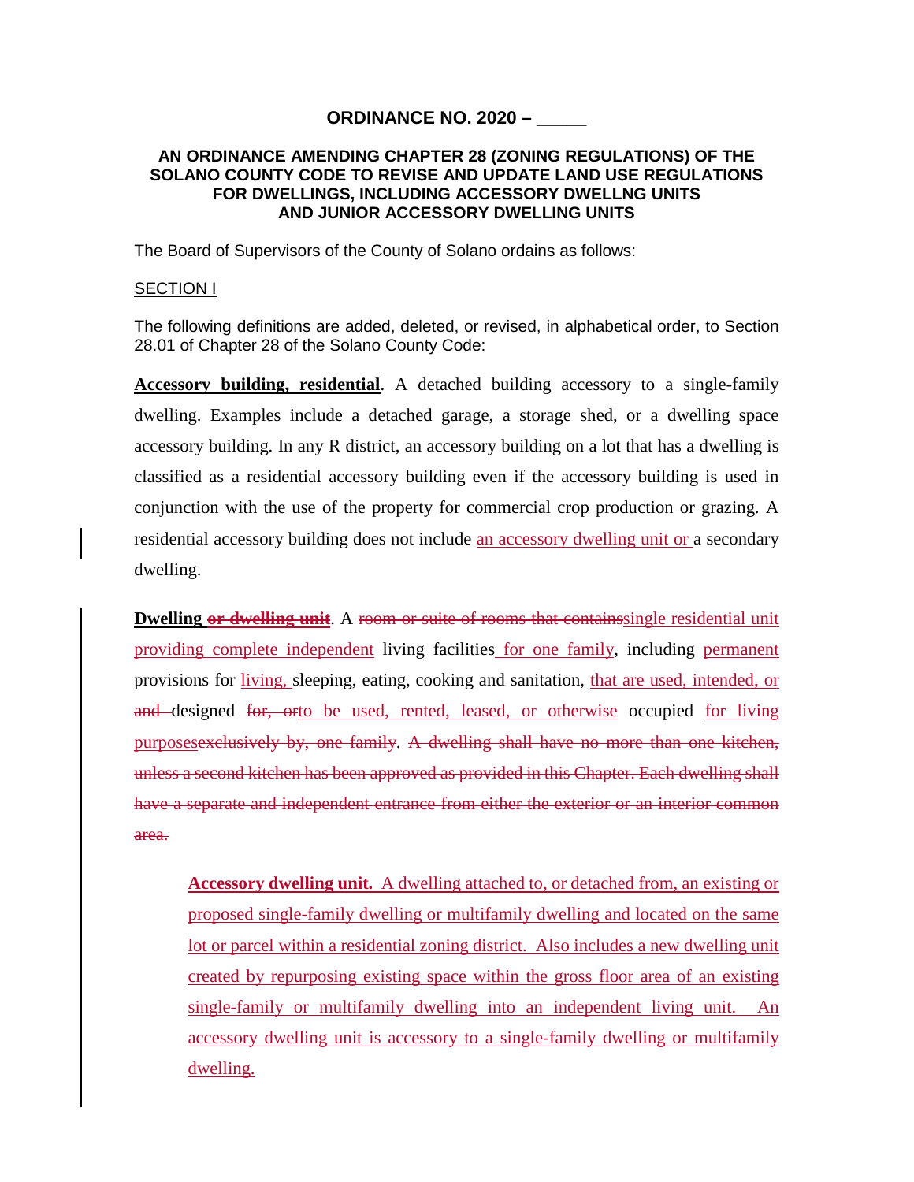**ORDINANCE NO. 2020 – _____**

**AN ORDINANCE AMENDING CHAPTER 28 (ZONING REGULATIONS) OF THE SOLANO COUNTY CODE TO REVISE AND UPDATE LAND USE REGULATIONS FOR DWELLINGS, INCLUDING ACCESSORY DWELLNG UNITS AND JUNIOR ACCESSORY DWELLING UNITS**

The Board of Supervisors of the County of Solano ordains as follows:

SECTION I

The following definitions are added, deleted, or revised, in alphabetical order, to Section 28.01 of Chapter 28 of the Solano County Code:

**Accessory building, residential**. A detached building accessory to a single-family dwelling. Examples include a detached garage, a storage shed, or a dwelling space accessory building. In any R district, an accessory building on a lot that has a dwelling is classified as a residential accessory building even if the accessory building is used in conjunction with the use of the property for commercial crop production or grazing. A residential accessory building does not include an accessory dwelling unit or a secondary dwelling.

**Dwelling ~~or dwelling unit~~**. A ~~room or suite of rooms that contains~~single residential unit providing complete independent living facilities for one family, including permanent provisions for living, sleeping, eating, cooking and sanitation, that are used, intended, or ~~and~~ designed ~~for, or~~to be used, rented, leased, or otherwise occupied for living purposes~~exclusively by, one family~~. ~~A dwelling shall have no more than one kitchen, unless a second kitchen has been approved as provided in this Chapter. Each dwelling shall have a separate and independent entrance from either the exterior or an interior common area.~~

**Accessory dwelling unit.** A dwelling attached to, or detached from, an existing or proposed single-family dwelling or multifamily dwelling and located on the same lot or parcel within a residential zoning district. Also includes a new dwelling unit created by repurposing existing space within the gross floor area of an existing single-family or multifamily dwelling into an independent living unit. An accessory dwelling unit is accessory to a single-family dwelling or multifamily dwelling.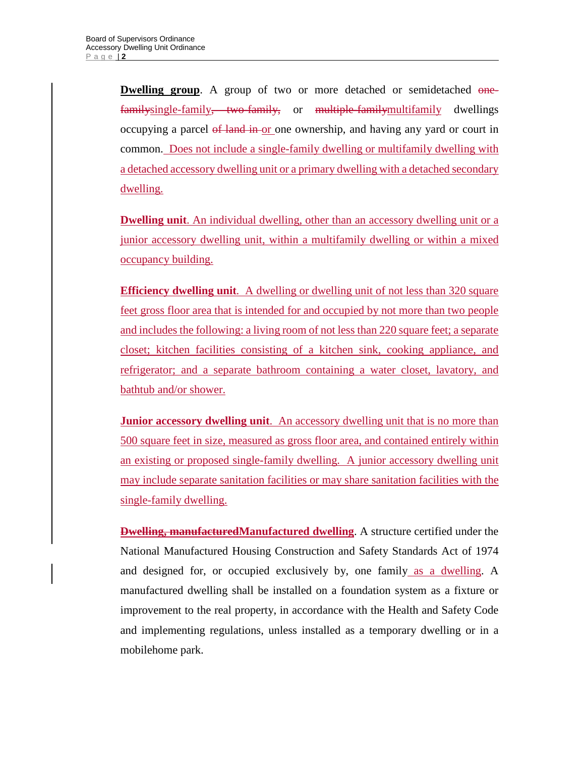**Dwelling group**. A group of two or more detached or semidetached ~~one-family~~single-family~~, two-family,~~ or ~~multiple-family~~multifamily dwellings occupying a parcel ~~of land in~~ or one ownership, and having any yard or court in common. Does not include a single-family dwelling or multifamily dwelling with a detached accessory dwelling unit or a primary dwelling with a detached secondary dwelling.

**Dwelling unit**. An individual dwelling, other than an accessory dwelling unit or a junior accessory dwelling unit, within a multifamily dwelling or within a mixed occupancy building.

**Efficiency dwelling unit**. A dwelling or dwelling unit of not less than 320 square feet gross floor area that is intended for and occupied by not more than two people and includes the following: a living room of not less than 220 square feet; a separate closet; kitchen facilities consisting of a kitchen sink, cooking appliance, and refrigerator; and a separate bathroom containing a water closet, lavatory, and bathtub and/or shower.

**Junior accessory dwelling unit**. An accessory dwelling unit that is no more than 500 square feet in size, measured as gross floor area, and contained entirely within an existing or proposed single-family dwelling. A junior accessory dwelling unit may include separate sanitation facilities or may share sanitation facilities with the single-family dwelling.

**~~Dwelling, manufactured~~Manufactured dwelling**. A structure certified under the National Manufactured Housing Construction and Safety Standards Act of 1974 and designed for, or occupied exclusively by, one family as a dwelling. A manufactured dwelling shall be installed on a foundation system as a fixture or improvement to the real property, in accordance with the Health and Safety Code and implementing regulations, unless installed as a temporary dwelling or in a mobilehome park.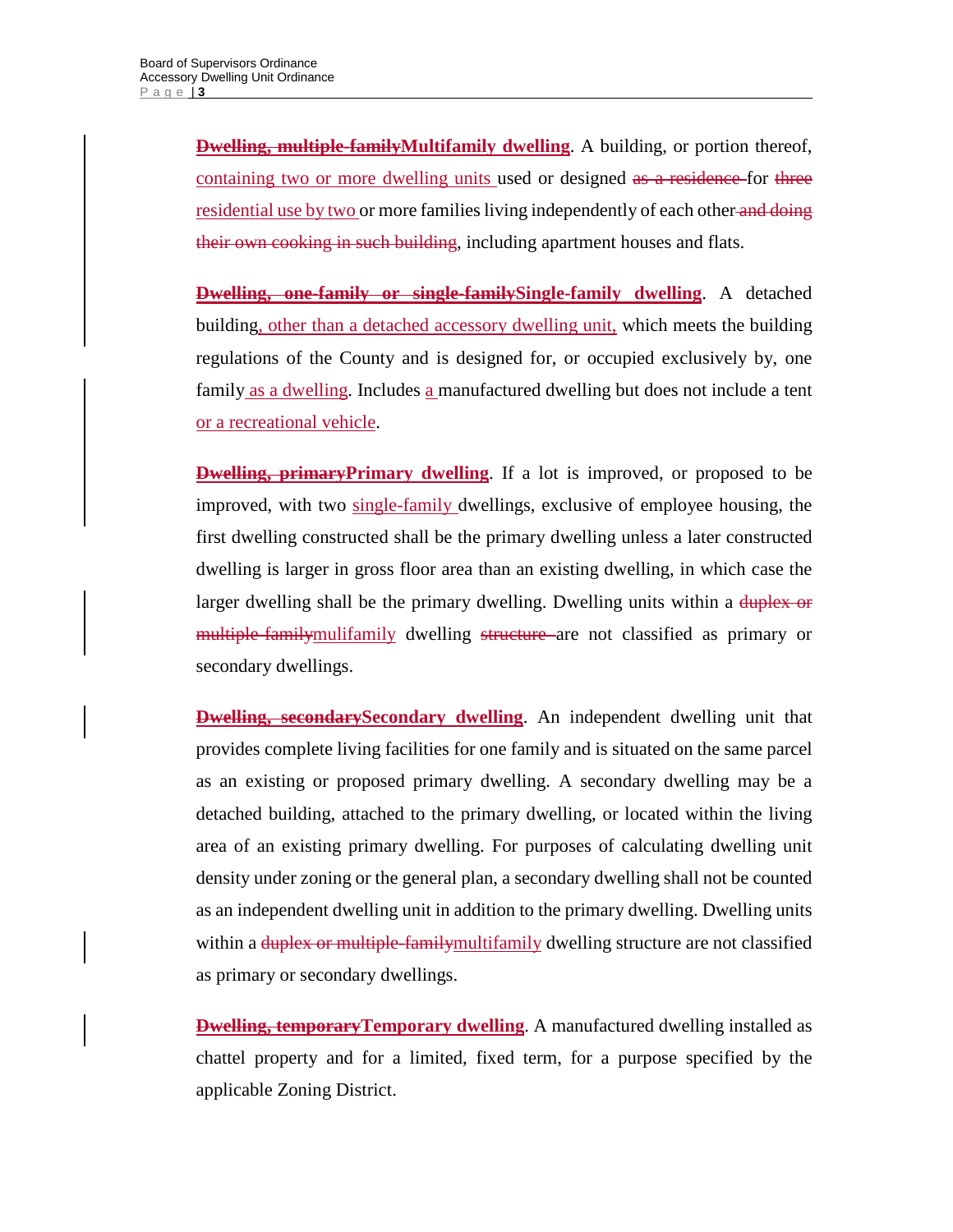~~**Dwelling, multiple-family**~~**Multifamily dwelling**. A building, or portion thereof, containing two or more dwelling units used or designed ~~as a residence~~ for ~~three~~ residential use by two or more families living independently of each other ~~and doing their own cooking in such building~~, including apartment houses and flats.

~~**Dwelling, one-family or single-family**~~**Single-family dwelling**. A detached building, other than a detached accessory dwelling unit, which meets the building regulations of the County and is designed for, or occupied exclusively by, one family as a dwelling. Includes a manufactured dwelling but does not include a tent or a recreational vehicle.

~~**Dwelling, primary**~~**Primary dwelling**. If a lot is improved, or proposed to be improved, with two single-family dwellings, exclusive of employee housing, the first dwelling constructed shall be the primary dwelling unless a later constructed dwelling is larger in gross floor area than an existing dwelling, in which case the larger dwelling shall be the primary dwelling. Dwelling units within a ~~duplex or multiple-family~~mulifamily dwelling ~~structure~~ are not classified as primary or secondary dwellings.

~~**Dwelling, secondary**~~**Secondary dwelling**. An independent dwelling unit that provides complete living facilities for one family and is situated on the same parcel as an existing or proposed primary dwelling. A secondary dwelling may be a detached building, attached to the primary dwelling, or located within the living area of an existing primary dwelling. For purposes of calculating dwelling unit density under zoning or the general plan, a secondary dwelling shall not be counted as an independent dwelling unit in addition to the primary dwelling. Dwelling units within a ~~duplex or multiple-family~~multifamily dwelling structure are not classified as primary or secondary dwellings.

~~**Dwelling, temporary**~~**Temporary dwelling**. A manufactured dwelling installed as chattel property and for a limited, fixed term, for a purpose specified by the applicable Zoning District.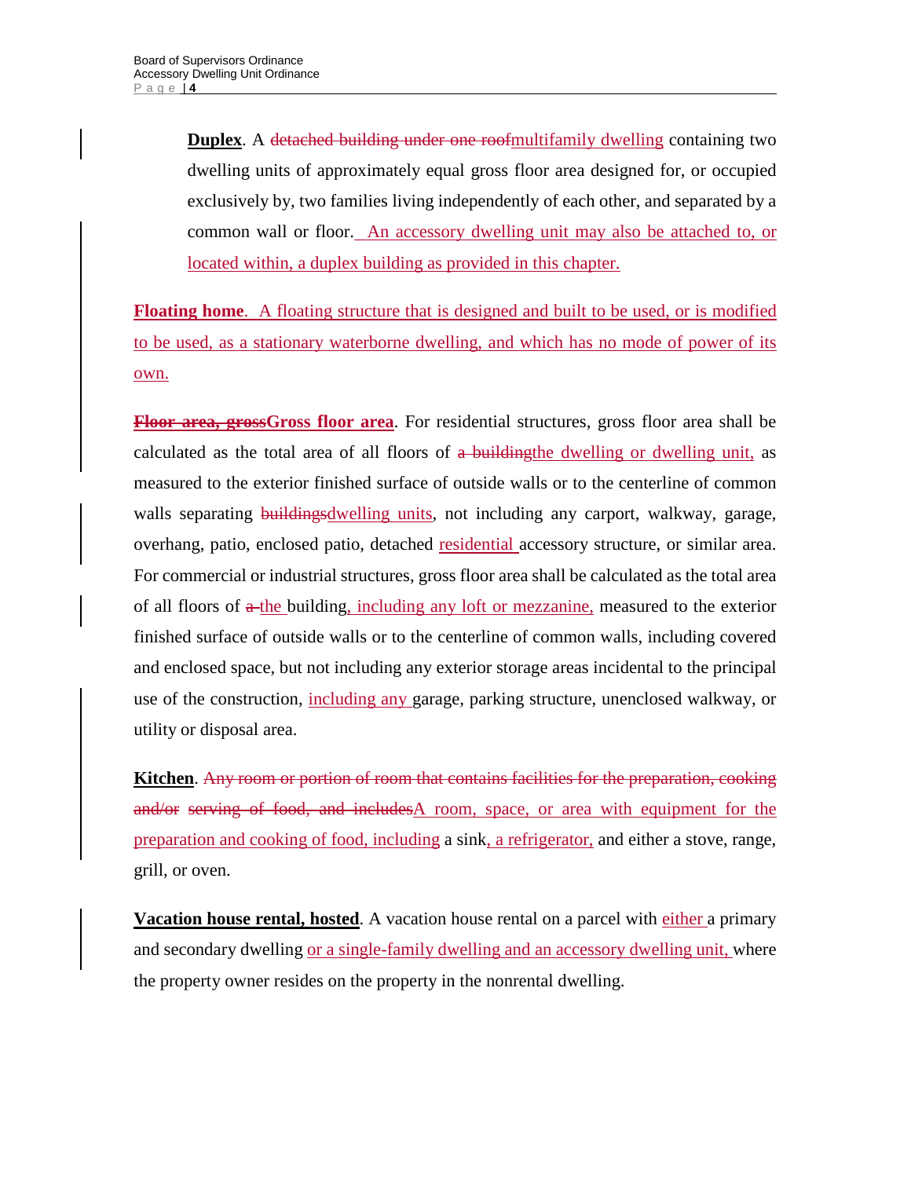**Duplex**. A ~~detached building under one roof~~<u>multifamily dwelling</u> containing two dwelling units of approximately equal gross floor area designed for, or occupied exclusively by, two families living independently of each other, and separated by a common wall or floor.<u> An accessory dwelling unit may also be attached to, or located within, a duplex building as provided in this chapter.</u>

<u>**Floating home**. A floating structure that is designed and built to be used, or is modified to be used, as a stationary waterborne dwelling, and which has no mode of power of its own.</u>

~~**Floor area, gross**~~<u>**Gross floor area**</u>. For residential structures, gross floor area shall be calculated as the total area of all floors of ~~a building~~<u>the dwelling or dwelling unit,</u> as measured to the exterior finished surface of outside walls or to the centerline of common walls separating ~~buildings~~<u>dwelling units</u>, not including any carport, walkway, garage, overhang, patio, enclosed patio, detached <u>residential</u> accessory structure, or similar area. For commercial or industrial structures, gross floor area shall be calculated as the total area of all floors of ~~a~~ <u>the</u> building<u>, including any loft or mezzanine,</u> measured to the exterior finished surface of outside walls or to the centerline of common walls, including covered and enclosed space, but not including any exterior storage areas incidental to the principal use of the construction, <u>including any</u> garage, parking structure, unenclosed walkway, or utility or disposal area.

**Kitchen**. ~~Any room or portion of room that contains facilities for the preparation, cooking and/or serving of food, and includes~~<u>A room, space, or area with equipment for the preparation and cooking of food, including</u> a sink<u>, a refrigerator,</u> and either a stove, range, grill, or oven.

**Vacation house rental, hosted**. A vacation house rental on a parcel with <u>either</u> a primary and secondary dwelling <u>or a single-family dwelling and an accessory dwelling unit,</u> where the property owner resides on the property in the nonrental dwelling.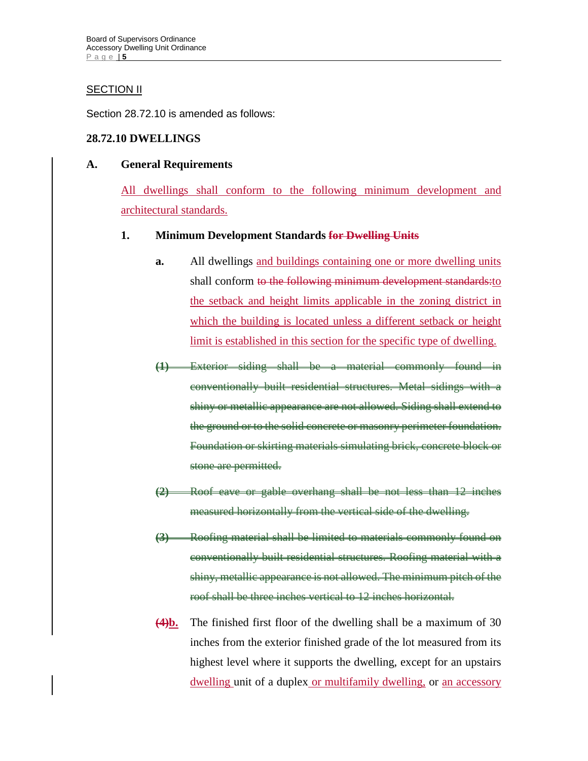SECTION II

Section 28.72.10 is amended as follows:

**28.72.10 DWELLINGS**

**A. General Requirements**

<u>All dwellings shall conform to the following minimum development and architectural standards.</u>

**1. Minimum Development Standards ~~for Dwelling Units~~**

**a.** All dwellings <u>and buildings containing one or more dwelling units</u> shall conform ~~to the following minimum development standards:~~<u>to the setback and height limits applicable in the zoning district in which the building is located unless a different setback or height limit is established in this section for the specific type of dwelling.</u>

~~(1) Exterior siding shall be a material commonly found in conventionally built residential structures. Metal sidings with a shiny or metallic appearance are not allowed. Siding shall extend to the ground or to the solid concrete or masonry perimeter foundation. Foundation or skirting materials simulating brick, concrete block or stone are permitted.~~

~~(2) Roof eave or gable overhang shall be not less than 12 inches measured horizontally from the vertical side of the dwelling.~~

~~(3) Roofing material shall be limited to materials commonly found on conventionally built residential structures. Roofing material with a shiny, metallic appearance is not allowed. The minimum pitch of the roof shall be three inches vertical to 12 inches horizontal.~~

~~**(4)**~~<u>**b.**</u> The finished first floor of the dwelling shall be a maximum of 30 inches from the exterior finished grade of the lot measured from its highest level where it supports the dwelling, except for an upstairs <u>dwelling</u> unit of a duplex<u> or multifamily dwelling,</u> or <u>an accessory</u>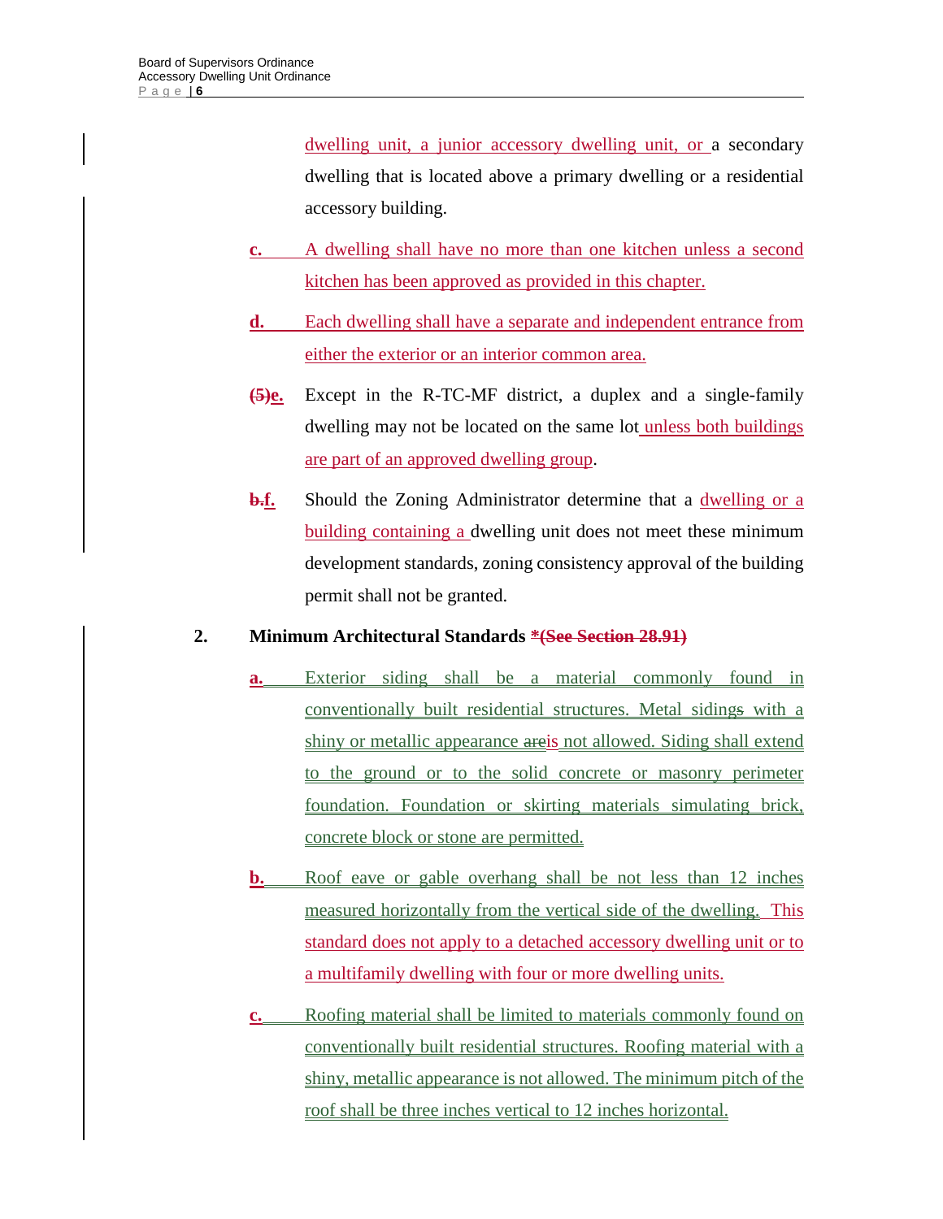dwelling unit, a junior accessory dwelling unit, or a secondary dwelling that is located above a primary dwelling or a residential accessory building.

c. A dwelling shall have no more than one kitchen unless a second kitchen has been approved as provided in this chapter.

d. Each dwelling shall have a separate and independent entrance from either the exterior or an interior common area.

~~(5)~~e. Except in the R-TC-MF district, a duplex and a single-family dwelling may not be located on the same lot unless both buildings are part of an approved dwelling group.

~~b.~~f. Should the Zoning Administrator determine that a dwelling or a building containing a dwelling unit does not meet these minimum development standards, zoning consistency approval of the building permit shall not be granted.

**2. Minimum Architectural Standards ~~*(See Section 28.91)~~**

a. Exterior siding shall be a material commonly found in conventionally built residential structures. Metal siding~~s~~ with a shiny or metallic appearance ~~are~~is not allowed. Siding shall extend to the ground or to the solid concrete or masonry perimeter foundation. Foundation or skirting materials simulating brick, concrete block or stone are permitted.

b. Roof eave or gable overhang shall be not less than 12 inches measured horizontally from the vertical side of the dwelling. This standard does not apply to a detached accessory dwelling unit or to a multifamily dwelling with four or more dwelling units.

c. Roofing material shall be limited to materials commonly found on conventionally built residential structures. Roofing material with a shiny, metallic appearance is not allowed. The minimum pitch of the roof shall be three inches vertical to 12 inches horizontal.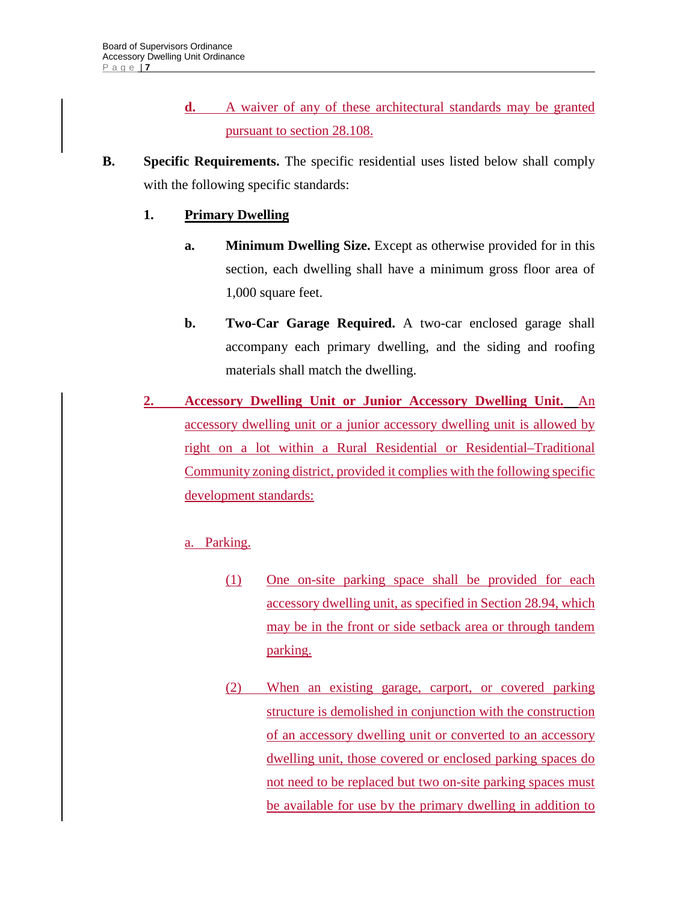d. A waiver of any of these architectural standards may be granted pursuant to section 28.108.

**B. Specific Requirements.** The specific residential uses listed below shall comply with the following specific standards:

**1. Primary Dwelling**

**a. Minimum Dwelling Size.** Except as otherwise provided for in this section, each dwelling shall have a minimum gross floor area of 1,000 square feet.

**b. Two-Car Garage Required.** A two-car enclosed garage shall accompany each primary dwelling, and the siding and roofing materials shall match the dwelling.

**2. Accessory Dwelling Unit or Junior Accessory Dwelling Unit.** An accessory dwelling unit or a junior accessory dwelling unit is allowed by right on a lot within a Rural Residential or Residential–Traditional Community zoning district, provided it complies with the following specific development standards:

a. Parking.

(1) One on-site parking space shall be provided for each accessory dwelling unit, as specified in Section 28.94, which may be in the front or side setback area or through tandem parking.

(2) When an existing garage, carport, or covered parking structure is demolished in conjunction with the construction of an accessory dwelling unit or converted to an accessory dwelling unit, those covered or enclosed parking spaces do not need to be replaced but two on-site parking spaces must be available for use by the primary dwelling in addition to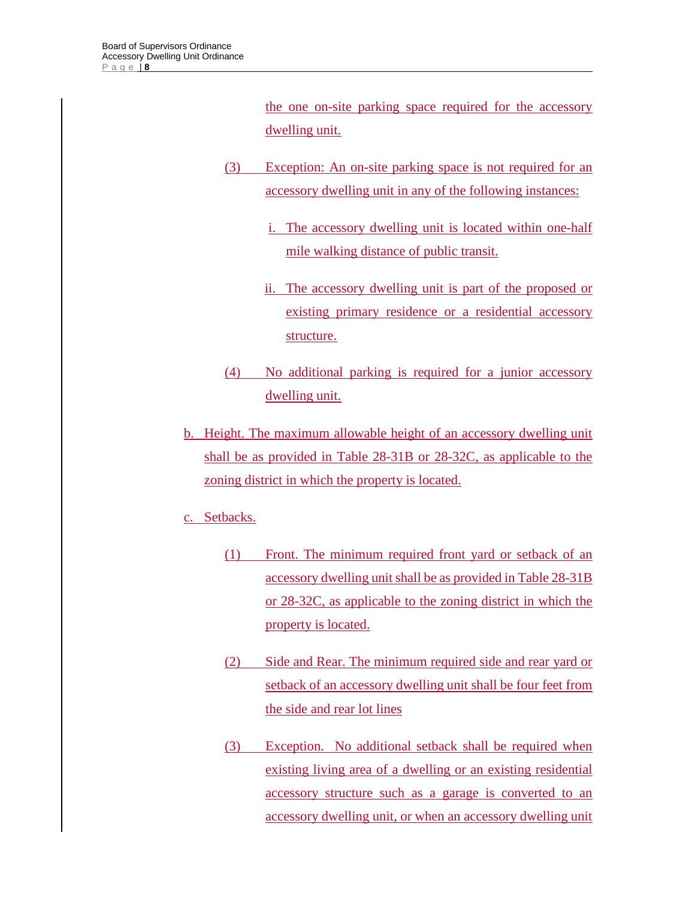the one on-site parking space required for the accessory dwelling unit.

(3) Exception: An on-site parking space is not required for an accessory dwelling unit in any of the following instances:

i. The accessory dwelling unit is located within one-half mile walking distance of public transit.

ii. The accessory dwelling unit is part of the proposed or existing primary residence or a residential accessory structure.

(4) No additional parking is required for a junior accessory dwelling unit.

b. Height. The maximum allowable height of an accessory dwelling unit shall be as provided in Table 28-31B or 28-32C, as applicable to the zoning district in which the property is located.

c. Setbacks.

(1) Front. The minimum required front yard or setback of an accessory dwelling unit shall be as provided in Table 28-31B or 28-32C, as applicable to the zoning district in which the property is located.

(2) Side and Rear. The minimum required side and rear yard or setback of an accessory dwelling unit shall be four feet from the side and rear lot lines

(3) Exception. No additional setback shall be required when existing living area of a dwelling or an existing residential accessory structure such as a garage is converted to an accessory dwelling unit, or when an accessory dwelling unit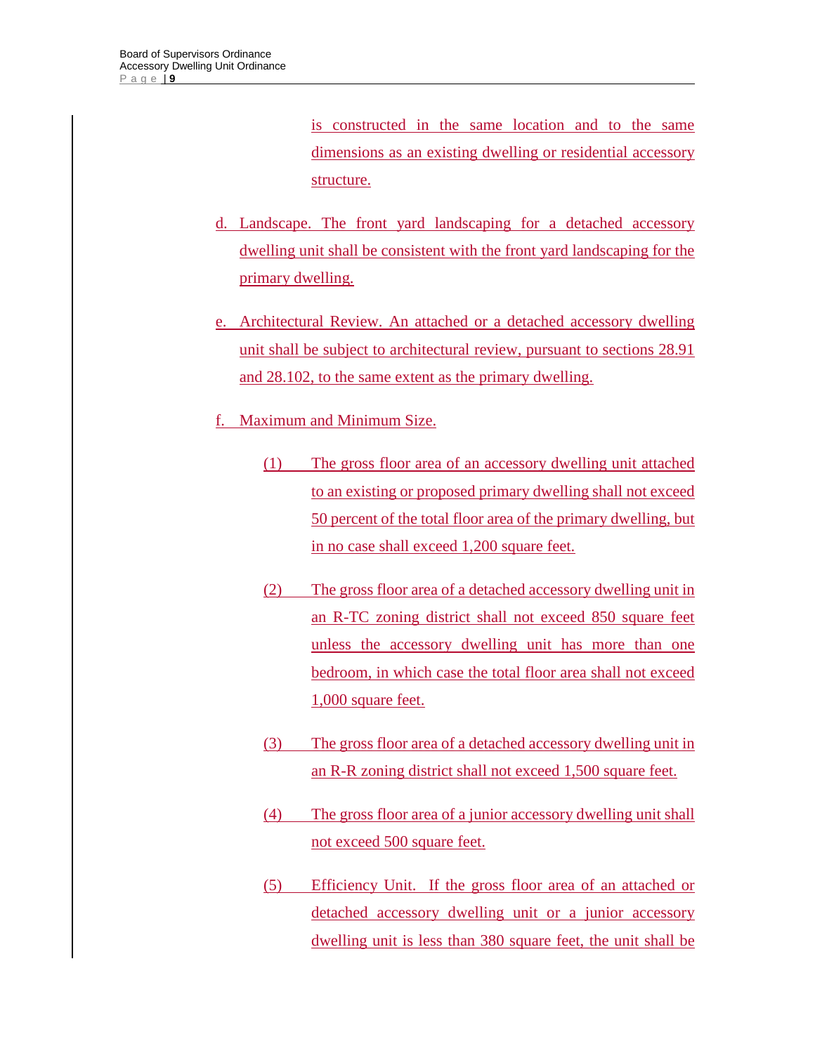is constructed in the same location and to the same dimensions as an existing dwelling or residential accessory structure.

d. Landscape. The front yard landscaping for a detached accessory dwelling unit shall be consistent with the front yard landscaping for the primary dwelling.

e. Architectural Review. An attached or a detached accessory dwelling unit shall be subject to architectural review, pursuant to sections 28.91 and 28.102, to the same extent as the primary dwelling.

f. Maximum and Minimum Size.

(1) The gross floor area of an accessory dwelling unit attached to an existing or proposed primary dwelling shall not exceed 50 percent of the total floor area of the primary dwelling, but in no case shall exceed 1,200 square feet.

(2) The gross floor area of a detached accessory dwelling unit in an R-TC zoning district shall not exceed 850 square feet unless the accessory dwelling unit has more than one bedroom, in which case the total floor area shall not exceed 1,000 square feet.

(3) The gross floor area of a detached accessory dwelling unit in an R-R zoning district shall not exceed 1,500 square feet.

(4) The gross floor area of a junior accessory dwelling unit shall not exceed 500 square feet.

(5) Efficiency Unit. If the gross floor area of an attached or detached accessory dwelling unit or a junior accessory dwelling unit is less than 380 square feet, the unit shall be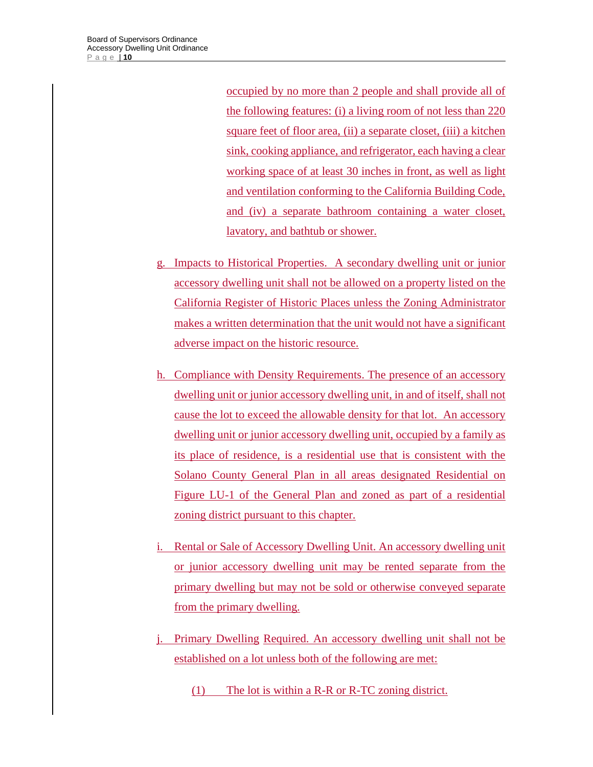occupied by no more than 2 people and shall provide all of the following features: (i) a living room of not less than 220 square feet of floor area, (ii) a separate closet, (iii) a kitchen sink, cooking appliance, and refrigerator, each having a clear working space of at least 30 inches in front, as well as light and ventilation conforming to the California Building Code, and (iv) a separate bathroom containing a water closet, lavatory, and bathtub or shower.

g. Impacts to Historical Properties. A secondary dwelling unit or junior accessory dwelling unit shall not be allowed on a property listed on the California Register of Historic Places unless the Zoning Administrator makes a written determination that the unit would not have a significant adverse impact on the historic resource.

h. Compliance with Density Requirements. The presence of an accessory dwelling unit or junior accessory dwelling unit, in and of itself, shall not cause the lot to exceed the allowable density for that lot. An accessory dwelling unit or junior accessory dwelling unit, occupied by a family as its place of residence, is a residential use that is consistent with the Solano County General Plan in all areas designated Residential on Figure LU-1 of the General Plan and zoned as part of a residential zoning district pursuant to this chapter.

i. Rental or Sale of Accessory Dwelling Unit. An accessory dwelling unit or junior accessory dwelling unit may be rented separate from the primary dwelling but may not be sold or otherwise conveyed separate from the primary dwelling.

j. Primary Dwelling Required. An accessory dwelling unit shall not be established on a lot unless both of the following are met:

(1) The lot is within a R-R or R-TC zoning district.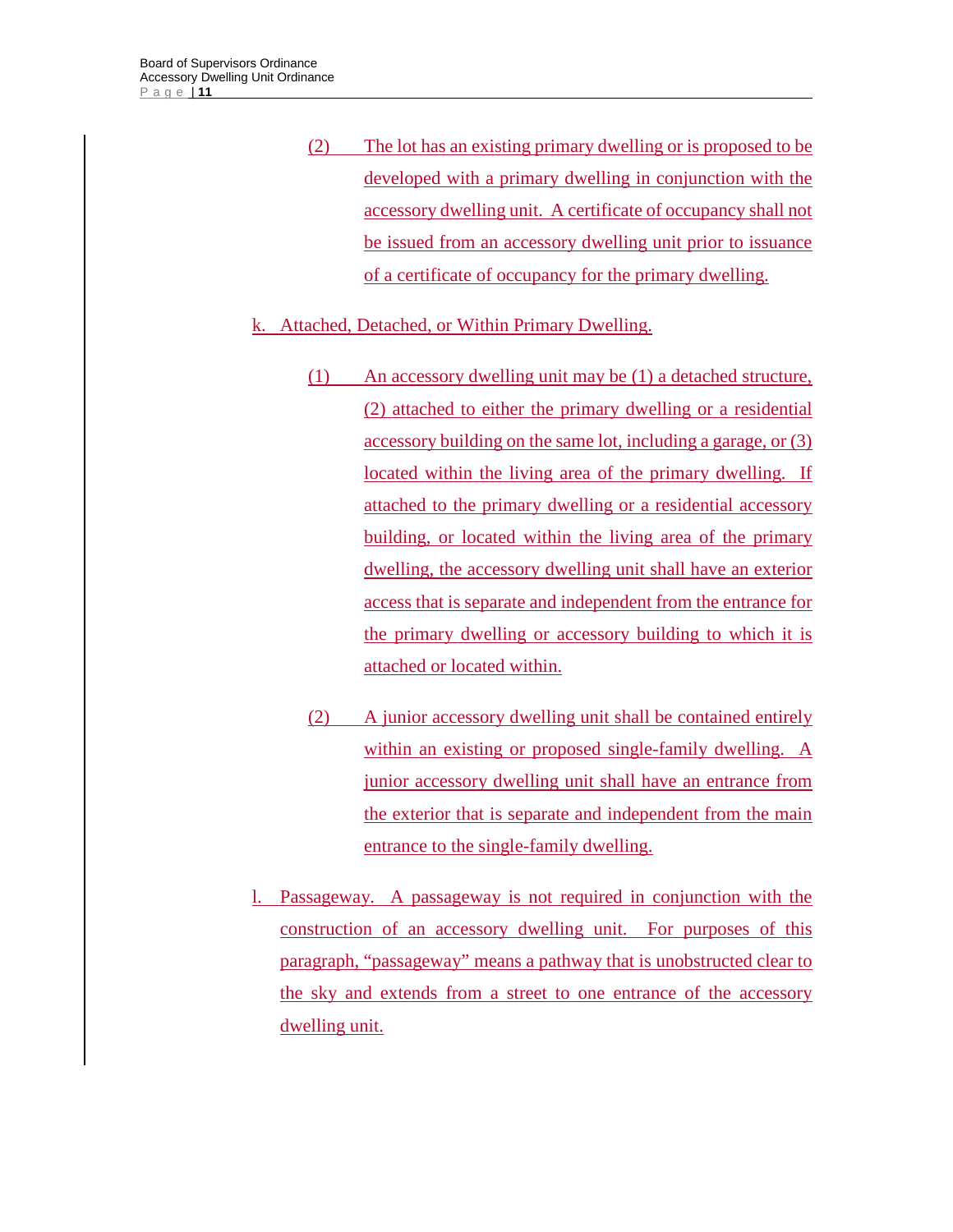(2) The lot has an existing primary dwelling or is proposed to be developed with a primary dwelling in conjunction with the accessory dwelling unit. A certificate of occupancy shall not be issued from an accessory dwelling unit prior to issuance of a certificate of occupancy for the primary dwelling.

k. Attached, Detached, or Within Primary Dwelling.

(1) An accessory dwelling unit may be (1) a detached structure, (2) attached to either the primary dwelling or a residential accessory building on the same lot, including a garage, or (3) located within the living area of the primary dwelling. If attached to the primary dwelling or a residential accessory building, or located within the living area of the primary dwelling, the accessory dwelling unit shall have an exterior access that is separate and independent from the entrance for the primary dwelling or accessory building to which it is attached or located within.

(2) A junior accessory dwelling unit shall be contained entirely within an existing or proposed single-family dwelling. A junior accessory dwelling unit shall have an entrance from the exterior that is separate and independent from the main entrance to the single-family dwelling.

l. Passageway. A passageway is not required in conjunction with the construction of an accessory dwelling unit. For purposes of this paragraph, "passageway" means a pathway that is unobstructed clear to the sky and extends from a street to one entrance of the accessory dwelling unit.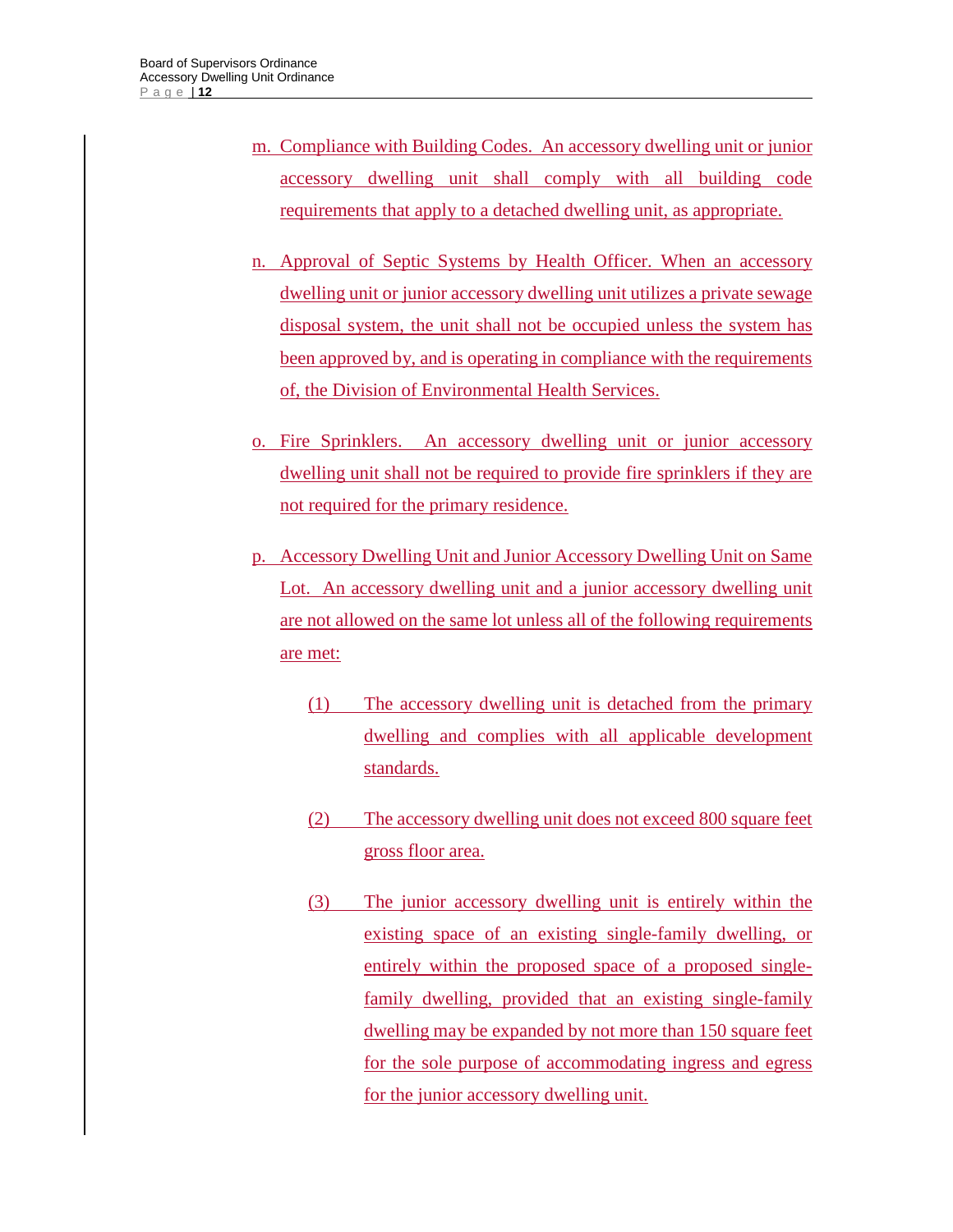m. Compliance with Building Codes. An accessory dwelling unit or junior accessory dwelling unit shall comply with all building code requirements that apply to a detached dwelling unit, as appropriate.

n. Approval of Septic Systems by Health Officer. When an accessory dwelling unit or junior accessory dwelling unit utilizes a private sewage disposal system, the unit shall not be occupied unless the system has been approved by, and is operating in compliance with the requirements of, the Division of Environmental Health Services.

o. Fire Sprinklers. An accessory dwelling unit or junior accessory dwelling unit shall not be required to provide fire sprinklers if they are not required for the primary residence.

p. Accessory Dwelling Unit and Junior Accessory Dwelling Unit on Same Lot. An accessory dwelling unit and a junior accessory dwelling unit are not allowed on the same lot unless all of the following requirements are met:

  (1) The accessory dwelling unit is detached from the primary dwelling and complies with all applicable development standards.

  (2) The accessory dwelling unit does not exceed 800 square feet gross floor area.

  (3) The junior accessory dwelling unit is entirely within the existing space of an existing single-family dwelling, or entirely within the proposed space of a proposed single-family dwelling, provided that an existing single-family dwelling may be expanded by not more than 150 square feet for the sole purpose of accommodating ingress and egress for the junior accessory dwelling unit.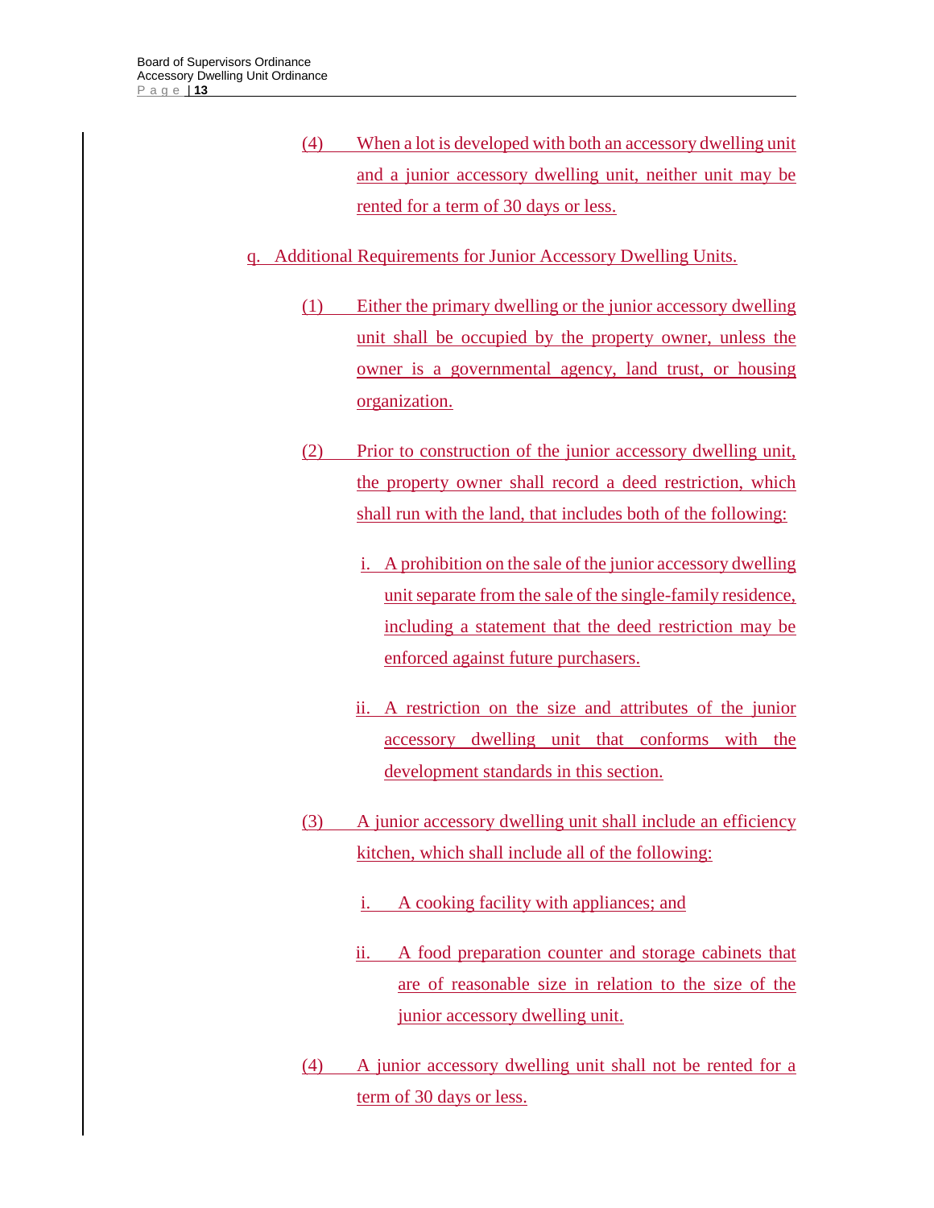(4) When a lot is developed with both an accessory dwelling unit and a junior accessory dwelling unit, neither unit may be rented for a term of 30 days or less.

q. Additional Requirements for Junior Accessory Dwelling Units.

(1) Either the primary dwelling or the junior accessory dwelling unit shall be occupied by the property owner, unless the owner is a governmental agency, land trust, or housing organization.

(2) Prior to construction of the junior accessory dwelling unit, the property owner shall record a deed restriction, which shall run with the land, that includes both of the following:

i. A prohibition on the sale of the junior accessory dwelling unit separate from the sale of the single-family residence, including a statement that the deed restriction may be enforced against future purchasers.

ii. A restriction on the size and attributes of the junior accessory dwelling unit that conforms with the development standards in this section.

(3) A junior accessory dwelling unit shall include an efficiency kitchen, which shall include all of the following:

i. A cooking facility with appliances; and

ii. A food preparation counter and storage cabinets that are of reasonable size in relation to the size of the junior accessory dwelling unit.

(4) A junior accessory dwelling unit shall not be rented for a term of 30 days or less.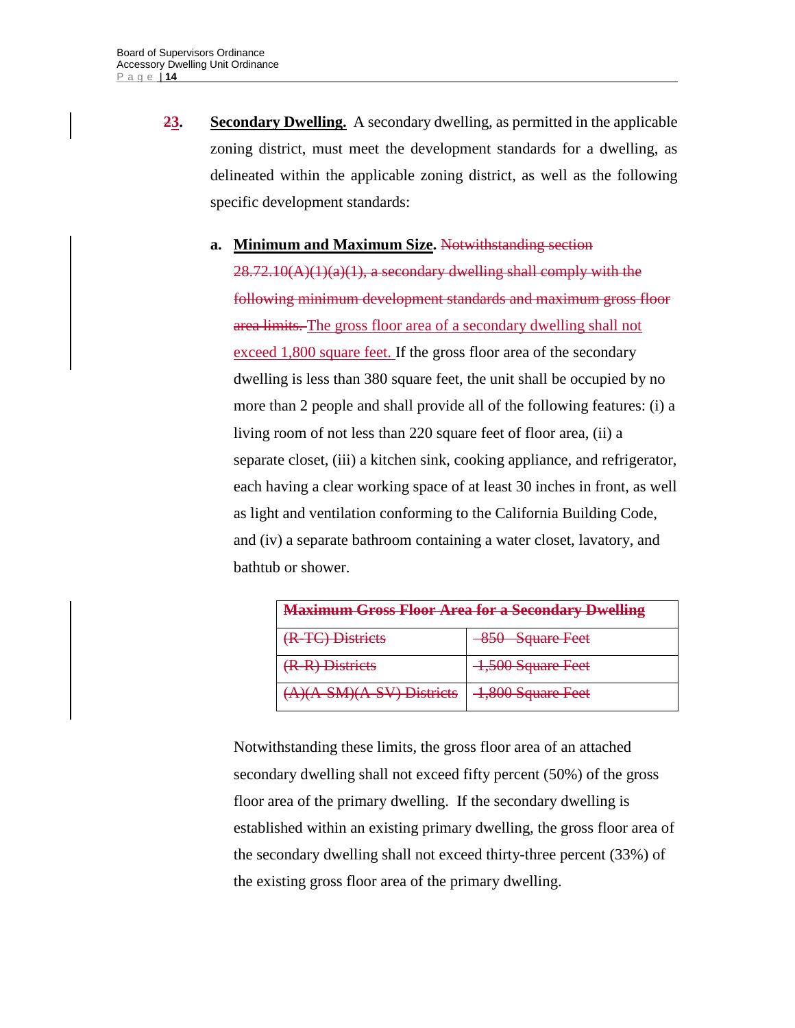~~2~~3. **Secondary Dwelling.** A secondary dwelling, as permitted in the applicable zoning district, must meet the development standards for a dwelling, as delineated within the applicable zoning district, as well as the following specific development standards:

a. **Minimum and Maximum Size.** ~~Notwithstanding section 28.72.10(A)(1)(a)(1), a secondary dwelling shall comply with the following minimum development standards and maximum gross floor area limits.~~ The gross floor area of a secondary dwelling shall not exceed 1,800 square feet. If the gross floor area of the secondary dwelling is less than 380 square feet, the unit shall be occupied by no more than 2 people and shall provide all of the following features: (i) a living room of not less than 220 square feet of floor area, (ii) a separate closet, (iii) a kitchen sink, cooking appliance, and refrigerator, each having a clear working space of at least 30 inches in front, as well as light and ventilation conforming to the California Building Code, and (iv) a separate bathroom containing a water closet, lavatory, and bathtub or shower.

| ~~**Maximum Gross Floor Area for a Secondary Dwelling**~~ | |
|---|---|
| ~~(R-TC) Districts~~ | ~~850 Square Feet~~ |
| ~~(R-R) Districts~~ | ~~1,500 Square Feet~~ |
| ~~(A)(A-SM)(A-SV) Districts~~ | ~~1,800 Square Feet~~ |

Notwithstanding these limits, the gross floor area of an attached secondary dwelling shall not exceed fifty percent (50%) of the gross floor area of the primary dwelling. If the secondary dwelling is established within an existing primary dwelling, the gross floor area of the secondary dwelling shall not exceed thirty-three percent (33%) of the existing gross floor area of the primary dwelling.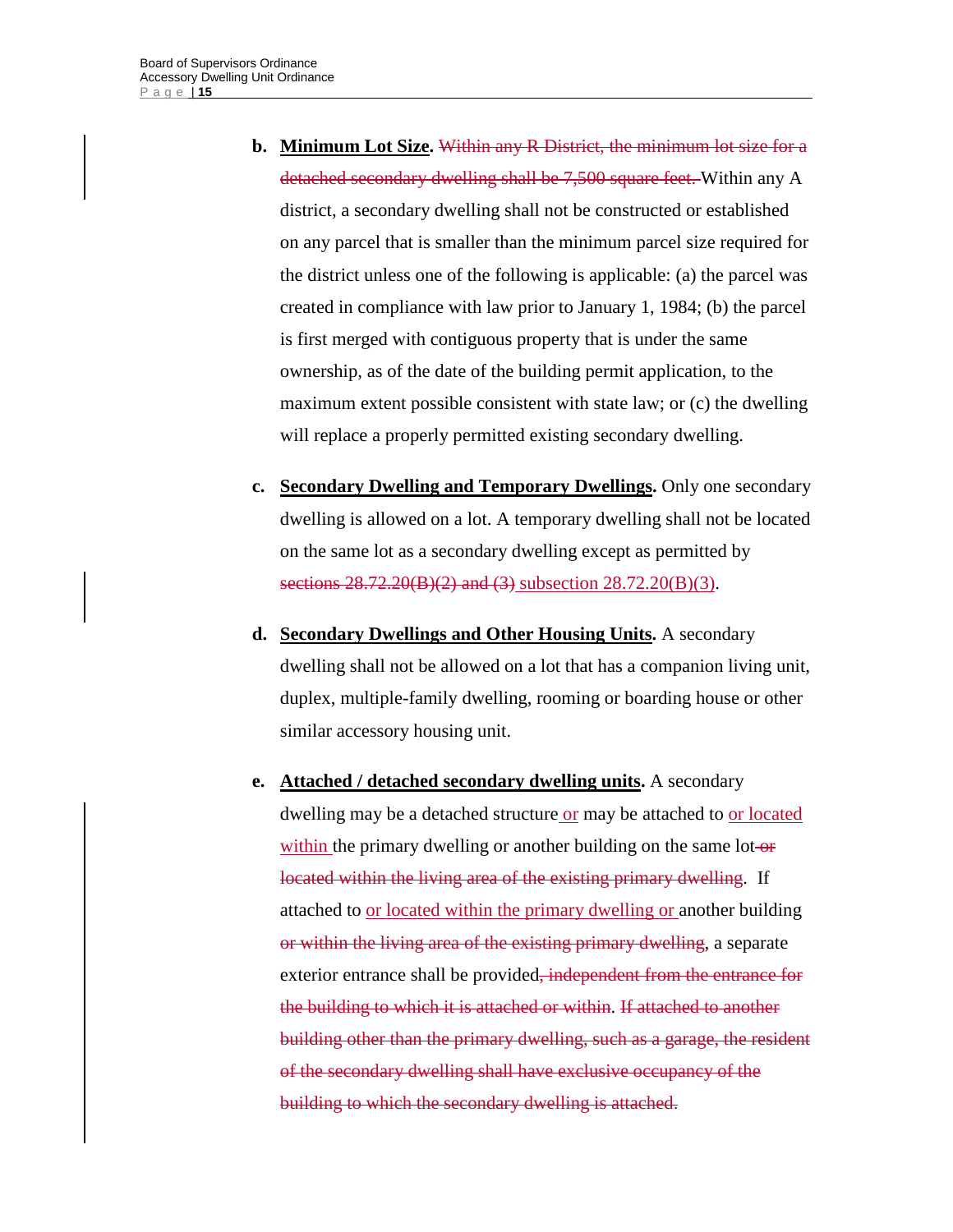b. **<u>Minimum Lot Size</u>.** ~~Within any R District, the minimum lot size for a detached secondary dwelling shall be 7,500 square feet.~~ Within any A district, a secondary dwelling shall not be constructed or established on any parcel that is smaller than the minimum parcel size required for the district unless one of the following is applicable: (a) the parcel was created in compliance with law prior to January 1, 1984; (b) the parcel is first merged with contiguous property that is under the same ownership, as of the date of the building permit application, to the maximum extent possible consistent with state law; or (c) the dwelling will replace a properly permitted existing secondary dwelling.

c. **<u>Secondary Dwelling and Temporary Dwellings</u>.** Only one secondary dwelling is allowed on a lot. A temporary dwelling shall not be located on the same lot as a secondary dwelling except as permitted by ~~sections 28.72.20(B)(2) and (3)~~ <u>subsection 28.72.20(B)(3)</u>.

d. **<u>Secondary Dwellings and Other Housing Units</u>.** A secondary dwelling shall not be allowed on a lot that has a companion living unit, duplex, multiple-family dwelling, rooming or boarding house or other similar accessory housing unit.

e. **<u>Attached / detached secondary dwelling units</u>.** A secondary dwelling may be a detached structure <u>or</u> may be attached to <u>or located within</u> the primary dwelling or another building on the same lot ~~or located within the living area of the existing primary dwelling~~. If attached to <u>or located within the primary dwelling or</u> another building ~~or within the living area of the existing primary dwelling~~, a separate exterior entrance shall be provided~~, independent from the entrance for the building to which it is attached or within~~. ~~If attached to another building other than the primary dwelling, such as a garage, the resident of the secondary dwelling shall have exclusive occupancy of the building to which the secondary dwelling is attached.~~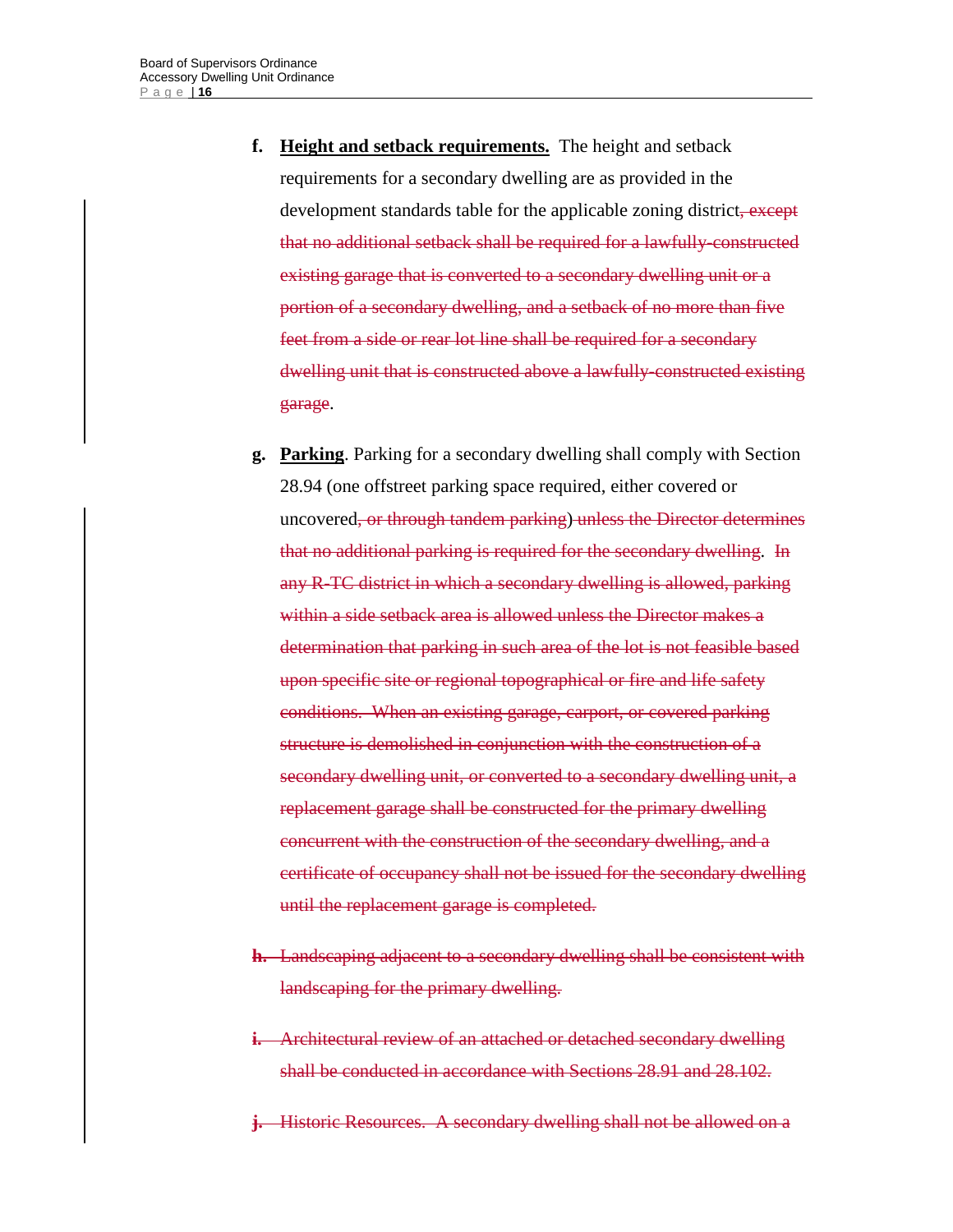**f.** **<u>Height and setback requirements.</u>** The height and setback requirements for a secondary dwelling are as provided in the development standards table for the applicable zoning district~~, except that no additional setback shall be required for a lawfully-constructed existing garage that is converted to a secondary dwelling unit or a portion of a secondary dwelling, and a setback of no more than five feet from a side or rear lot line shall be required for a secondary dwelling unit that is constructed above a lawfully-constructed existing garage~~.

**g.** **<u>Parking</u>**. Parking for a secondary dwelling shall comply with Section 28.94 (one offstreet parking space required, either covered or uncovered~~, or through tandem parking~~) ~~unless the Director determines that no additional parking is required for the secondary dwelling~~. ~~In any R-TC district in which a secondary dwelling is allowed, parking within a side setback area is allowed unless the Director makes a determination that parking in such area of the lot is not feasible based upon specific site or regional topographical or fire and life safety conditions. When an existing garage, carport, or covered parking structure is demolished in conjunction with the construction of a secondary dwelling unit, or converted to a secondary dwelling unit, a replacement garage shall be constructed for the primary dwelling concurrent with the construction of the secondary dwelling, and a certificate of occupancy shall not be issued for the secondary dwelling until the replacement garage is completed.~~

~~**h.** Landscaping adjacent to a secondary dwelling shall be consistent with landscaping for the primary dwelling.~~

~~**i.** Architectural review of an attached or detached secondary dwelling shall be conducted in accordance with Sections 28.91 and 28.102.~~

~~**j.** Historic Resources. A secondary dwelling shall not be allowed on a~~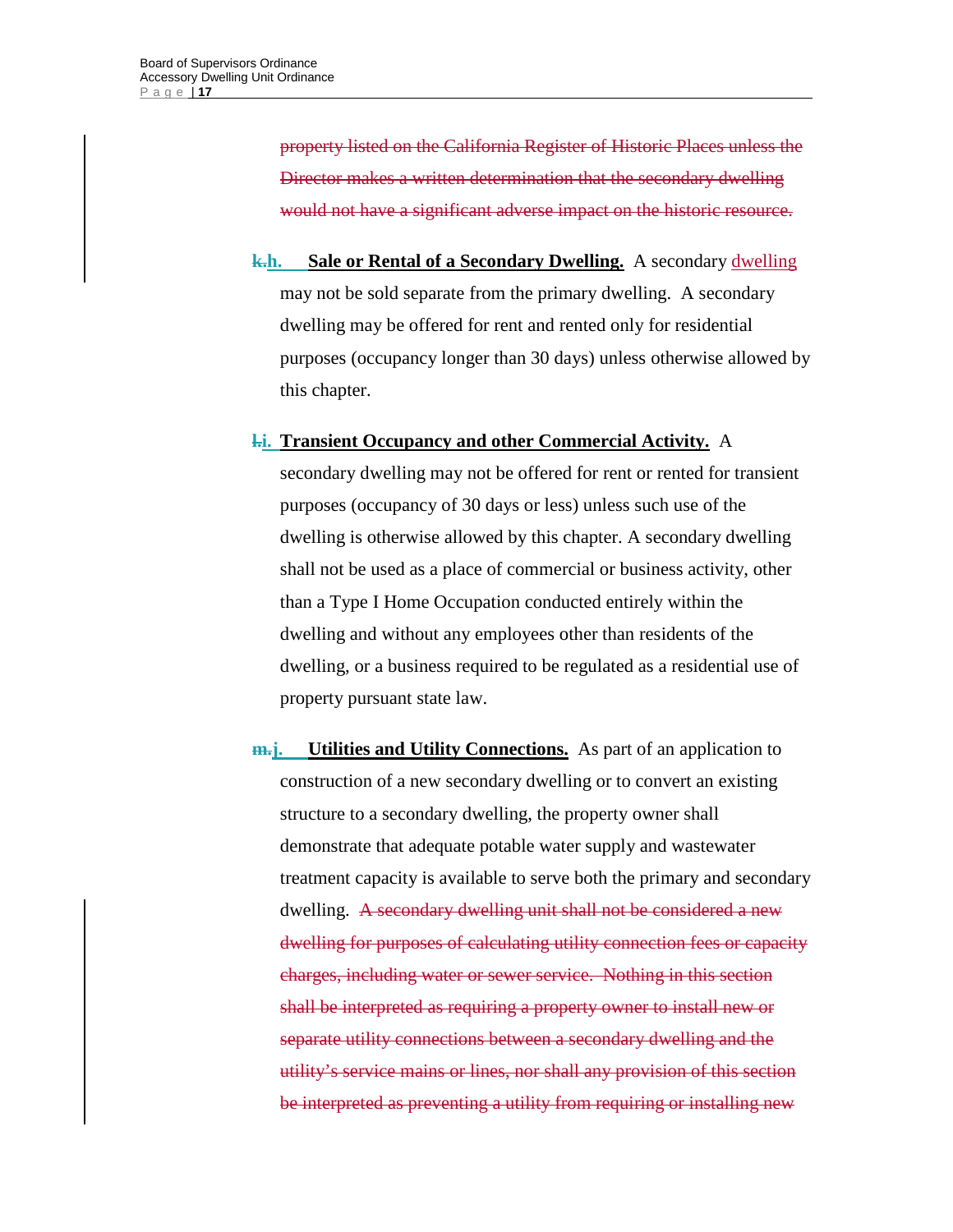~~property listed on the California Register of Historic Places unless the Director makes a written determination that the secondary dwelling would not have a significant adverse impact on the historic resource.~~

~~k.~~h. **Sale or Rental of a Secondary Dwelling.** A secondary dwelling may not be sold separate from the primary dwelling. A secondary dwelling may be offered for rent and rented only for residential purposes (occupancy longer than 30 days) unless otherwise allowed by this chapter.

~~l.~~i. **Transient Occupancy and other Commercial Activity.** A secondary dwelling may not be offered for rent or rented for transient purposes (occupancy of 30 days or less) unless such use of the dwelling is otherwise allowed by this chapter. A secondary dwelling shall not be used as a place of commercial or business activity, other than a Type I Home Occupation conducted entirely within the dwelling and without any employees other than residents of the dwelling, or a business required to be regulated as a residential use of property pursuant state law.

~~m.~~j. **Utilities and Utility Connections.** As part of an application to construction of a new secondary dwelling or to convert an existing structure to a secondary dwelling, the property owner shall demonstrate that adequate potable water supply and wastewater treatment capacity is available to serve both the primary and secondary dwelling. ~~A secondary dwelling unit shall not be considered a new dwelling for purposes of calculating utility connection fees or capacity charges, including water or sewer service. Nothing in this section shall be interpreted as requiring a property owner to install new or separate utility connections between a secondary dwelling and the utility's service mains or lines, nor shall any provision of this section be interpreted as preventing a utility from requiring or installing new~~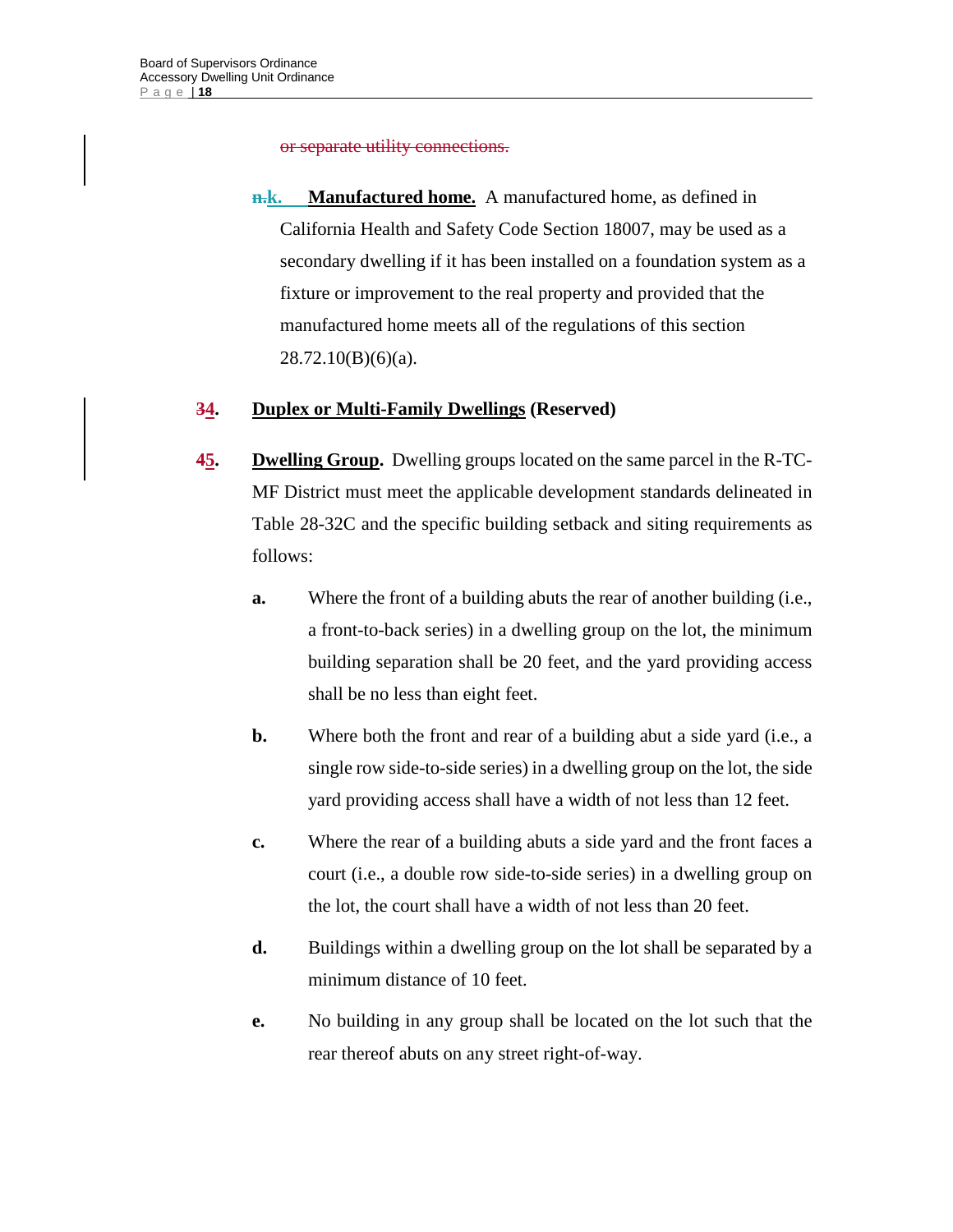~~or separate utility connections.~~

~~n.~~k. **Manufactured home.** A manufactured home, as defined in California Health and Safety Code Section 18007, may be used as a secondary dwelling if it has been installed on a foundation system as a fixture or improvement to the real property and provided that the manufactured home meets all of the regulations of this section 28.72.10(B)(6)(a).

**~~3~~4. Duplex or Multi-Family Dwellings (Reserved)**

**~~4~~5. Dwelling Group.** Dwelling groups located on the same parcel in the R-TC-MF District must meet the applicable development standards delineated in Table 28-32C and the specific building setback and siting requirements as follows:

**a.** Where the front of a building abuts the rear of another building (i.e., a front-to-back series) in a dwelling group on the lot, the minimum building separation shall be 20 feet, and the yard providing access shall be no less than eight feet.

**b.** Where both the front and rear of a building abut a side yard (i.e., a single row side-to-side series) in a dwelling group on the lot, the side yard providing access shall have a width of not less than 12 feet.

**c.** Where the rear of a building abuts a side yard and the front faces a court (i.e., a double row side-to-side series) in a dwelling group on the lot, the court shall have a width of not less than 20 feet.

**d.** Buildings within a dwelling group on the lot shall be separated by a minimum distance of 10 feet.

**e.** No building in any group shall be located on the lot such that the rear thereof abuts on any street right-of-way.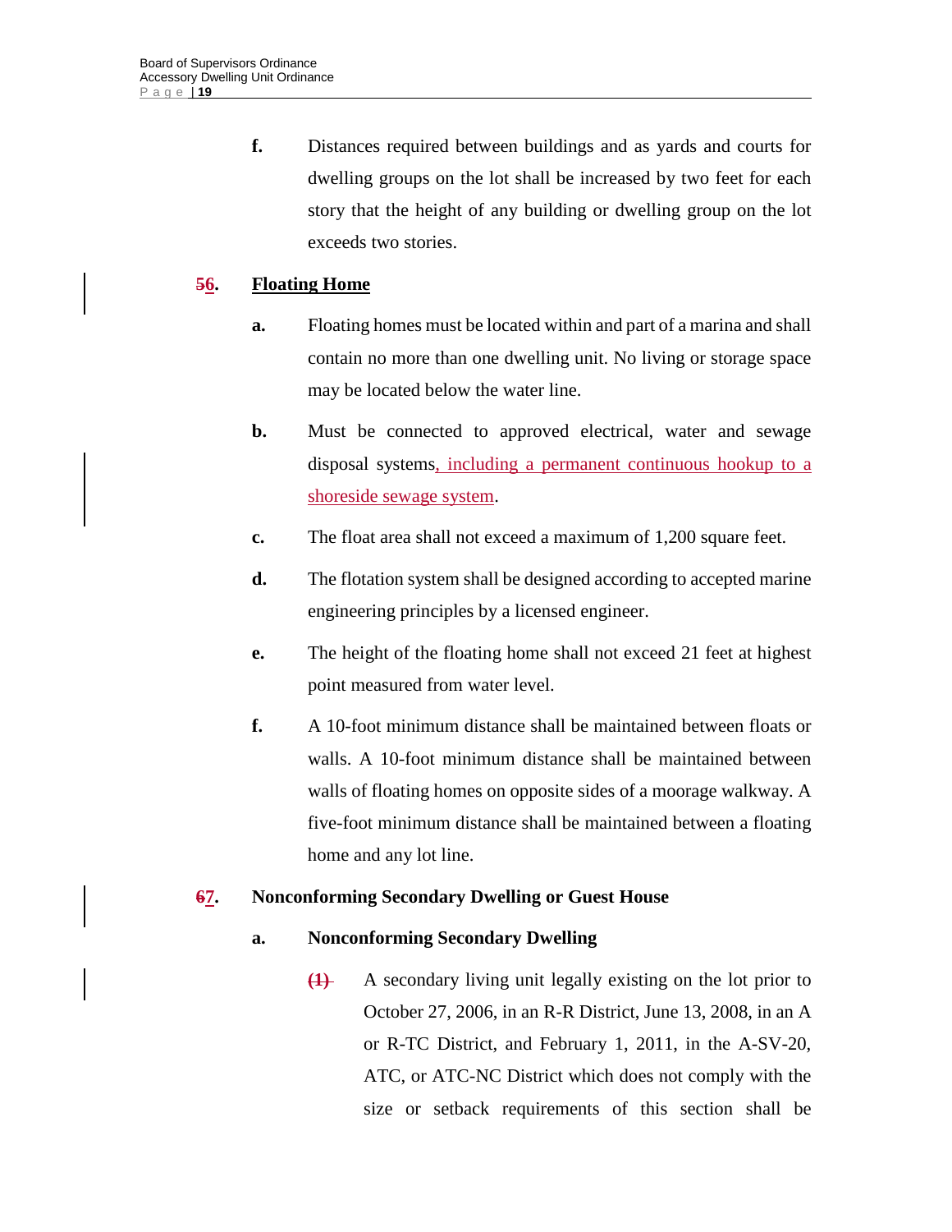**f.** Distances required between buildings and as yards and courts for dwelling groups on the lot shall be increased by two feet for each story that the height of any building or dwelling group on the lot exceeds two stories.

**~~5~~6. Floating Home**

**a.** Floating homes must be located within and part of a marina and shall contain no more than one dwelling unit. No living or storage space may be located below the water line.

**b.** Must be connected to approved electrical, water and sewage disposal systems, including a permanent continuous hookup to a shoreside sewage system.

**c.** The float area shall not exceed a maximum of 1,200 square feet.

**d.** The flotation system shall be designed according to accepted marine engineering principles by a licensed engineer.

**e.** The height of the floating home shall not exceed 21 feet at highest point measured from water level.

**f.** A 10-foot minimum distance shall be maintained between floats or walls. A 10-foot minimum distance shall be maintained between walls of floating homes on opposite sides of a moorage walkway. A five-foot minimum distance shall be maintained between a floating home and any lot line.

**~~6~~7. Nonconforming Secondary Dwelling or Guest House**

**a. Nonconforming Secondary Dwelling**

~~(1)~~ A secondary living unit legally existing on the lot prior to October 27, 2006, in an R-R District, June 13, 2008, in an A or R-TC District, and February 1, 2011, in the A-SV-20, ATC, or ATC-NC District which does not comply with the size or setback requirements of this section shall be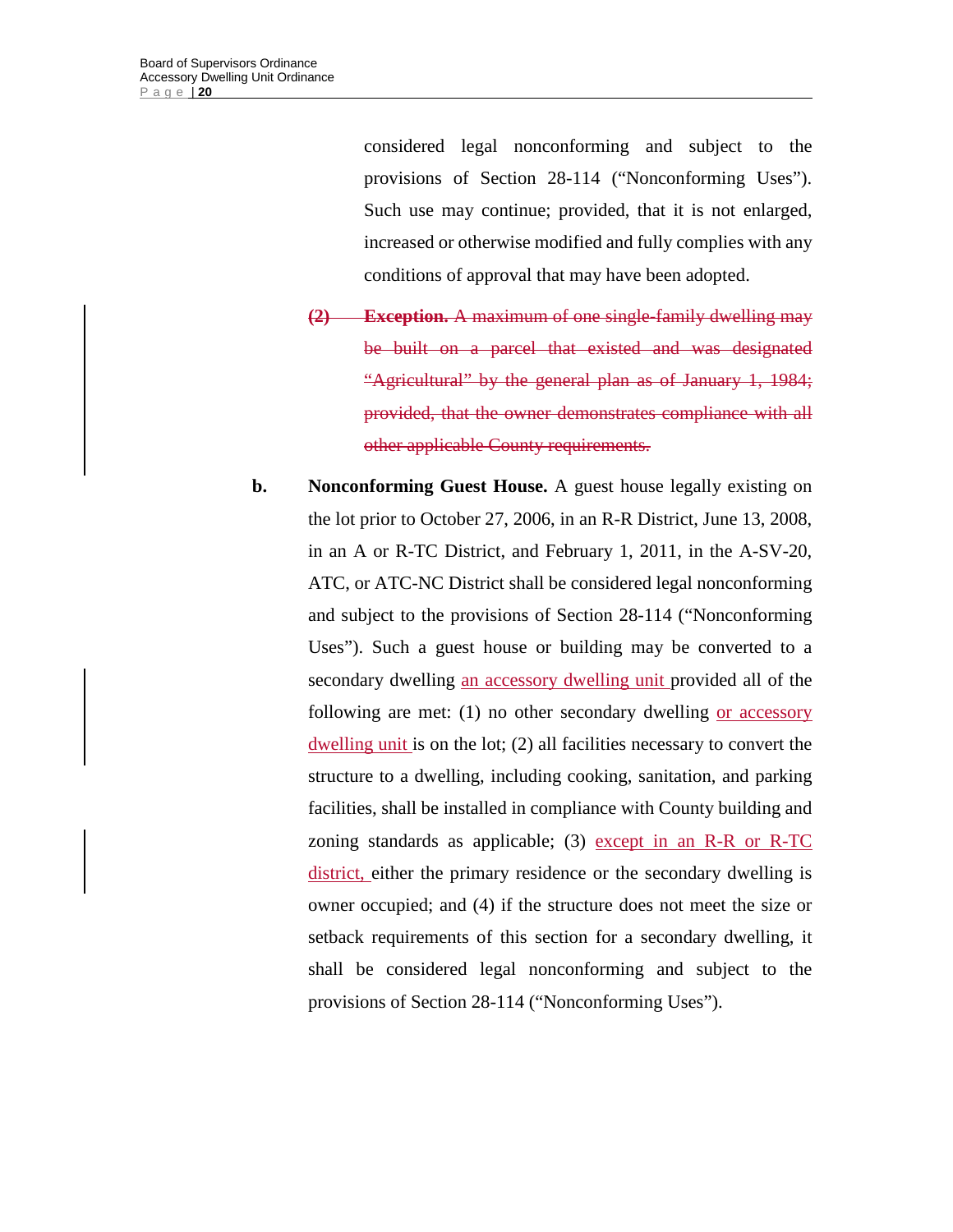considered legal nonconforming and subject to the provisions of Section 28-114 ("Nonconforming Uses"). Such use may continue; provided, that it is not enlarged, increased or otherwise modified and fully complies with any conditions of approval that may have been adopted.

~~**(2) Exception.** A maximum of one single-family dwelling may be built on a parcel that existed and was designated "Agricultural" by the general plan as of January 1, 1984; provided, that the owner demonstrates compliance with all other applicable County requirements.~~

**b. Nonconforming Guest House.** A guest house legally existing on the lot prior to October 27, 2006, in an R-R District, June 13, 2008, in an A or R-TC District, and February 1, 2011, in the A-SV-20, ATC, or ATC-NC District shall be considered legal nonconforming and subject to the provisions of Section 28-114 ("Nonconforming Uses"). Such a guest house or building may be converted to a secondary dwelling <u>an accessory dwelling unit</u> provided all of the following are met: (1) no other secondary dwelling <u>or accessory dwelling unit</u> is on the lot; (2) all facilities necessary to convert the structure to a dwelling, including cooking, sanitation, and parking facilities, shall be installed in compliance with County building and zoning standards as applicable; (3) <u>except in an R-R or R-TC district,</u> either the primary residence or the secondary dwelling is owner occupied; and (4) if the structure does not meet the size or setback requirements of this section for a secondary dwelling, it shall be considered legal nonconforming and subject to the provisions of Section 28-114 ("Nonconforming Uses").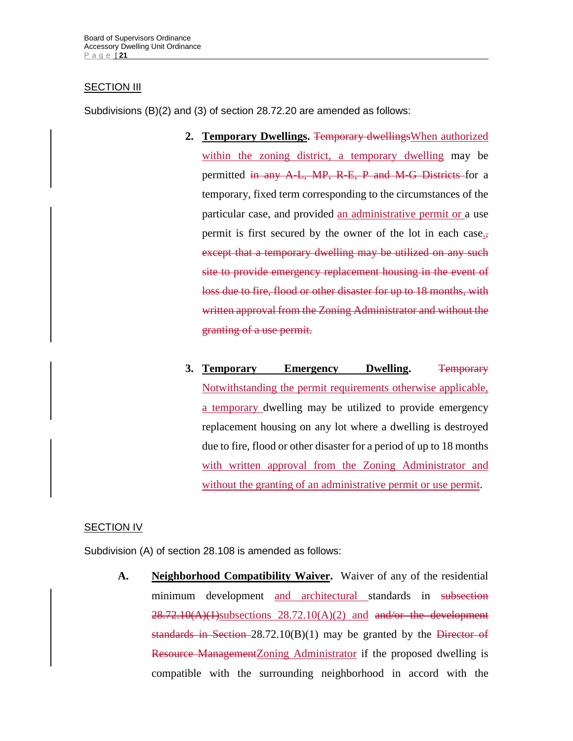SECTION III

Subdivisions (B)(2) and (3) of section 28.72.20 are amended as follows:

2. **Temporary Dwellings.** ~~Temporary dwellings~~When authorized within the zoning district, a temporary dwelling may be permitted ~~in any A-L, MP, R-E, P and M-G Districts~~ for a temporary, fixed term corresponding to the circumstances of the particular case, and provided an administrative permit or a use permit is first secured by the owner of the lot in each case.~~, except that a temporary dwelling may be utilized on any such site to provide emergency replacement housing in the event of loss due to fire, flood or other disaster for up to 18 months, with written approval from the Zoning Administrator and without the granting of a use permit.~~

3. **Temporary Emergency Dwelling.** ~~Temporary~~ Notwithstanding the permit requirements otherwise applicable, a temporary dwelling may be utilized to provide emergency replacement housing on any lot where a dwelling is destroyed due to fire, flood or other disaster for a period of up to 18 months with written approval from the Zoning Administrator and without the granting of an administrative permit or use permit.

SECTION IV

Subdivision (A) of section 28.108 is amended as follows:

A. **Neighborhood Compatibility Waiver.** Waiver of any of the residential minimum development and architectural standards in ~~subsection 28.72.10(A)(1)~~subsections 28.72.10(A)(2) and ~~and/or the development standards in Section~~ 28.72.10(B)(1) may be granted by the ~~Director of Resource Management~~Zoning Administrator if the proposed dwelling is compatible with the surrounding neighborhood in accord with the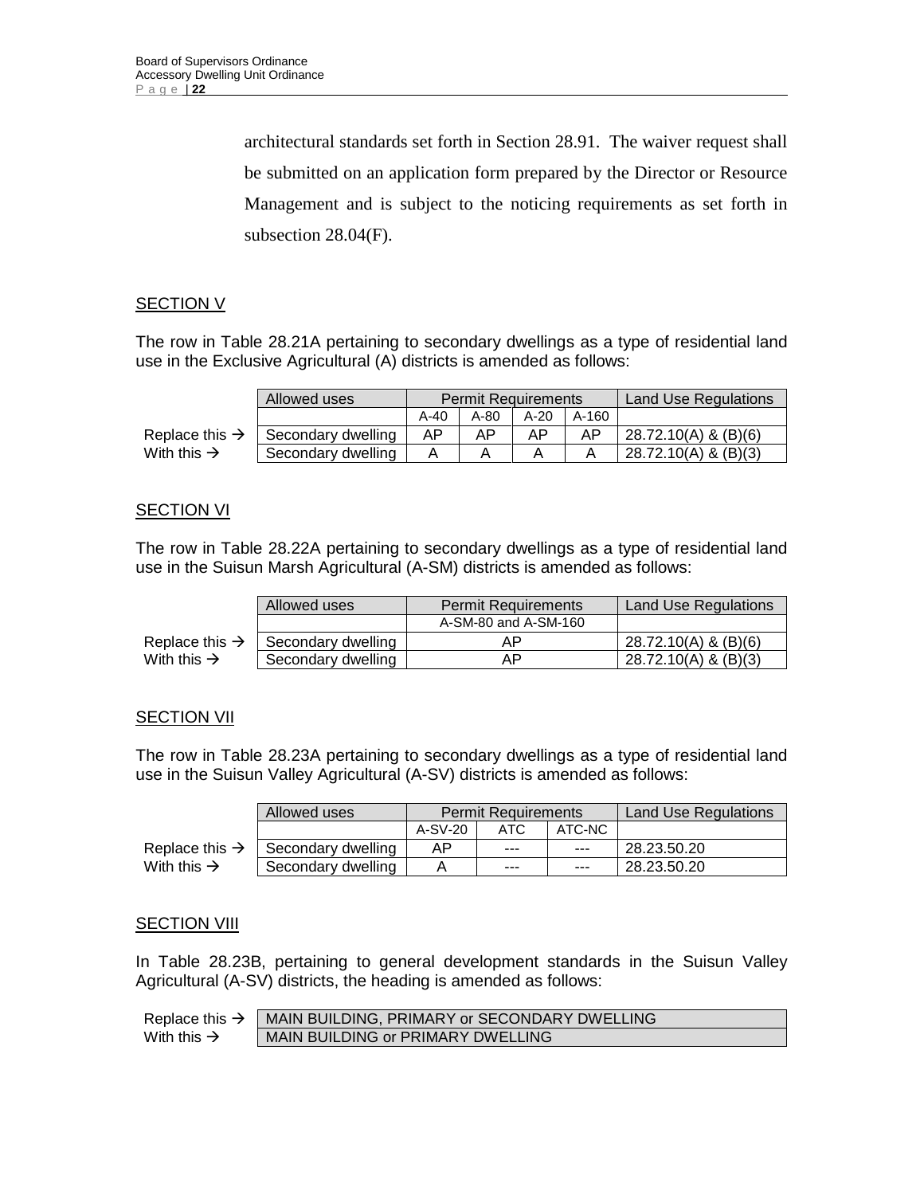architectural standards set forth in Section 28.91. The waiver request shall be submitted on an application form prepared by the Director or Resource Management and is subject to the noticing requirements as set forth in subsection 28.04(F).

## SECTION V

The row in Table 28.21A pertaining to secondary dwellings as a type of residential land use in the Exclusive Agricultural (A) districts is amended as follows:

| | Allowed uses | Permit Requirements | | | | Land Use Regulations |
|---|---|---|---|---|---|---|
| | | A-40 | A-80 | A-20 | A-160 | |
| Replace this → | Secondary dwelling | AP | AP | AP | AP | 28.72.10(A) & (B)(6) |
| With this → | Secondary dwelling | A | A | A | A | 28.72.10(A) & (B)(3) |

## SECTION VI

The row in Table 28.22A pertaining to secondary dwellings as a type of residential land use in the Suisun Marsh Agricultural (A-SM) districts is amended as follows:

| | Allowed uses | Permit Requirements | Land Use Regulations |
|---|---|---|---|
| | | A-SM-80 and A-SM-160 | |
| Replace this → | Secondary dwelling | AP | 28.72.10(A) & (B)(6) |
| With this → | Secondary dwelling | AP | 28.72.10(A) & (B)(3) |

## SECTION VII

The row in Table 28.23A pertaining to secondary dwellings as a type of residential land use in the Suisun Valley Agricultural (A-SV) districts is amended as follows:

| | Allowed uses | Permit Requirements | | | Land Use Regulations |
|---|---|---|---|---|---|
| | | A-SV-20 | ATC | ATC-NC | |
| Replace this → | Secondary dwelling | AP | --- | --- | 28.23.50.20 |
| With this → | Secondary dwelling | A | --- | --- | 28.23.50.20 |

## SECTION VIII

In Table 28.23B, pertaining to general development standards in the Suisun Valley Agricultural (A-SV) districts, the heading is amended as follows:

| | |
|---|---|
| Replace this → | MAIN BUILDING, PRIMARY or SECONDARY DWELLING |
| With this → | MAIN BUILDING or PRIMARY DWELLING |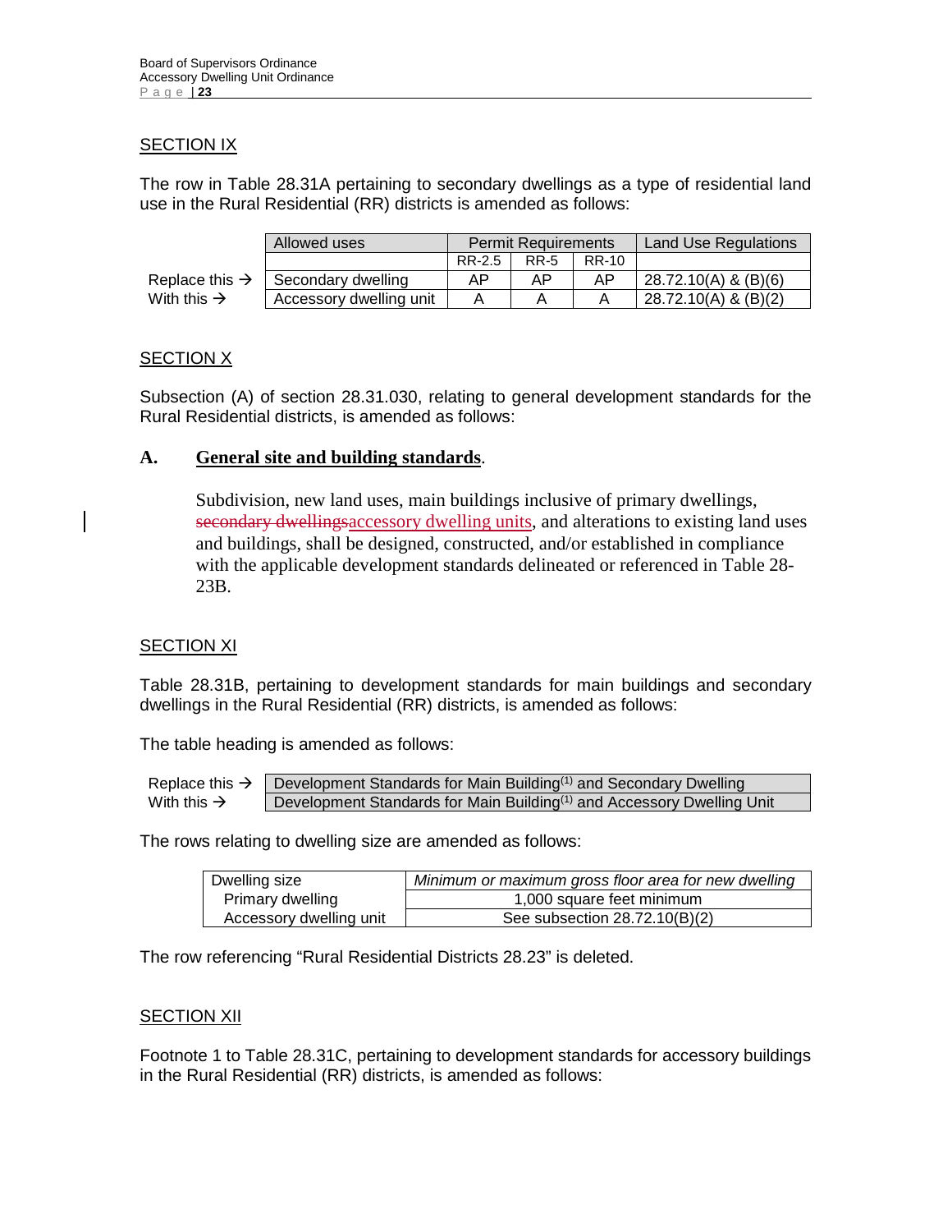## SECTION IX

The row in Table 28.31A pertaining to secondary dwellings as a type of residential land use in the Rural Residential (RR) districts is amended as follows:

| | Allowed uses | Permit Requirements | | | Land Use Regulations |
|---|---|---|---|---|---|
| | | RR-2.5 | RR-5 | RR-10 | |
| Replace this → | Secondary dwelling | AP | AP | AP | 28.72.10(A) & (B)(6) |
| With this → | Accessory dwelling unit | A | A | A | 28.72.10(A) & (B)(2) |

## SECTION X

Subsection (A) of section 28.31.030, relating to general development standards for the Rural Residential districts, is amended as follows:

**A. General site and building standards**.

Subdivision, new land uses, main buildings inclusive of primary dwellings, ~~secondary dwellings~~accessory dwelling units, and alterations to existing land uses and buildings, shall be designed, constructed, and/or established in compliance with the applicable development standards delineated or referenced in Table 28-23B.

## SECTION XI

Table 28.31B, pertaining to development standards for main buildings and secondary dwellings in the Rural Residential (RR) districts, is amended as follows:

The table heading is amended as follows:

| | |
|---|---|
| Replace this → | Development Standards for Main Building[1] and Secondary Dwelling |
| With this → | Development Standards for Main Building[1] and Accessory Dwelling Unit |

The rows relating to dwelling size are amended as follows:

| Dwelling size | *Minimum or maximum gross floor area for new dwelling* |
|---|---|
| Primary dwelling | 1,000 square feet minimum |
| Accessory dwelling unit | See subsection 28.72.10(B)(2) |

The row referencing "Rural Residential Districts 28.23" is deleted.

## SECTION XII

Footnote 1 to Table 28.31C, pertaining to development standards for accessory buildings in the Rural Residential (RR) districts, is amended as follows: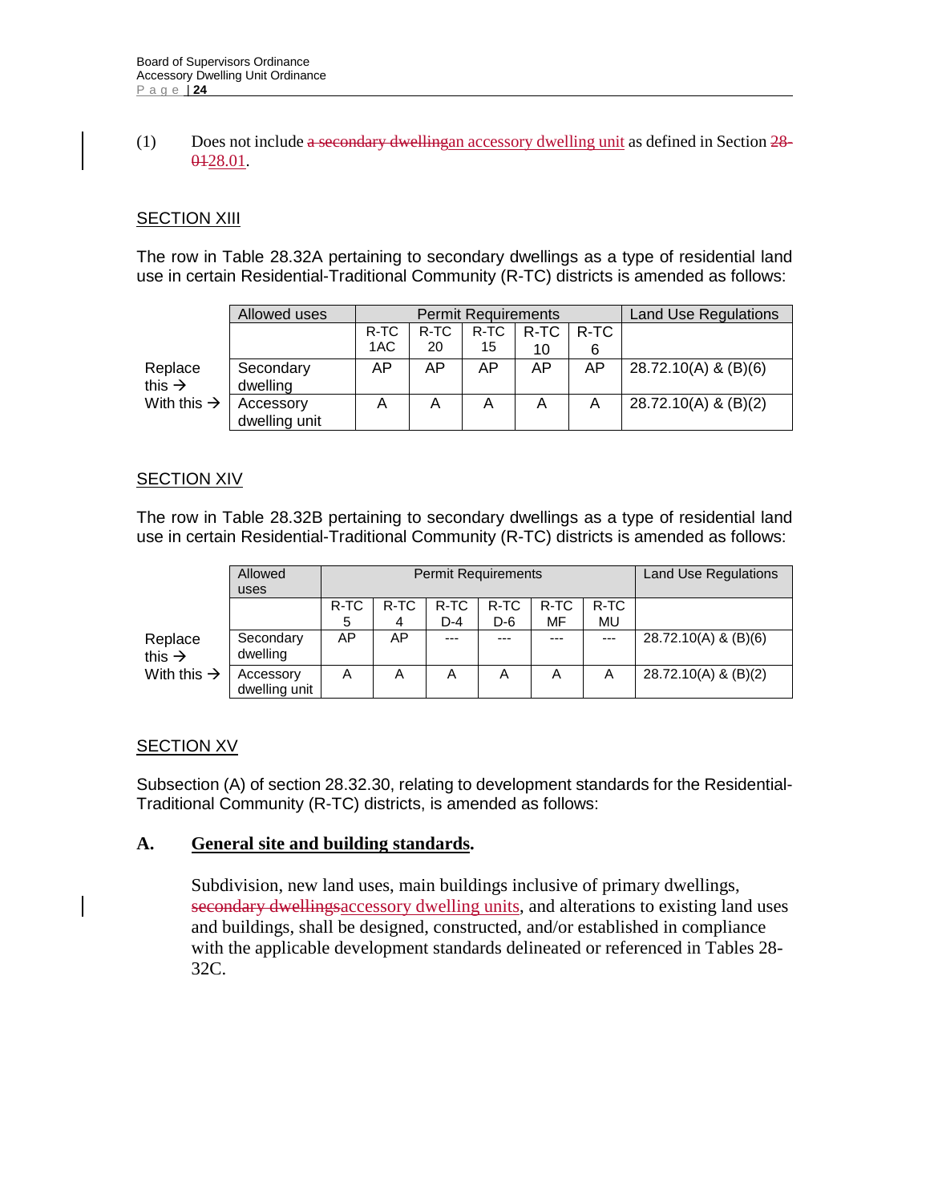(1) Does not include ~~a secondary dwelling~~an accessory dwelling unit as defined in Section ~~28-01~~28.01.

SECTION XIII

The row in Table 28.32A pertaining to secondary dwellings as a type of residential land use in certain Residential-Traditional Community (R-TC) districts is amended as follows:

| | Allowed uses | Permit Requirements | | | | | Land Use Regulations |
|---|---|---|---|---|---|---|---|
| | | R-TC 1AC | R-TC 20 | R-TC 15 | R-TC 10 | R-TC 6 | |
| Replace this → | Secondary dwelling | AP | AP | AP | AP | AP | 28.72.10(A) & (B)(6) |
| With this → | Accessory dwelling unit | A | A | A | A | A | 28.72.10(A) & (B)(2) |

SECTION XIV

The row in Table 28.32B pertaining to secondary dwellings as a type of residential land use in certain Residential-Traditional Community (R-TC) districts is amended as follows:

| | Allowed uses | Permit Requirements | | | | | | Land Use Regulations |
|---|---|---|---|---|---|---|---|---|
| | | R-TC 5 | R-TC 4 | R-TC D-4 | R-TC D-6 | R-TC MF | R-TC MU | |
| Replace this → | Secondary dwelling | AP | AP | --- | --- | --- | --- | 28.72.10(A) & (B)(6) |
| With this → | Accessory dwelling unit | A | A | A | A | A | A | 28.72.10(A) & (B)(2) |

SECTION XV

Subsection (A) of section 28.32.30, relating to development standards for the Residential-Traditional Community (R-TC) districts, is amended as follows:

**A. General site and building standards.**

Subdivision, new land uses, main buildings inclusive of primary dwellings, ~~secondary dwellings~~accessory dwelling units, and alterations to existing land uses and buildings, shall be designed, constructed, and/or established in compliance with the applicable development standards delineated or referenced in Tables 28-32C.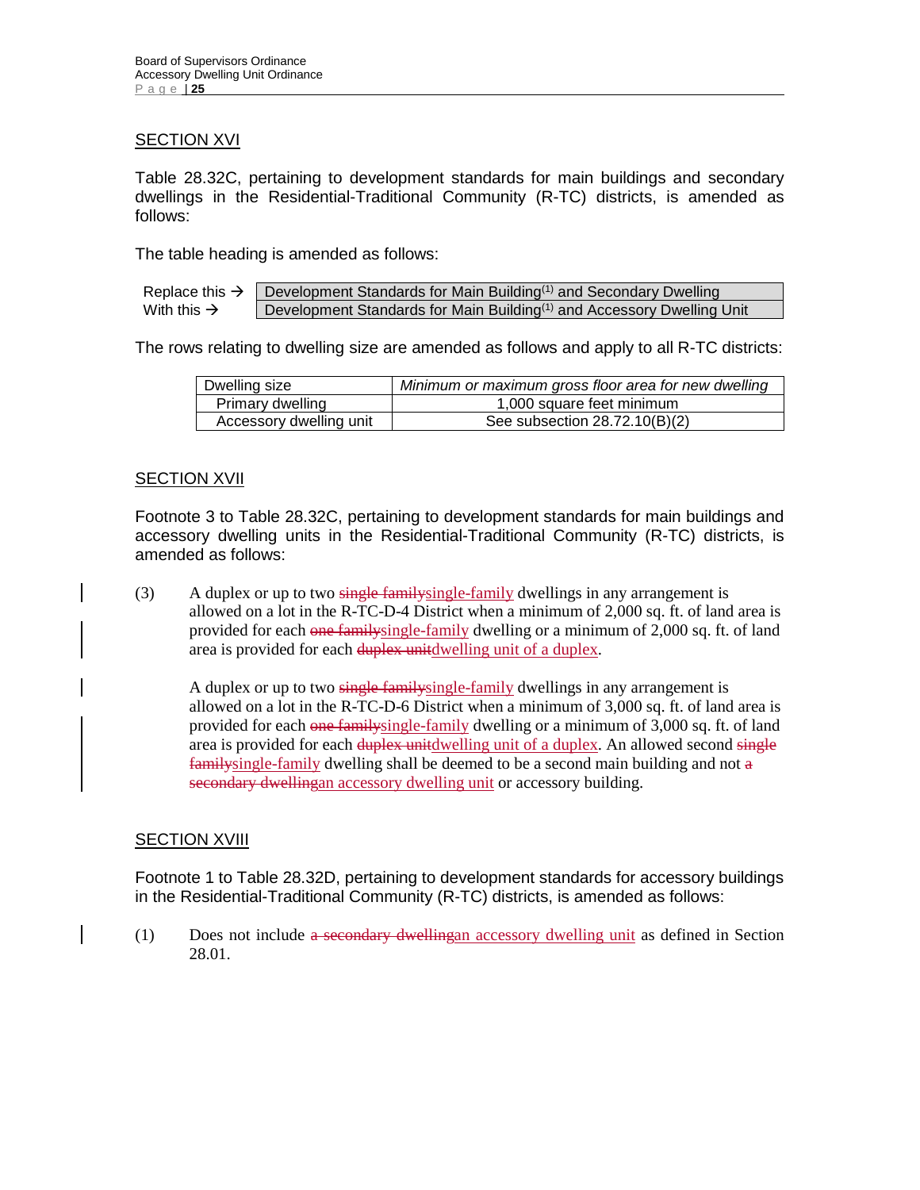## SECTION XVI

Table 28.32C, pertaining to development standards for main buildings and secondary dwellings in the Residential-Traditional Community (R-TC) districts, is amended as follows:

The table heading is amended as follows:

| | |
|---|---|
| Replace this → | Development Standards for Main Building[1] and Secondary Dwelling |
| With this → | Development Standards for Main Building[1] and Accessory Dwelling Unit |

The rows relating to dwelling size are amended as follows and apply to all R-TC districts:

| Dwelling size | *Minimum or maximum gross floor area for new dwelling* |
|---|---|
| Primary dwelling | 1,000 square feet minimum |
| Accessory dwelling unit | See subsection 28.72.10(B)(2) |

## SECTION XVII

Footnote 3 to Table 28.32C, pertaining to development standards for main buildings and accessory dwelling units in the Residential-Traditional Community (R-TC) districts, is amended as follows:

(3) A duplex or up to two ~~single family~~single-family dwellings in any arrangement is allowed on a lot in the R-TC-D-4 District when a minimum of 2,000 sq. ft. of land area is provided for each ~~one family~~single-family dwelling or a minimum of 2,000 sq. ft. of land area is provided for each ~~duplex unit~~dwelling unit of a duplex.

A duplex or up to two ~~single family~~single-family dwellings in any arrangement is allowed on a lot in the R-TC-D-6 District when a minimum of 3,000 sq. ft. of land area is provided for each ~~one family~~single-family dwelling or a minimum of 3,000 sq. ft. of land area is provided for each ~~duplex unit~~dwelling unit of a duplex. An allowed second ~~single family~~single-family dwelling shall be deemed to be a second main building and not ~~a secondary dwelling~~an accessory dwelling unit or accessory building.

## SECTION XVIII

Footnote 1 to Table 28.32D, pertaining to development standards for accessory buildings in the Residential-Traditional Community (R-TC) districts, is amended as follows:

(1) Does not include ~~a secondary dwelling~~an accessory dwelling unit as defined in Section 28.01.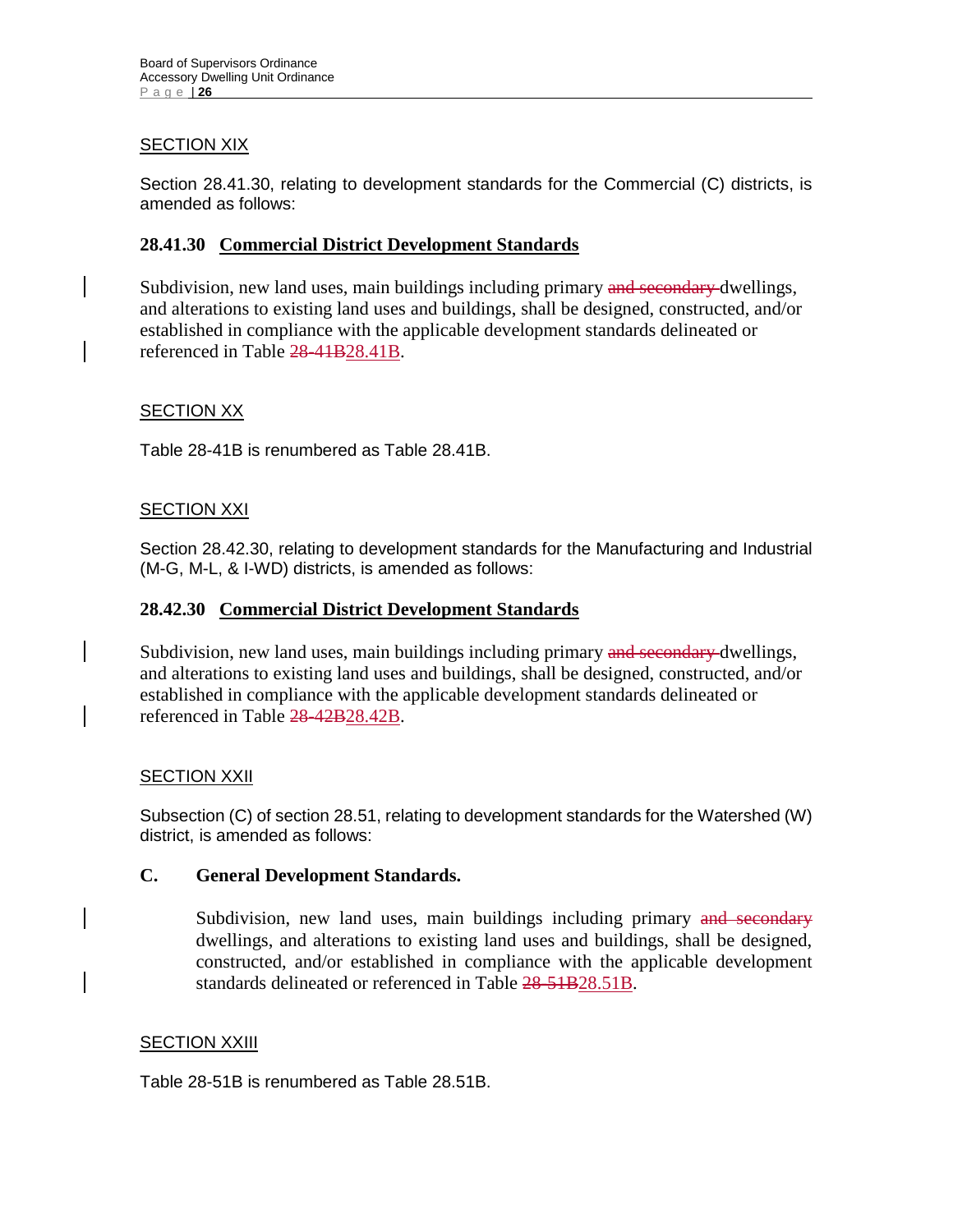SECTION XIX

Section 28.41.30, relating to development standards for the Commercial (C) districts, is amended as follows:

**28.41.30 Commercial District Development Standards**

Subdivision, new land uses, main buildings including primary ~~and secondary~~ dwellings, and alterations to existing land uses and buildings, shall be designed, constructed, and/or established in compliance with the applicable development standards delineated or referenced in Table ~~28-41B~~28.41B.

SECTION XX

Table 28-41B is renumbered as Table 28.41B.

SECTION XXI

Section 28.42.30, relating to development standards for the Manufacturing and Industrial (M-G, M-L, & I-WD) districts, is amended as follows:

**28.42.30 Commercial District Development Standards**

Subdivision, new land uses, main buildings including primary ~~and secondary~~ dwellings, and alterations to existing land uses and buildings, shall be designed, constructed, and/or established in compliance with the applicable development standards delineated or referenced in Table ~~28-42B~~28.42B.

SECTION XXII

Subsection (C) of section 28.51, relating to development standards for the Watershed (W) district, is amended as follows:

**C. General Development Standards.**

Subdivision, new land uses, main buildings including primary ~~and secondary~~ dwellings, and alterations to existing land uses and buildings, shall be designed, constructed, and/or established in compliance with the applicable development standards delineated or referenced in Table ~~28-51B~~28.51B.

SECTION XXIII

Table 28-51B is renumbered as Table 28.51B.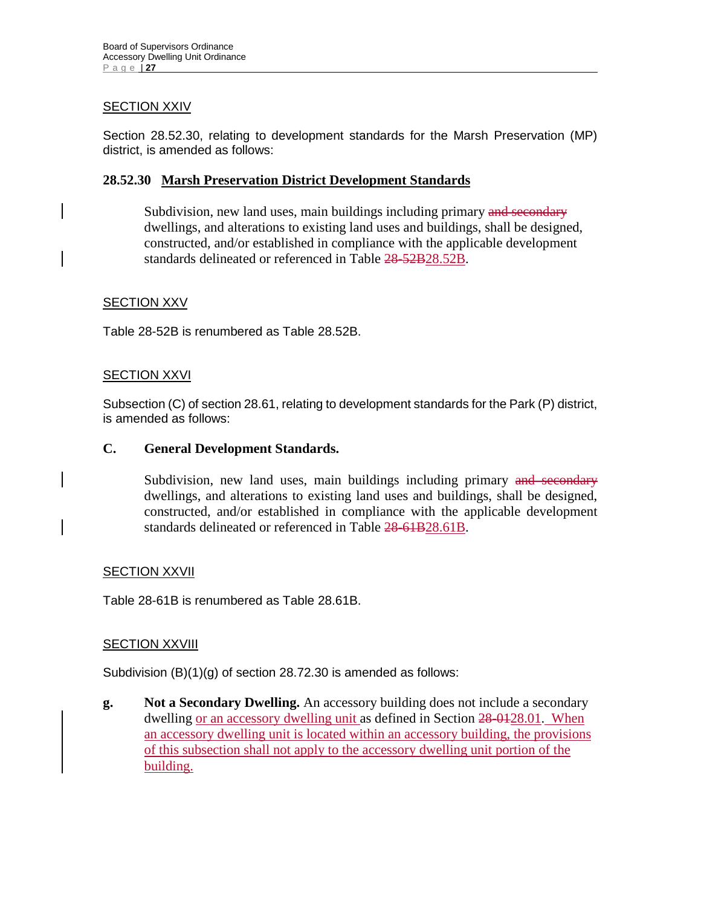SECTION XXIV

Section 28.52.30, relating to development standards for the Marsh Preservation (MP) district, is amended as follows:

**28.52.30 Marsh Preservation District Development Standards**

Subdivision, new land uses, main buildings including primary ~~and secondary~~ dwellings, and alterations to existing land uses and buildings, shall be designed, constructed, and/or established in compliance with the applicable development standards delineated or referenced in Table ~~28-52B~~28.52B.

SECTION XXV

Table 28-52B is renumbered as Table 28.52B.

SECTION XXVI

Subsection (C) of section 28.61, relating to development standards for the Park (P) district, is amended as follows:

**C. General Development Standards.**

Subdivision, new land uses, main buildings including primary ~~and secondary~~ dwellings, and alterations to existing land uses and buildings, shall be designed, constructed, and/or established in compliance with the applicable development standards delineated or referenced in Table ~~28-61B~~28.61B.

SECTION XXVII

Table 28-61B is renumbered as Table 28.61B.

SECTION XXVIII

Subdivision (B)(1)(g) of section 28.72.30 is amended as follows:

**g. Not a Secondary Dwelling.** An accessory building does not include a secondary dwelling or an accessory dwelling unit as defined in Section ~~28-01~~28.01. When an accessory dwelling unit is located within an accessory building, the provisions of this subsection shall not apply to the accessory dwelling unit portion of the building.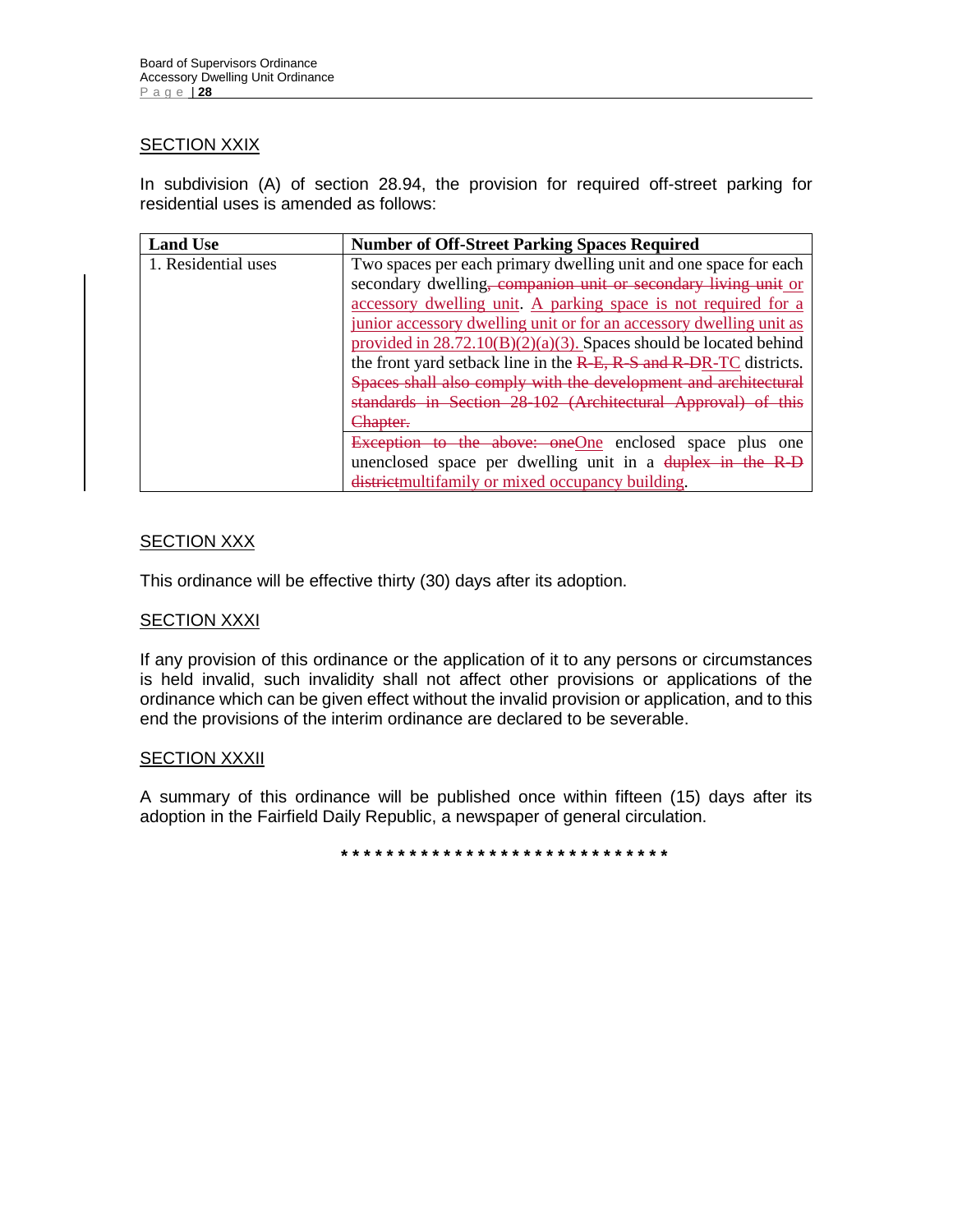SECTION XXIX

In subdivision (A) of section 28.94, the provision for required off-street parking for residential uses is amended as follows:

| **Land Use** | **Number of Off-Street Parking Spaces Required** |
|---|---|
| 1. Residential uses | Two spaces per each primary dwelling unit and one space for each secondary dwelling~~, companion unit or secondary living unit~~ or accessory dwelling unit. A parking space is not required for a junior accessory dwelling unit or for an accessory dwelling unit as provided in 28.72.10(B)(2)(a)(3). Spaces should be located behind the front yard setback line in the ~~R-E, R-S and R-D~~R-TC districts. ~~Spaces shall also comply with the development and architectural standards in Section 28-102 (Architectural Approval) of this Chapter.~~ |
| | ~~Exception to the above: one~~One enclosed space plus one unenclosed space per dwelling unit in a ~~duplex in the R-D district~~multifamily or mixed occupancy building. |

SECTION XXX

This ordinance will be effective thirty (30) days after its adoption.

SECTION XXXI

If any provision of this ordinance or the application of it to any persons or circumstances is held invalid, such invalidity shall not affect other provisions or applications of the ordinance which can be given effect without the invalid provision or application, and to this end the provisions of the interim ordinance are declared to be severable.

SECTION XXXII

A summary of this ordinance will be published once within fifteen (15) days after its adoption in the Fairfield Daily Republic, a newspaper of general circulation.

*******************************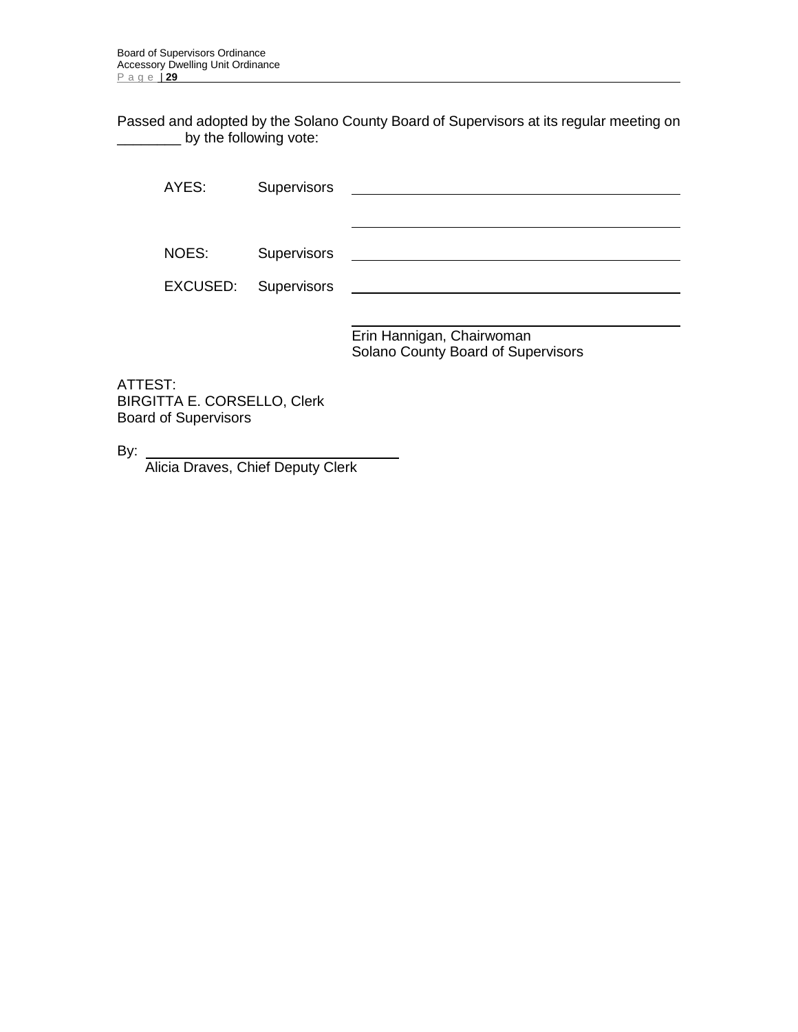Passed and adopted by the Solano County Board of Supervisors at its regular meeting on ________ by the following vote:

AYES: Supervisors ______________________________

______________________________

NOES: Supervisors ______________________________

EXCUSED: Supervisors ______________________________

______________________________
Erin Hannigan, Chairwoman
Solano County Board of Supervisors

ATTEST:
BIRGITTA E. CORSELLO, Clerk
Board of Supervisors

By: ______________________________
Alicia Draves, Chief Deputy Clerk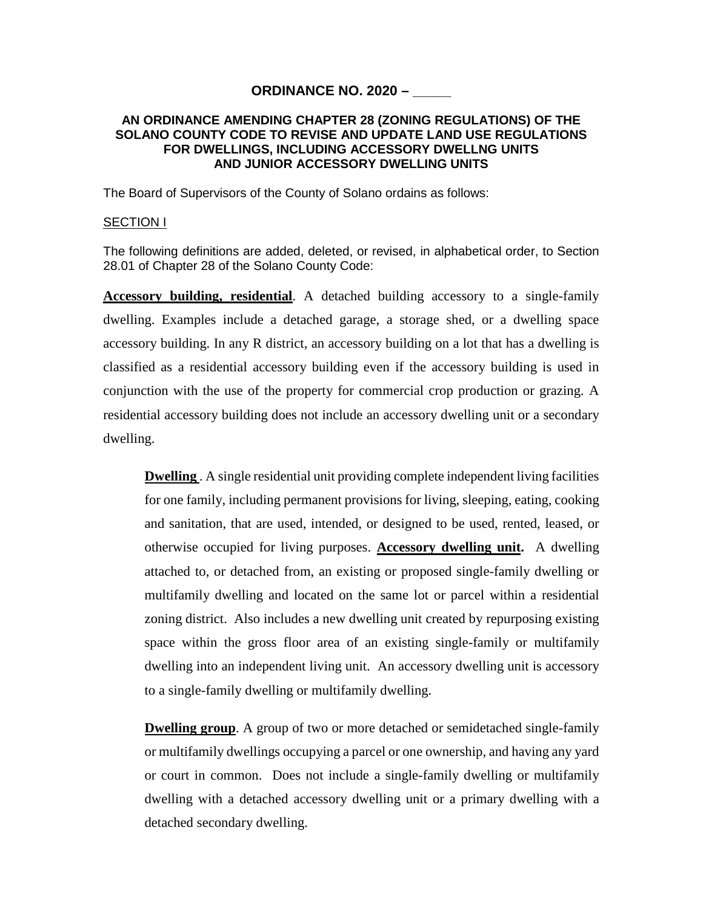**ORDINANCE NO. 2020 – \_\_\_\_\_**

**AN ORDINANCE AMENDING CHAPTER 28 (ZONING REGULATIONS) OF THE SOLANO COUNTY CODE TO REVISE AND UPDATE LAND USE REGULATIONS FOR DWELLINGS, INCLUDING ACCESSORY DWELLNG UNITS AND JUNIOR ACCESSORY DWELLING UNITS**

The Board of Supervisors of the County of Solano ordains as follows:

SECTION I

The following definitions are added, deleted, or revised, in alphabetical order, to Section 28.01 of Chapter 28 of the Solano County Code:

**Accessory building, residential**. A detached building accessory to a single-family dwelling. Examples include a detached garage, a storage shed, or a dwelling space accessory building. In any R district, an accessory building on a lot that has a dwelling is classified as a residential accessory building even if the accessory building is used in conjunction with the use of the property for commercial crop production or grazing. A residential accessory building does not include an accessory dwelling unit or a secondary dwelling.

> **Dwelling** . A single residential unit providing complete independent living facilities for one family, including permanent provisions for living, sleeping, eating, cooking and sanitation, that are used, intended, or designed to be used, rented, leased, or otherwise occupied for living purposes. **Accessory dwelling unit.** A dwelling attached to, or detached from, an existing or proposed single-family dwelling or multifamily dwelling and located on the same lot or parcel within a residential zoning district. Also includes a new dwelling unit created by repurposing existing space within the gross floor area of an existing single-family or multifamily dwelling into an independent living unit. An accessory dwelling unit is accessory to a single-family dwelling or multifamily dwelling.
>
> **Dwelling group**. A group of two or more detached or semidetached single-family or multifamily dwellings occupying a parcel or one ownership, and having any yard or court in common. Does not include a single-family dwelling or multifamily dwelling with a detached accessory dwelling unit or a primary dwelling with a detached secondary dwelling.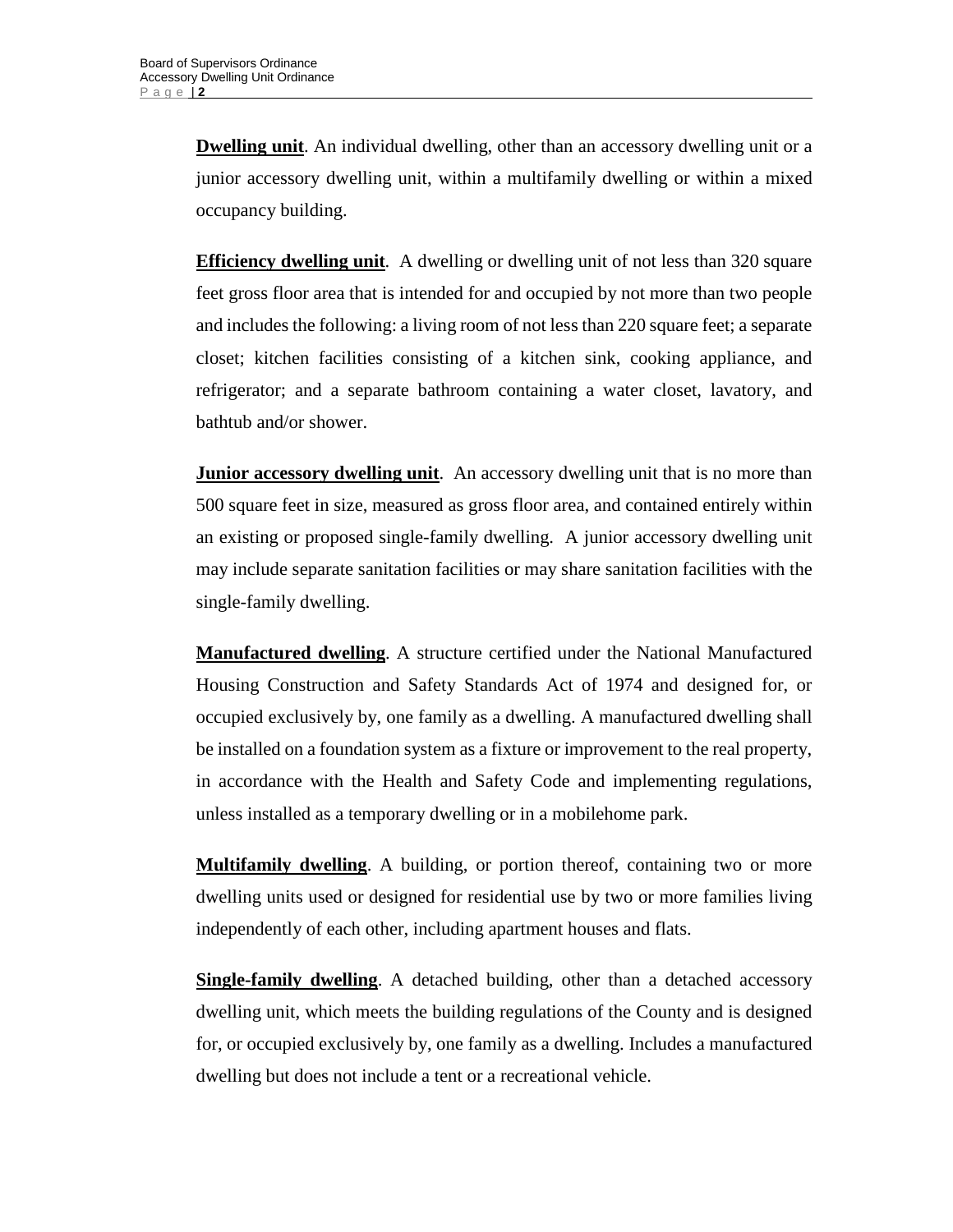**Dwelling unit**. An individual dwelling, other than an accessory dwelling unit or a junior accessory dwelling unit, within a multifamily dwelling or within a mixed occupancy building.

**Efficiency dwelling unit**. A dwelling or dwelling unit of not less than 320 square feet gross floor area that is intended for and occupied by not more than two people and includes the following: a living room of not less than 220 square feet; a separate closet; kitchen facilities consisting of a kitchen sink, cooking appliance, and refrigerator; and a separate bathroom containing a water closet, lavatory, and bathtub and/or shower.

**Junior accessory dwelling unit**. An accessory dwelling unit that is no more than 500 square feet in size, measured as gross floor area, and contained entirely within an existing or proposed single-family dwelling. A junior accessory dwelling unit may include separate sanitation facilities or may share sanitation facilities with the single-family dwelling.

**Manufactured dwelling**. A structure certified under the National Manufactured Housing Construction and Safety Standards Act of 1974 and designed for, or occupied exclusively by, one family as a dwelling. A manufactured dwelling shall be installed on a foundation system as a fixture or improvement to the real property, in accordance with the Health and Safety Code and implementing regulations, unless installed as a temporary dwelling or in a mobilehome park.

**Multifamily dwelling**. A building, or portion thereof, containing two or more dwelling units used or designed for residential use by two or more families living independently of each other, including apartment houses and flats.

**Single-family dwelling**. A detached building, other than a detached accessory dwelling unit, which meets the building regulations of the County and is designed for, or occupied exclusively by, one family as a dwelling. Includes a manufactured dwelling but does not include a tent or a recreational vehicle.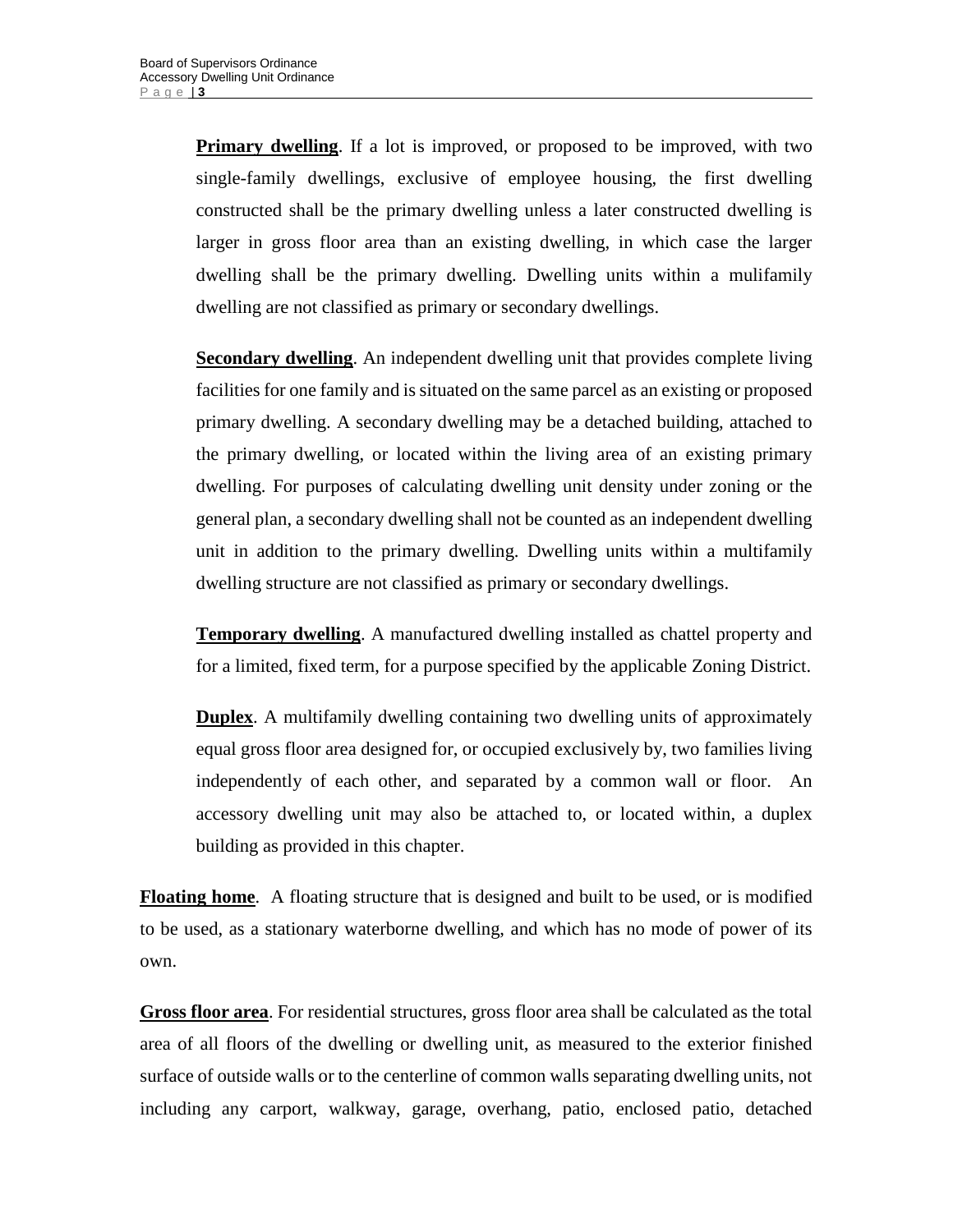**Primary dwelling**. If a lot is improved, or proposed to be improved, with two single-family dwellings, exclusive of employee housing, the first dwelling constructed shall be the primary dwelling unless a later constructed dwelling is larger in gross floor area than an existing dwelling, in which case the larger dwelling shall be the primary dwelling. Dwelling units within a mulifamily dwelling are not classified as primary or secondary dwellings.

**Secondary dwelling**. An independent dwelling unit that provides complete living facilities for one family and is situated on the same parcel as an existing or proposed primary dwelling. A secondary dwelling may be a detached building, attached to the primary dwelling, or located within the living area of an existing primary dwelling. For purposes of calculating dwelling unit density under zoning or the general plan, a secondary dwelling shall not be counted as an independent dwelling unit in addition to the primary dwelling. Dwelling units within a multifamily dwelling structure are not classified as primary or secondary dwellings.

**Temporary dwelling**. A manufactured dwelling installed as chattel property and for a limited, fixed term, for a purpose specified by the applicable Zoning District.

**Duplex**. A multifamily dwelling containing two dwelling units of approximately equal gross floor area designed for, or occupied exclusively by, two families living independently of each other, and separated by a common wall or floor. An accessory dwelling unit may also be attached to, or located within, a duplex building as provided in this chapter.

**Floating home**. A floating structure that is designed and built to be used, or is modified to be used, as a stationary waterborne dwelling, and which has no mode of power of its own.

**Gross floor area**. For residential structures, gross floor area shall be calculated as the total area of all floors of the dwelling or dwelling unit, as measured to the exterior finished surface of outside walls or to the centerline of common walls separating dwelling units, not including any carport, walkway, garage, overhang, patio, enclosed patio, detached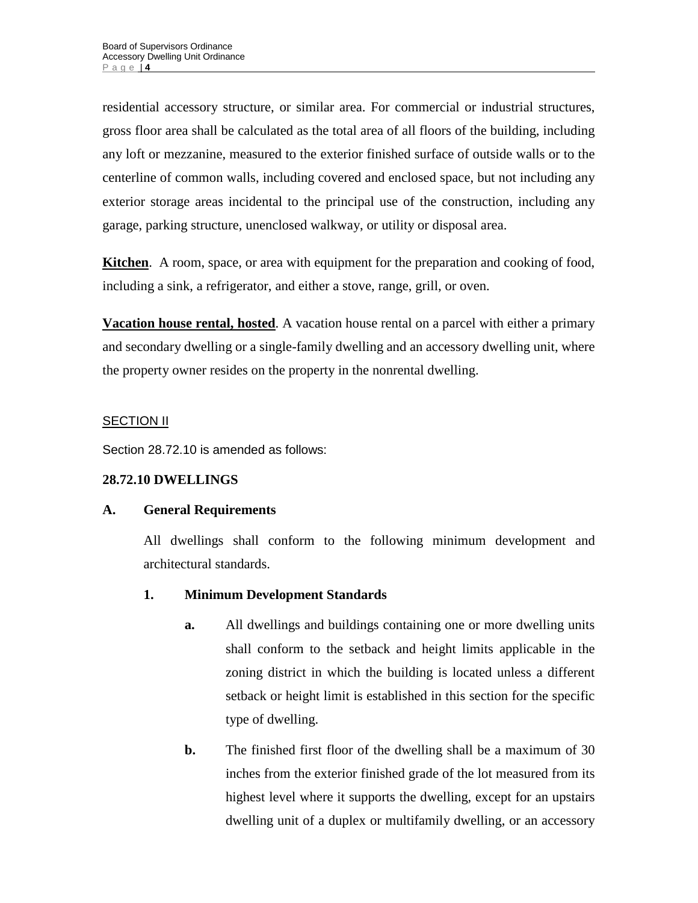residential accessory structure, or similar area. For commercial or industrial structures, gross floor area shall be calculated as the total area of all floors of the building, including any loft or mezzanine, measured to the exterior finished surface of outside walls or to the centerline of common walls, including covered and enclosed space, but not including any exterior storage areas incidental to the principal use of the construction, including any garage, parking structure, unenclosed walkway, or utility or disposal area.

**Kitchen**. A room, space, or area with equipment for the preparation and cooking of food, including a sink, a refrigerator, and either a stove, range, grill, or oven.

**Vacation house rental, hosted**. A vacation house rental on a parcel with either a primary and secondary dwelling or a single-family dwelling and an accessory dwelling unit, where the property owner resides on the property in the nonrental dwelling.

SECTION II

Section 28.72.10 is amended as follows:

**28.72.10 DWELLINGS**

**A. General Requirements**

All dwellings shall conform to the following minimum development and architectural standards.

**1. Minimum Development Standards**

**a.** All dwellings and buildings containing one or more dwelling units shall conform to the setback and height limits applicable in the zoning district in which the building is located unless a different setback or height limit is established in this section for the specific type of dwelling.

**b.** The finished first floor of the dwelling shall be a maximum of 30 inches from the exterior finished grade of the lot measured from its highest level where it supports the dwelling, except for an upstairs dwelling unit of a duplex or multifamily dwelling, or an accessory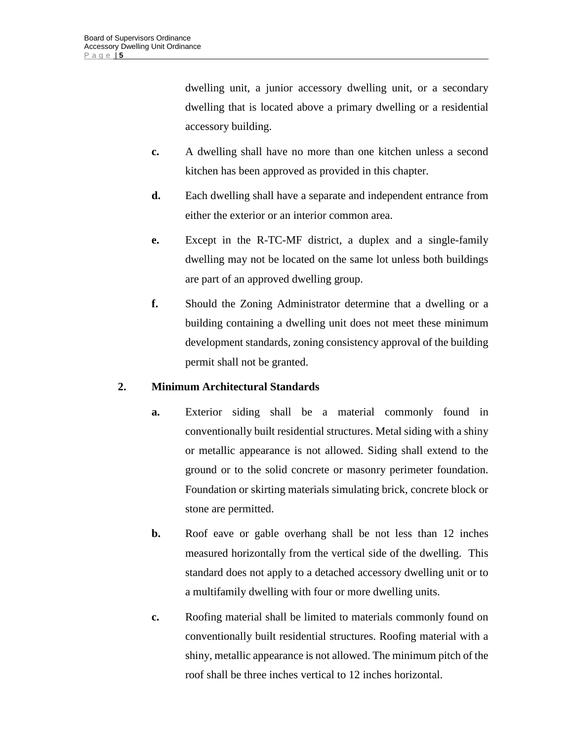dwelling unit, a junior accessory dwelling unit, or a secondary dwelling that is located above a primary dwelling or a residential accessory building.

**c.** A dwelling shall have no more than one kitchen unless a second kitchen has been approved as provided in this chapter.

**d.** Each dwelling shall have a separate and independent entrance from either the exterior or an interior common area.

**e.** Except in the R-TC-MF district, a duplex and a single-family dwelling may not be located on the same lot unless both buildings are part of an approved dwelling group.

**f.** Should the Zoning Administrator determine that a dwelling or a building containing a dwelling unit does not meet these minimum development standards, zoning consistency approval of the building permit shall not be granted.

**2. Minimum Architectural Standards**

**a.** Exterior siding shall be a material commonly found in conventionally built residential structures. Metal siding with a shiny or metallic appearance is not allowed. Siding shall extend to the ground or to the solid concrete or masonry perimeter foundation. Foundation or skirting materials simulating brick, concrete block or stone are permitted.

**b.** Roof eave or gable overhang shall be not less than 12 inches measured horizontally from the vertical side of the dwelling. This standard does not apply to a detached accessory dwelling unit or to a multifamily dwelling with four or more dwelling units.

**c.** Roofing material shall be limited to materials commonly found on conventionally built residential structures. Roofing material with a shiny, metallic appearance is not allowed. The minimum pitch of the roof shall be three inches vertical to 12 inches horizontal.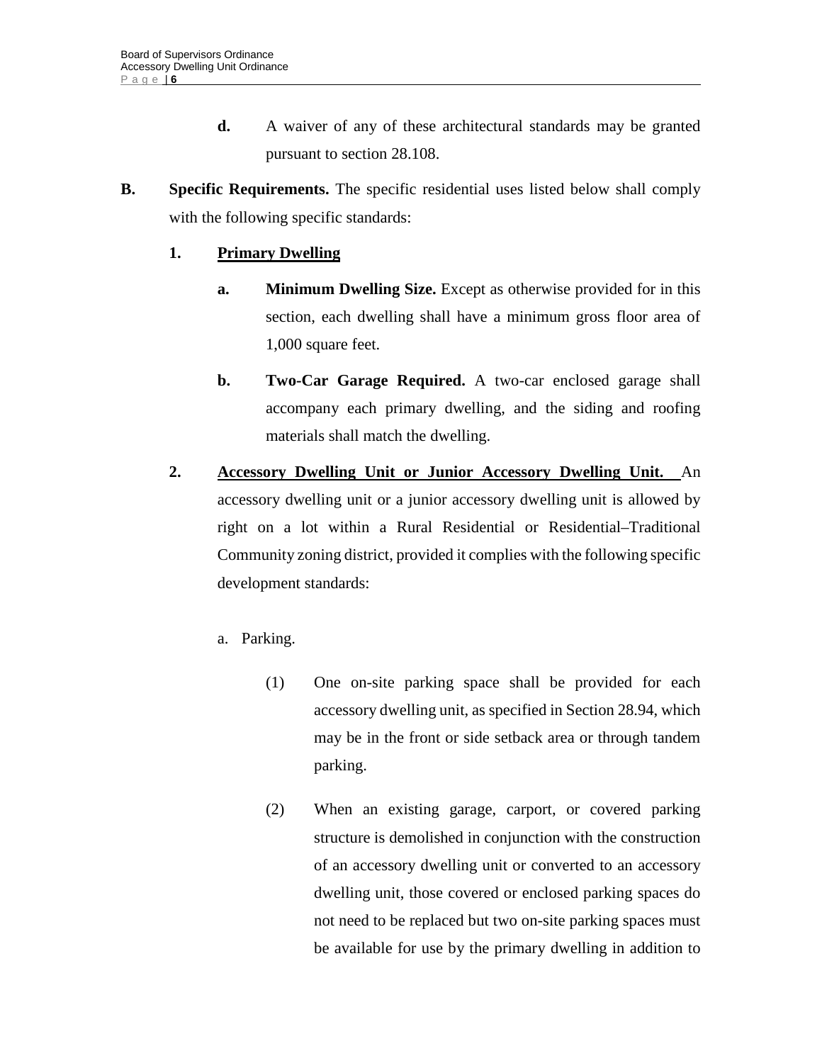**d.** A waiver of any of these architectural standards may be granted pursuant to section 28.108.

**B. Specific Requirements.** The specific residential uses listed below shall comply with the following specific standards:

**1. Primary Dwelling**

**a. Minimum Dwelling Size.** Except as otherwise provided for in this section, each dwelling shall have a minimum gross floor area of 1,000 square feet.

**b. Two-Car Garage Required.** A two-car enclosed garage shall accompany each primary dwelling, and the siding and roofing materials shall match the dwelling.

**2. Accessory Dwelling Unit or Junior Accessory Dwelling Unit.** An accessory dwelling unit or a junior accessory dwelling unit is allowed by right on a lot within a Rural Residential or Residential–Traditional Community zoning district, provided it complies with the following specific development standards:

a. Parking.

(1) One on-site parking space shall be provided for each accessory dwelling unit, as specified in Section 28.94, which may be in the front or side setback area or through tandem parking.

(2) When an existing garage, carport, or covered parking structure is demolished in conjunction with the construction of an accessory dwelling unit or converted to an accessory dwelling unit, those covered or enclosed parking spaces do not need to be replaced but two on-site parking spaces must be available for use by the primary dwelling in addition to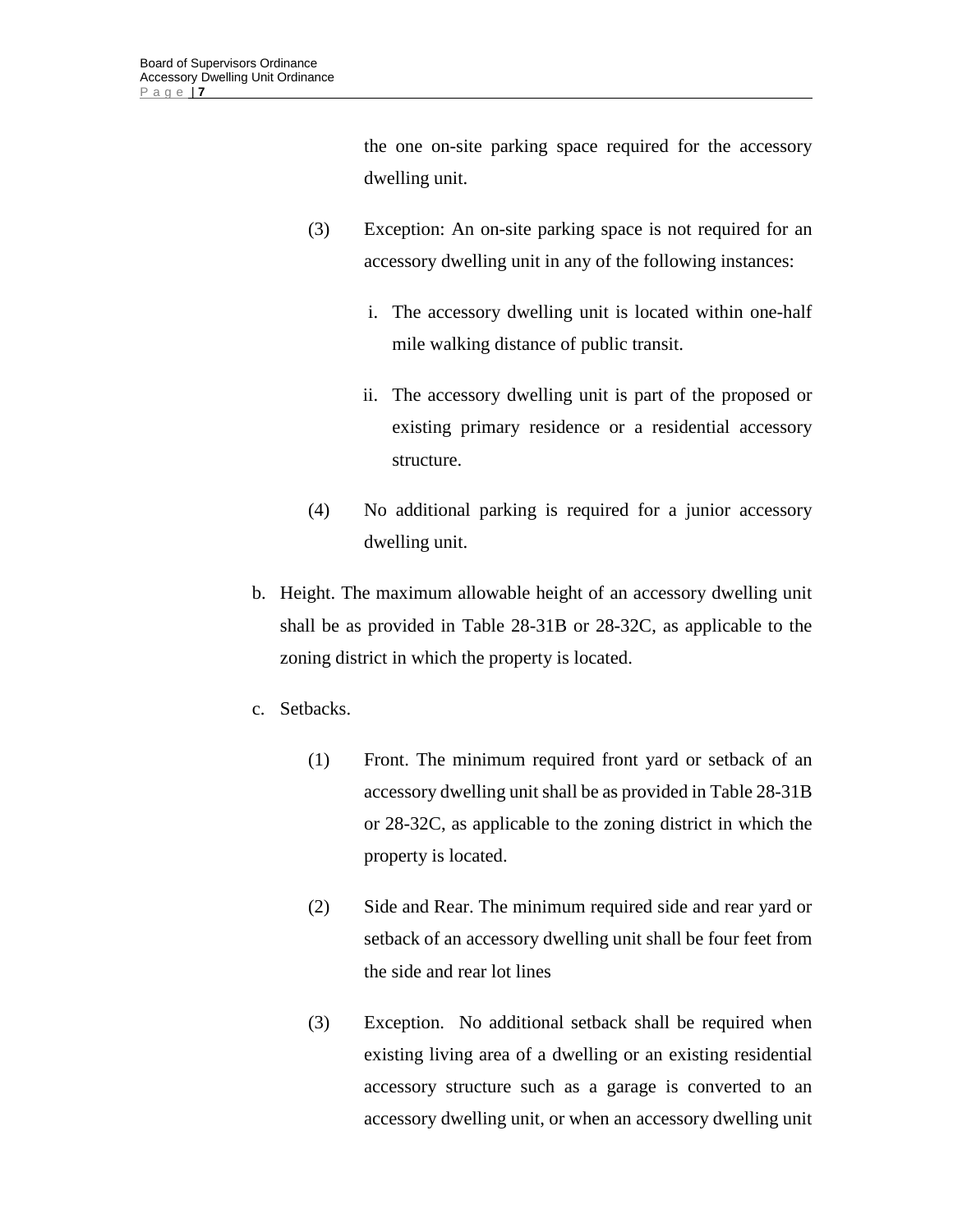the one on-site parking space required for the accessory dwelling unit.

(3) Exception: An on-site parking space is not required for an accessory dwelling unit in any of the following instances:

i. The accessory dwelling unit is located within one-half mile walking distance of public transit.

ii. The accessory dwelling unit is part of the proposed or existing primary residence or a residential accessory structure.

(4) No additional parking is required for a junior accessory dwelling unit.

b. Height. The maximum allowable height of an accessory dwelling unit shall be as provided in Table 28-31B or 28-32C, as applicable to the zoning district in which the property is located.

c. Setbacks.

(1) Front. The minimum required front yard or setback of an accessory dwelling unit shall be as provided in Table 28-31B or 28-32C, as applicable to the zoning district in which the property is located.

(2) Side and Rear. The minimum required side and rear yard or setback of an accessory dwelling unit shall be four feet from the side and rear lot lines

(3) Exception. No additional setback shall be required when existing living area of a dwelling or an existing residential accessory structure such as a garage is converted to an accessory dwelling unit, or when an accessory dwelling unit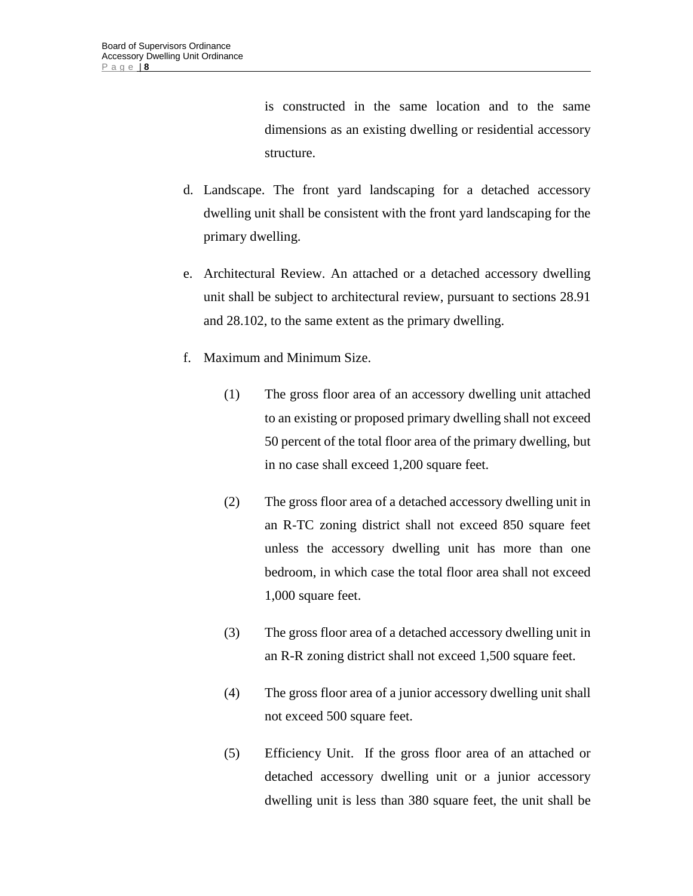is constructed in the same location and to the same dimensions as an existing dwelling or residential accessory structure.

d. Landscape. The front yard landscaping for a detached accessory dwelling unit shall be consistent with the front yard landscaping for the primary dwelling.

e. Architectural Review. An attached or a detached accessory dwelling unit shall be subject to architectural review, pursuant to sections 28.91 and 28.102, to the same extent as the primary dwelling.

f. Maximum and Minimum Size.

(1) The gross floor area of an accessory dwelling unit attached to an existing or proposed primary dwelling shall not exceed 50 percent of the total floor area of the primary dwelling, but in no case shall exceed 1,200 square feet.

(2) The gross floor area of a detached accessory dwelling unit in an R-TC zoning district shall not exceed 850 square feet unless the accessory dwelling unit has more than one bedroom, in which case the total floor area shall not exceed 1,000 square feet.

(3) The gross floor area of a detached accessory dwelling unit in an R-R zoning district shall not exceed 1,500 square feet.

(4) The gross floor area of a junior accessory dwelling unit shall not exceed 500 square feet.

(5) Efficiency Unit. If the gross floor area of an attached or detached accessory dwelling unit or a junior accessory dwelling unit is less than 380 square feet, the unit shall be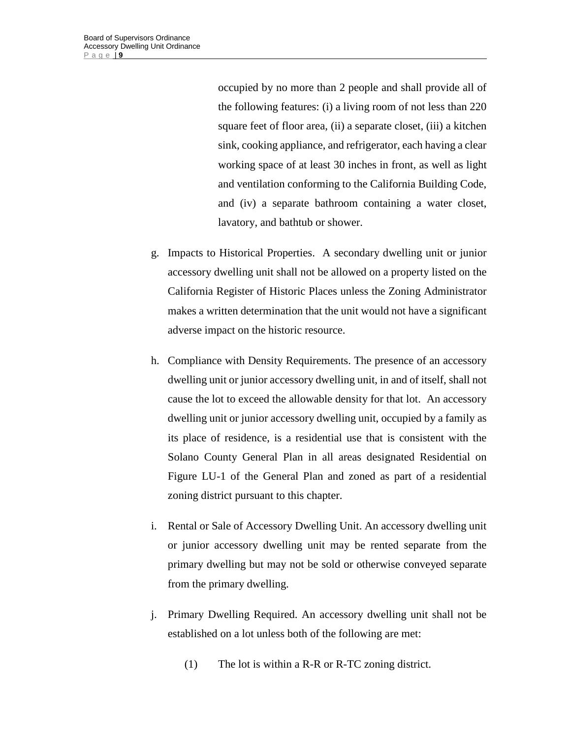occupied by no more than 2 people and shall provide all of the following features: (i) a living room of not less than 220 square feet of floor area, (ii) a separate closet, (iii) a kitchen sink, cooking appliance, and refrigerator, each having a clear working space of at least 30 inches in front, as well as light and ventilation conforming to the California Building Code, and (iv) a separate bathroom containing a water closet, lavatory, and bathtub or shower.

g. Impacts to Historical Properties. A secondary dwelling unit or junior accessory dwelling unit shall not be allowed on a property listed on the California Register of Historic Places unless the Zoning Administrator makes a written determination that the unit would not have a significant adverse impact on the historic resource.

h. Compliance with Density Requirements. The presence of an accessory dwelling unit or junior accessory dwelling unit, in and of itself, shall not cause the lot to exceed the allowable density for that lot. An accessory dwelling unit or junior accessory dwelling unit, occupied by a family as its place of residence, is a residential use that is consistent with the Solano County General Plan in all areas designated Residential on Figure LU-1 of the General Plan and zoned as part of a residential zoning district pursuant to this chapter.

i. Rental or Sale of Accessory Dwelling Unit. An accessory dwelling unit or junior accessory dwelling unit may be rented separate from the primary dwelling but may not be sold or otherwise conveyed separate from the primary dwelling.

j. Primary Dwelling Required. An accessory dwelling unit shall not be established on a lot unless both of the following are met:

(1) The lot is within a R-R or R-TC zoning district.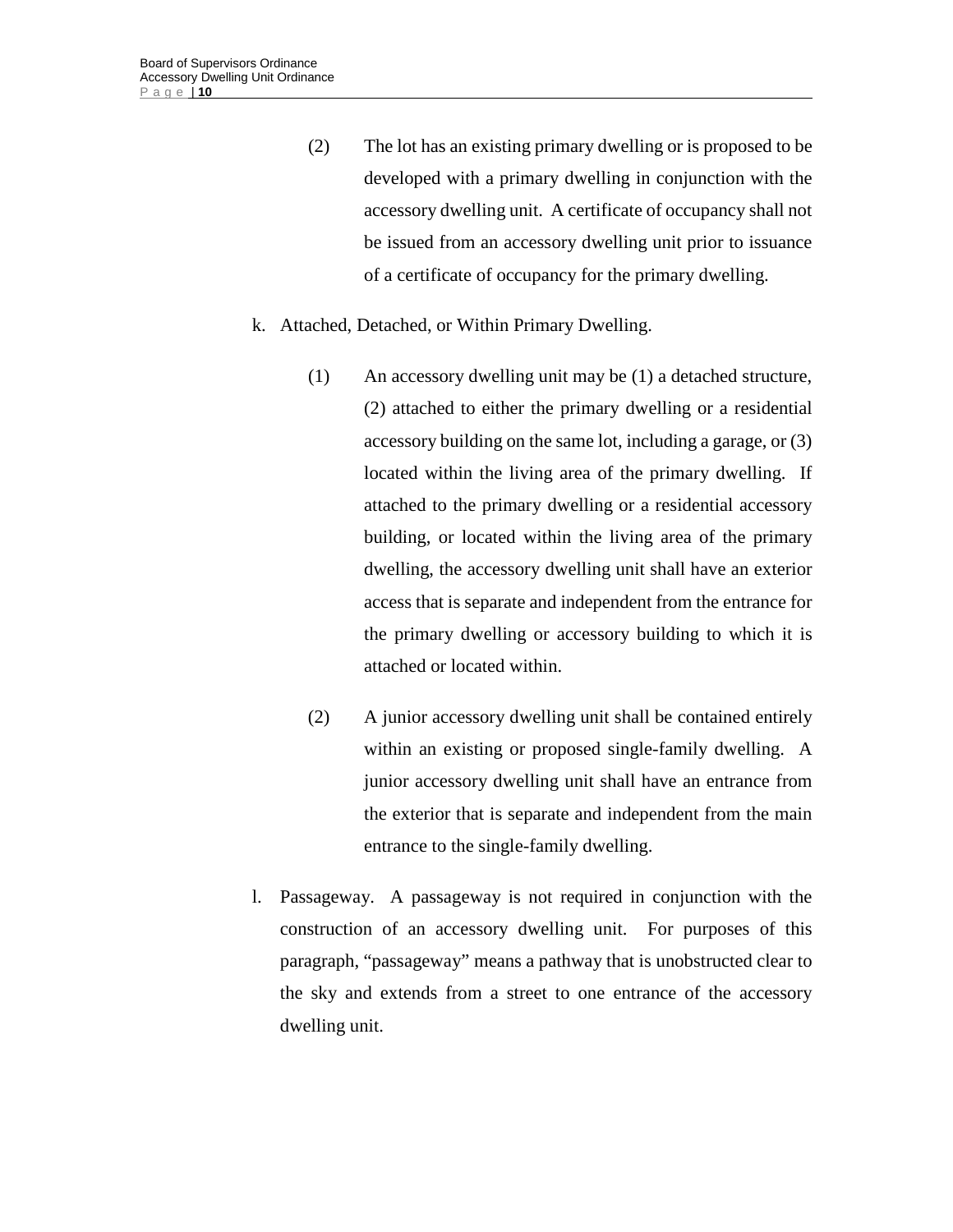(2) The lot has an existing primary dwelling or is proposed to be developed with a primary dwelling in conjunction with the accessory dwelling unit. A certificate of occupancy shall not be issued from an accessory dwelling unit prior to issuance of a certificate of occupancy for the primary dwelling.

k. Attached, Detached, or Within Primary Dwelling.

(1) An accessory dwelling unit may be (1) a detached structure, (2) attached to either the primary dwelling or a residential accessory building on the same lot, including a garage, or (3) located within the living area of the primary dwelling. If attached to the primary dwelling or a residential accessory building, or located within the living area of the primary dwelling, the accessory dwelling unit shall have an exterior access that is separate and independent from the entrance for the primary dwelling or accessory building to which it is attached or located within.

(2) A junior accessory dwelling unit shall be contained entirely within an existing or proposed single-family dwelling. A junior accessory dwelling unit shall have an entrance from the exterior that is separate and independent from the main entrance to the single-family dwelling.

l. Passageway. A passageway is not required in conjunction with the construction of an accessory dwelling unit. For purposes of this paragraph, "passageway" means a pathway that is unobstructed clear to the sky and extends from a street to one entrance of the accessory dwelling unit.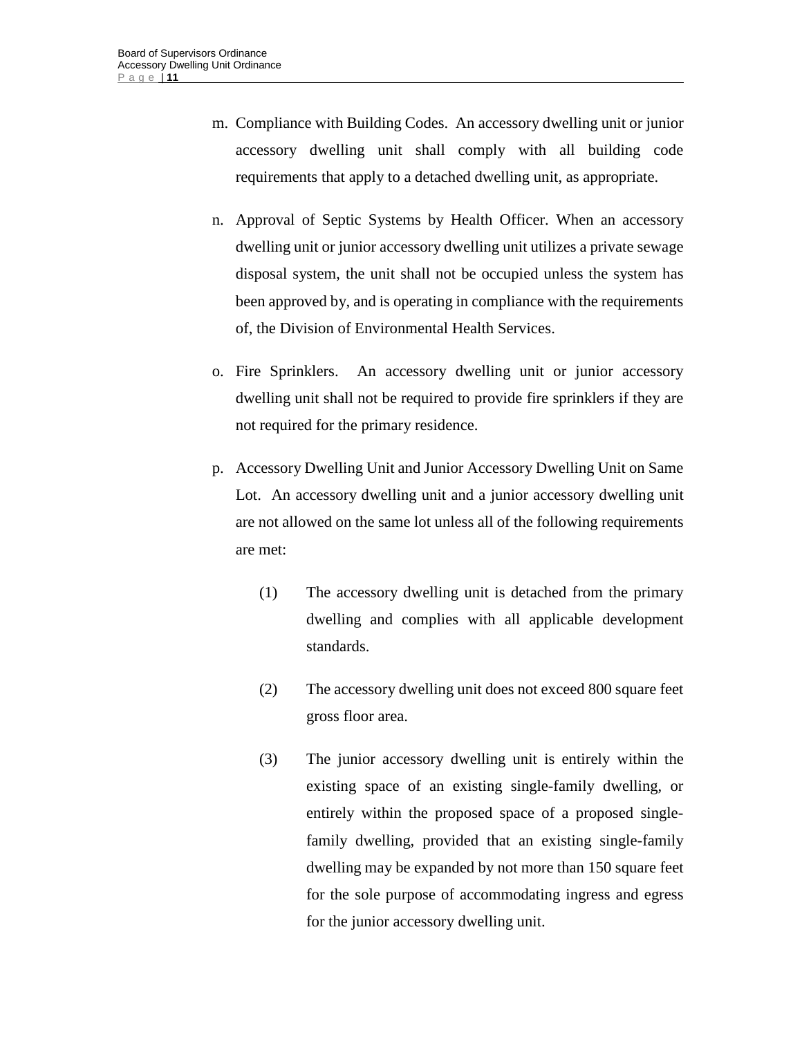m. Compliance with Building Codes. An accessory dwelling unit or junior accessory dwelling unit shall comply with all building code requirements that apply to a detached dwelling unit, as appropriate.

n. Approval of Septic Systems by Health Officer. When an accessory dwelling unit or junior accessory dwelling unit utilizes a private sewage disposal system, the unit shall not be occupied unless the system has been approved by, and is operating in compliance with the requirements of, the Division of Environmental Health Services.

o. Fire Sprinklers. An accessory dwelling unit or junior accessory dwelling unit shall not be required to provide fire sprinklers if they are not required for the primary residence.

p. Accessory Dwelling Unit and Junior Accessory Dwelling Unit on Same Lot. An accessory dwelling unit and a junior accessory dwelling unit are not allowed on the same lot unless all of the following requirements are met:

   (1) The accessory dwelling unit is detached from the primary dwelling and complies with all applicable development standards.

   (2) The accessory dwelling unit does not exceed 800 square feet gross floor area.

   (3) The junior accessory dwelling unit is entirely within the existing space of an existing single-family dwelling, or entirely within the proposed space of a proposed single-family dwelling, provided that an existing single-family dwelling may be expanded by not more than 150 square feet for the sole purpose of accommodating ingress and egress for the junior accessory dwelling unit.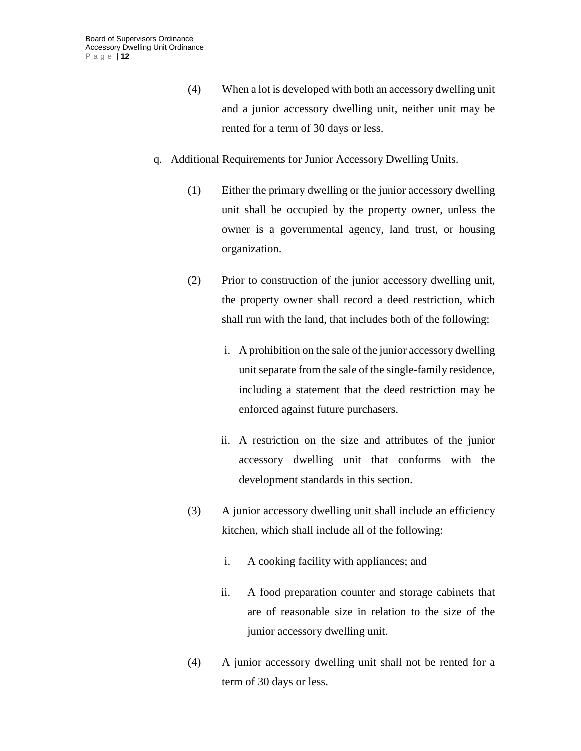(4) When a lot is developed with both an accessory dwelling unit and a junior accessory dwelling unit, neither unit may be rented for a term of 30 days or less.

q. Additional Requirements for Junior Accessory Dwelling Units.

(1) Either the primary dwelling or the junior accessory dwelling unit shall be occupied by the property owner, unless the owner is a governmental agency, land trust, or housing organization.

(2) Prior to construction of the junior accessory dwelling unit, the property owner shall record a deed restriction, which shall run with the land, that includes both of the following:

i. A prohibition on the sale of the junior accessory dwelling unit separate from the sale of the single-family residence, including a statement that the deed restriction may be enforced against future purchasers.

ii. A restriction on the size and attributes of the junior accessory dwelling unit that conforms with the development standards in this section.

(3) A junior accessory dwelling unit shall include an efficiency kitchen, which shall include all of the following:

i. A cooking facility with appliances; and

ii. A food preparation counter and storage cabinets that are of reasonable size in relation to the size of the junior accessory dwelling unit.

(4) A junior accessory dwelling unit shall not be rented for a term of 30 days or less.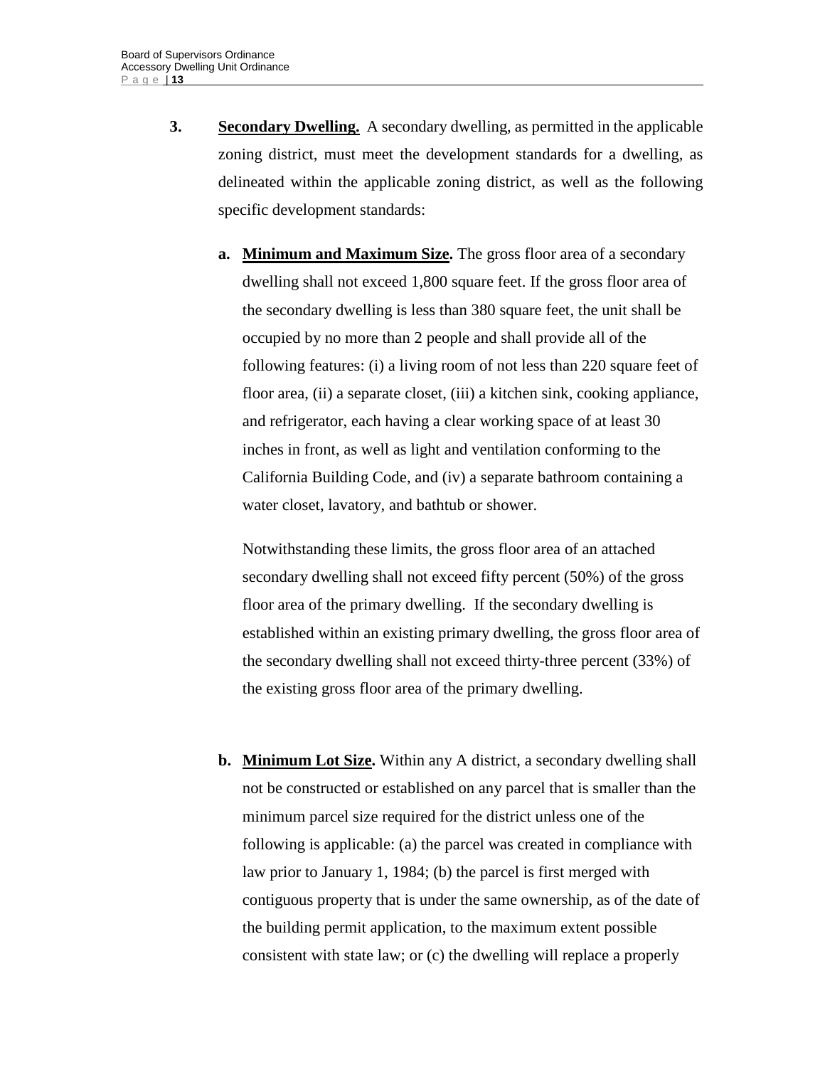3. **Secondary Dwelling.** A secondary dwelling, as permitted in the applicable zoning district, must meet the development standards for a dwelling, as delineated within the applicable zoning district, as well as the following specific development standards:

   a. **Minimum and Maximum Size.** The gross floor area of a secondary dwelling shall not exceed 1,800 square feet. If the gross floor area of the secondary dwelling is less than 380 square feet, the unit shall be occupied by no more than 2 people and shall provide all of the following features: (i) a living room of not less than 220 square feet of floor area, (ii) a separate closet, (iii) a kitchen sink, cooking appliance, and refrigerator, each having a clear working space of at least 30 inches in front, as well as light and ventilation conforming to the California Building Code, and (iv) a separate bathroom containing a water closet, lavatory, and bathtub or shower.

      Notwithstanding these limits, the gross floor area of an attached secondary dwelling shall not exceed fifty percent (50%) of the gross floor area of the primary dwelling. If the secondary dwelling is established within an existing primary dwelling, the gross floor area of the secondary dwelling shall not exceed thirty-three percent (33%) of the existing gross floor area of the primary dwelling.

   b. **Minimum Lot Size.** Within any A district, a secondary dwelling shall not be constructed or established on any parcel that is smaller than the minimum parcel size required for the district unless one of the following is applicable: (a) the parcel was created in compliance with law prior to January 1, 1984; (b) the parcel is first merged with contiguous property that is under the same ownership, as of the date of the building permit application, to the maximum extent possible consistent with state law; or (c) the dwelling will replace a properly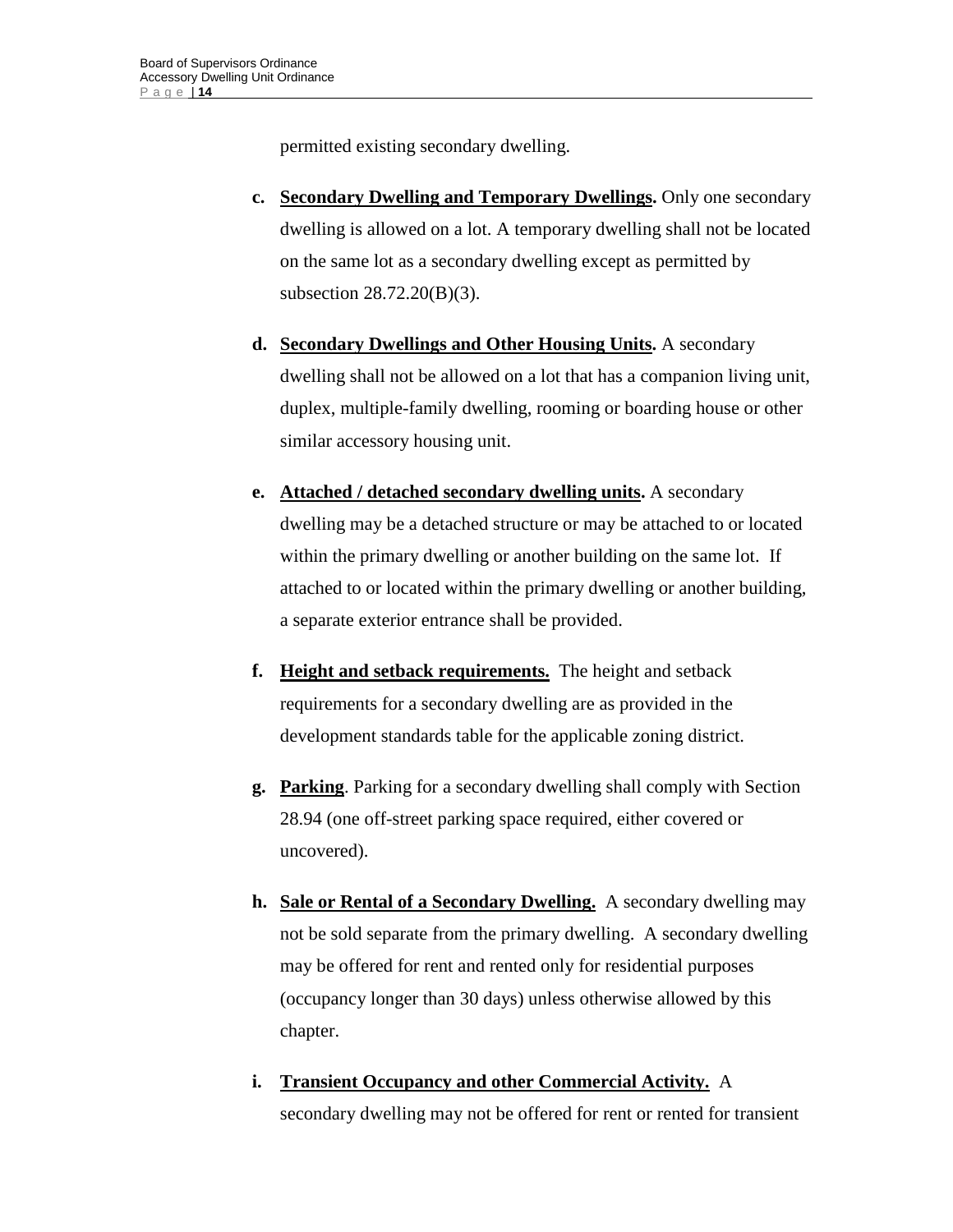permitted existing secondary dwelling.

**c.** **Secondary Dwelling and Temporary Dwellings.** Only one secondary dwelling is allowed on a lot. A temporary dwelling shall not be located on the same lot as a secondary dwelling except as permitted by subsection 28.72.20(B)(3).

**d.** **Secondary Dwellings and Other Housing Units.** A secondary dwelling shall not be allowed on a lot that has a companion living unit, duplex, multiple-family dwelling, rooming or boarding house or other similar accessory housing unit.

**e.** **Attached / detached secondary dwelling units.** A secondary dwelling may be a detached structure or may be attached to or located within the primary dwelling or another building on the same lot. If attached to or located within the primary dwelling or another building, a separate exterior entrance shall be provided.

**f.** **Height and setback requirements.** The height and setback requirements for a secondary dwelling are as provided in the development standards table for the applicable zoning district.

**g.** **Parking**. Parking for a secondary dwelling shall comply with Section 28.94 (one off-street parking space required, either covered or uncovered).

**h.** **Sale or Rental of a Secondary Dwelling.** A secondary dwelling may not be sold separate from the primary dwelling. A secondary dwelling may be offered for rent and rented only for residential purposes (occupancy longer than 30 days) unless otherwise allowed by this chapter.

**i.** **Transient Occupancy and other Commercial Activity.** A secondary dwelling may not be offered for rent or rented for transient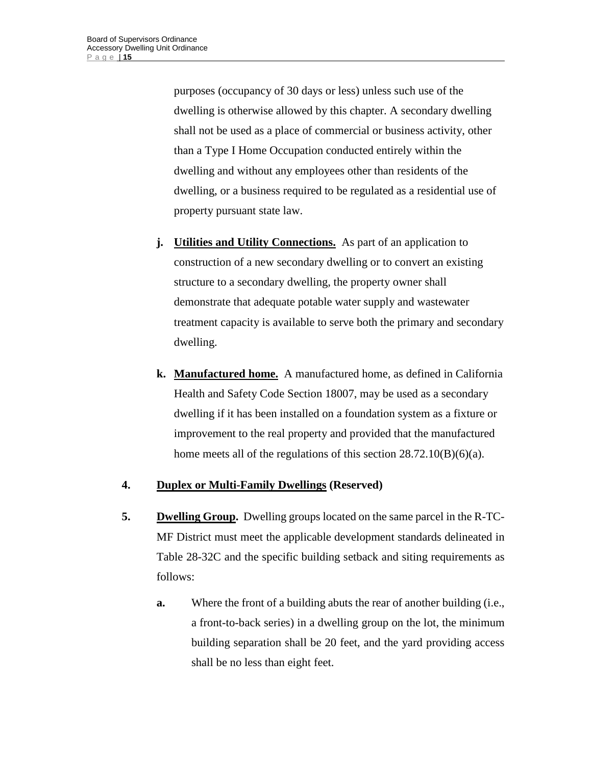purposes (occupancy of 30 days or less) unless such use of the dwelling is otherwise allowed by this chapter. A secondary dwelling shall not be used as a place of commercial or business activity, other than a Type I Home Occupation conducted entirely within the dwelling and without any employees other than residents of the dwelling, or a business required to be regulated as a residential use of property pursuant state law.

**j.** **Utilities and Utility Connections.** As part of an application to construction of a new secondary dwelling or to convert an existing structure to a secondary dwelling, the property owner shall demonstrate that adequate potable water supply and wastewater treatment capacity is available to serve both the primary and secondary dwelling.

**k.** **Manufactured home.** A manufactured home, as defined in California Health and Safety Code Section 18007, may be used as a secondary dwelling if it has been installed on a foundation system as a fixture or improvement to the real property and provided that the manufactured home meets all of the regulations of this section 28.72.10(B)(6)(a).

**4.** **Duplex or Multi-Family Dwellings (Reserved)**

**5.** **Dwelling Group.** Dwelling groups located on the same parcel in the R-TC-MF District must meet the applicable development standards delineated in Table 28-32C and the specific building setback and siting requirements as follows:

**a.** Where the front of a building abuts the rear of another building (i.e., a front-to-back series) in a dwelling group on the lot, the minimum building separation shall be 20 feet, and the yard providing access shall be no less than eight feet.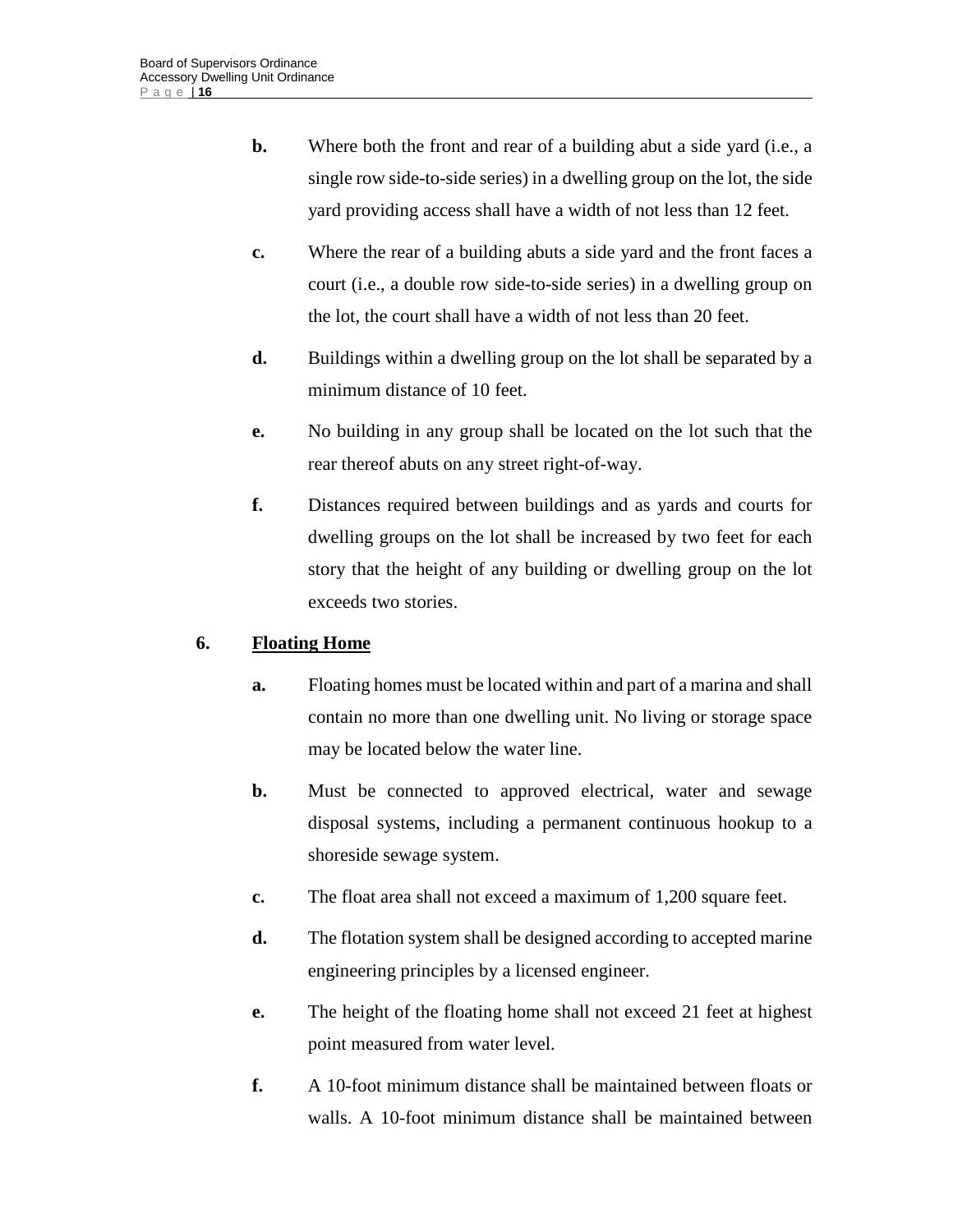**b.** Where both the front and rear of a building abut a side yard (i.e., a single row side-to-side series) in a dwelling group on the lot, the side yard providing access shall have a width of not less than 12 feet.

**c.** Where the rear of a building abuts a side yard and the front faces a court (i.e., a double row side-to-side series) in a dwelling group on the lot, the court shall have a width of not less than 20 feet.

**d.** Buildings within a dwelling group on the lot shall be separated by a minimum distance of 10 feet.

**e.** No building in any group shall be located on the lot such that the rear thereof abuts on any street right-of-way.

**f.** Distances required between buildings and as yards and courts for dwelling groups on the lot shall be increased by two feet for each story that the height of any building or dwelling group on the lot exceeds two stories.

**6. <u>Floating Home</u>**

**a.** Floating homes must be located within and part of a marina and shall contain no more than one dwelling unit. No living or storage space may be located below the water line.

**b.** Must be connected to approved electrical, water and sewage disposal systems, including a permanent continuous hookup to a shoreside sewage system.

**c.** The float area shall not exceed a maximum of 1,200 square feet.

**d.** The flotation system shall be designed according to accepted marine engineering principles by a licensed engineer.

**e.** The height of the floating home shall not exceed 21 feet at highest point measured from water level.

**f.** A 10-foot minimum distance shall be maintained between floats or walls. A 10-foot minimum distance shall be maintained between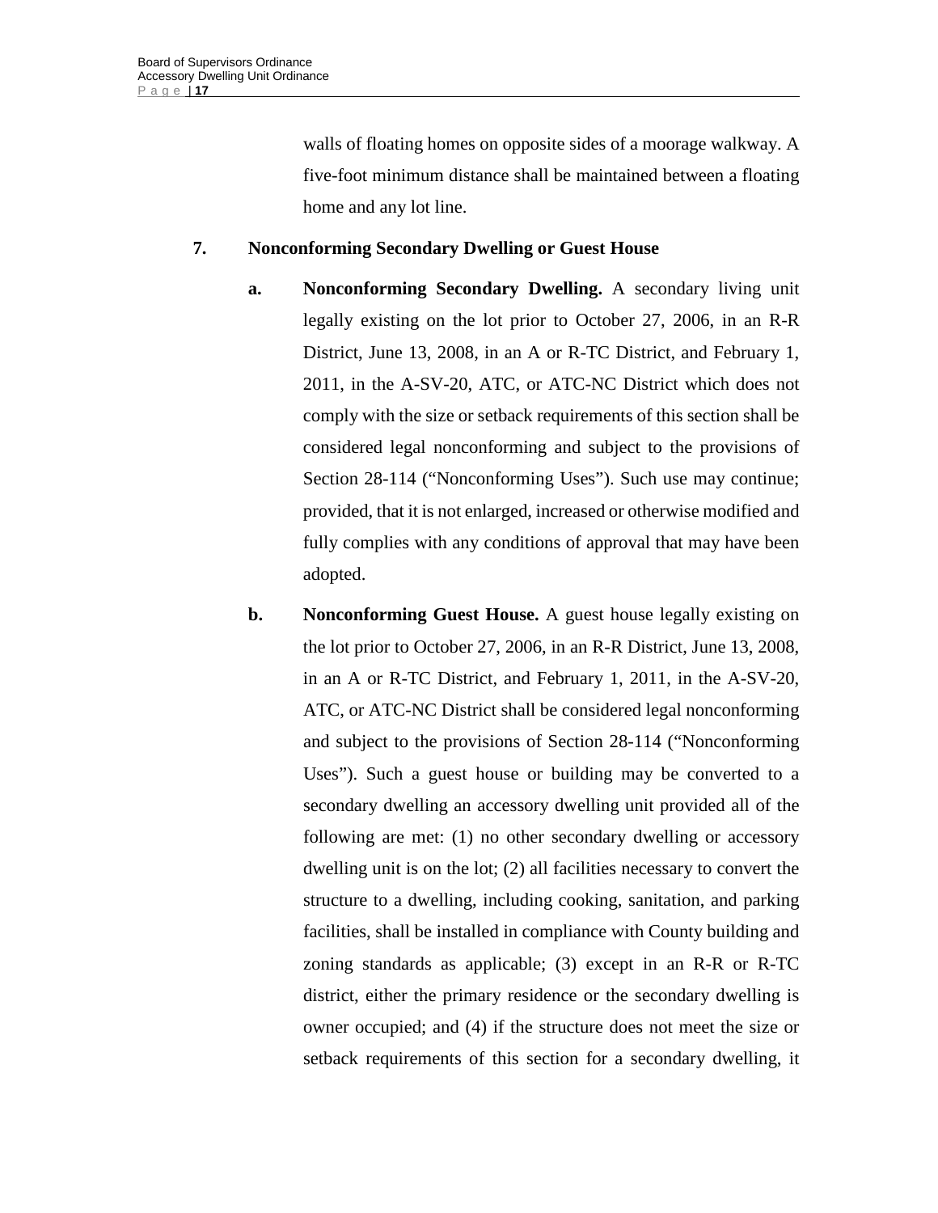walls of floating homes on opposite sides of a moorage walkway. A five-foot minimum distance shall be maintained between a floating home and any lot line.

**7. Nonconforming Secondary Dwelling or Guest House**

**a. Nonconforming Secondary Dwelling.** A secondary living unit legally existing on the lot prior to October 27, 2006, in an R-R District, June 13, 2008, in an A or R-TC District, and February 1, 2011, in the A-SV-20, ATC, or ATC-NC District which does not comply with the size or setback requirements of this section shall be considered legal nonconforming and subject to the provisions of Section 28-114 ("Nonconforming Uses"). Such use may continue; provided, that it is not enlarged, increased or otherwise modified and fully complies with any conditions of approval that may have been adopted.

**b. Nonconforming Guest House.** A guest house legally existing on the lot prior to October 27, 2006, in an R-R District, June 13, 2008, in an A or R-TC District, and February 1, 2011, in the A-SV-20, ATC, or ATC-NC District shall be considered legal nonconforming and subject to the provisions of Section 28-114 ("Nonconforming Uses"). Such a guest house or building may be converted to a secondary dwelling an accessory dwelling unit provided all of the following are met: (1) no other secondary dwelling or accessory dwelling unit is on the lot; (2) all facilities necessary to convert the structure to a dwelling, including cooking, sanitation, and parking facilities, shall be installed in compliance with County building and zoning standards as applicable; (3) except in an R-R or R-TC district, either the primary residence or the secondary dwelling is owner occupied; and (4) if the structure does not meet the size or setback requirements of this section for a secondary dwelling, it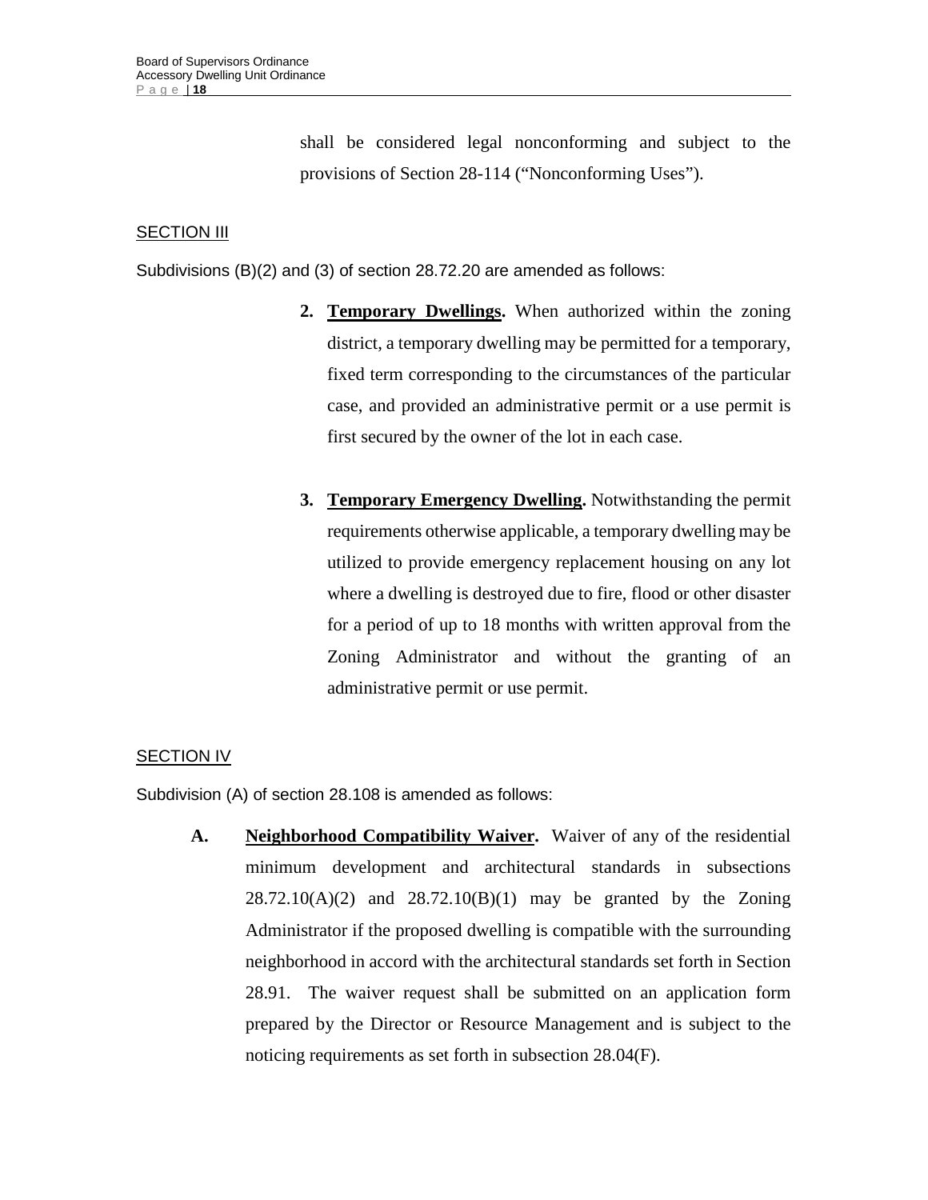shall be considered legal nonconforming and subject to the provisions of Section 28-114 ("Nonconforming Uses").

SECTION III

Subdivisions (B)(2) and (3) of section 28.72.20 are amended as follows:

2. **Temporary Dwellings.** When authorized within the zoning district, a temporary dwelling may be permitted for a temporary, fixed term corresponding to the circumstances of the particular case, and provided an administrative permit or a use permit is first secured by the owner of the lot in each case.

3. **Temporary Emergency Dwelling.** Notwithstanding the permit requirements otherwise applicable, a temporary dwelling may be utilized to provide emergency replacement housing on any lot where a dwelling is destroyed due to fire, flood or other disaster for a period of up to 18 months with written approval from the Zoning Administrator and without the granting of an administrative permit or use permit.

SECTION IV

Subdivision (A) of section 28.108 is amended as follows:

A. **Neighborhood Compatibility Waiver.** Waiver of any of the residential minimum development and architectural standards in subsections 28.72.10(A)(2) and 28.72.10(B)(1) may be granted by the Zoning Administrator if the proposed dwelling is compatible with the surrounding neighborhood in accord with the architectural standards set forth in Section 28.91. The waiver request shall be submitted on an application form prepared by the Director or Resource Management and is subject to the noticing requirements as set forth in subsection 28.04(F).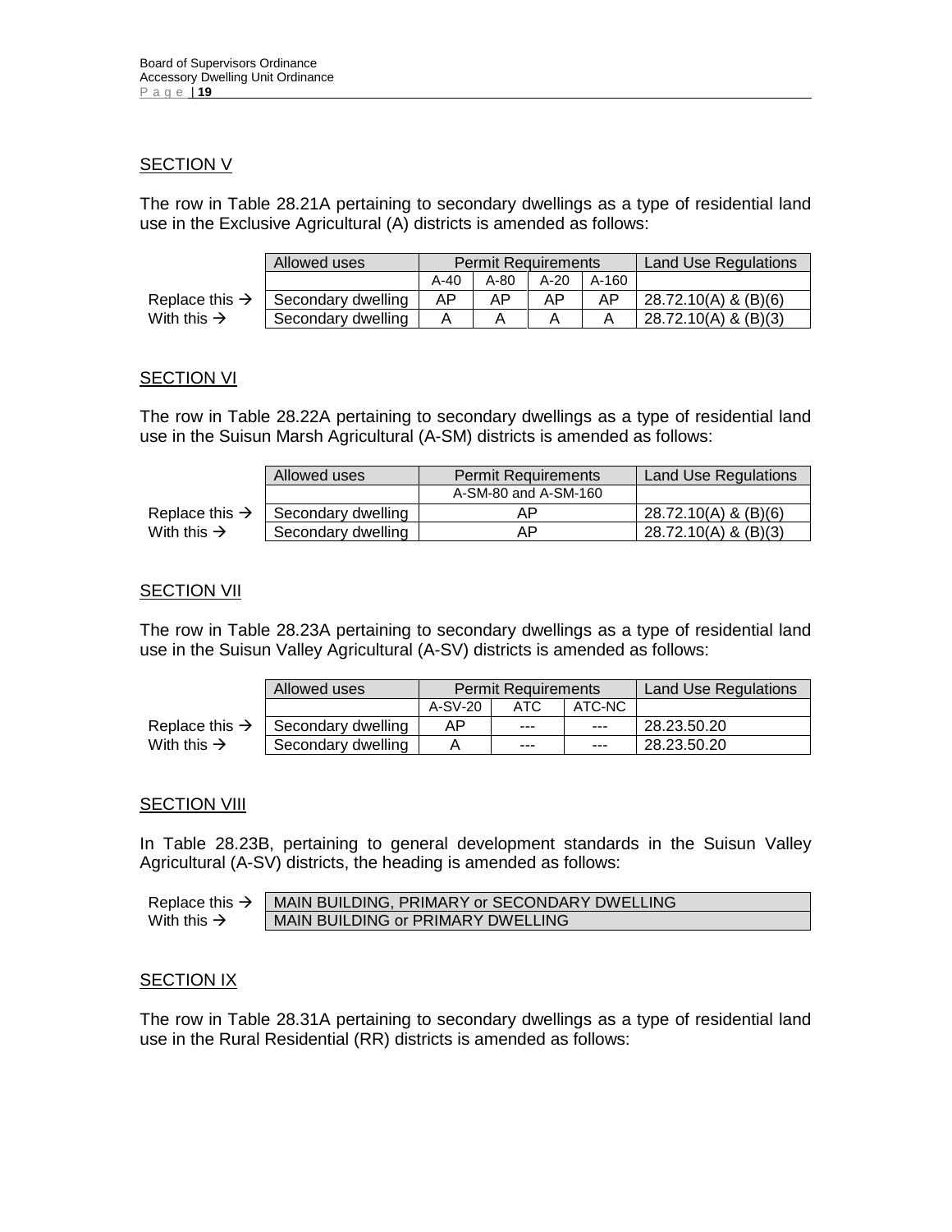## SECTION V

The row in Table 28.21A pertaining to secondary dwellings as a type of residential land use in the Exclusive Agricultural (A) districts is amended as follows:

| | Allowed uses | Permit Requirements | | | | Land Use Regulations |
|---|---|---|---|---|---|---|
| | | A-40 | A-80 | A-20 | A-160 | |
| Replace this → | Secondary dwelling | AP | AP | AP | AP | 28.72.10(A) & (B)(6) |
| With this → | Secondary dwelling | A | A | A | A | 28.72.10(A) & (B)(3) |

## SECTION VI

The row in Table 28.22A pertaining to secondary dwellings as a type of residential land use in the Suisun Marsh Agricultural (A-SM) districts is amended as follows:

| | Allowed uses | Permit Requirements | Land Use Regulations |
|---|---|---|---|
| | | A-SM-80 and A-SM-160 | |
| Replace this → | Secondary dwelling | AP | 28.72.10(A) & (B)(6) |
| With this → | Secondary dwelling | AP | 28.72.10(A) & (B)(3) |

## SECTION VII

The row in Table 28.23A pertaining to secondary dwellings as a type of residential land use in the Suisun Valley Agricultural (A-SV) districts is amended as follows:

| | Allowed uses | Permit Requirements | | | Land Use Regulations |
|---|---|---|---|---|---|
| | | A-SV-20 | ATC | ATC-NC | |
| Replace this → | Secondary dwelling | AP | --- | --- | 28.23.50.20 |
| With this → | Secondary dwelling | A | --- | --- | 28.23.50.20 |

## SECTION VIII

In Table 28.23B, pertaining to general development standards in the Suisun Valley Agricultural (A-SV) districts, the heading is amended as follows:

| | |
|---|---|
| Replace this → | MAIN BUILDING, PRIMARY or SECONDARY DWELLING |
| With this → | MAIN BUILDING or PRIMARY DWELLING |

## SECTION IX

The row in Table 28.31A pertaining to secondary dwellings as a type of residential land use in the Rural Residential (RR) districts is amended as follows: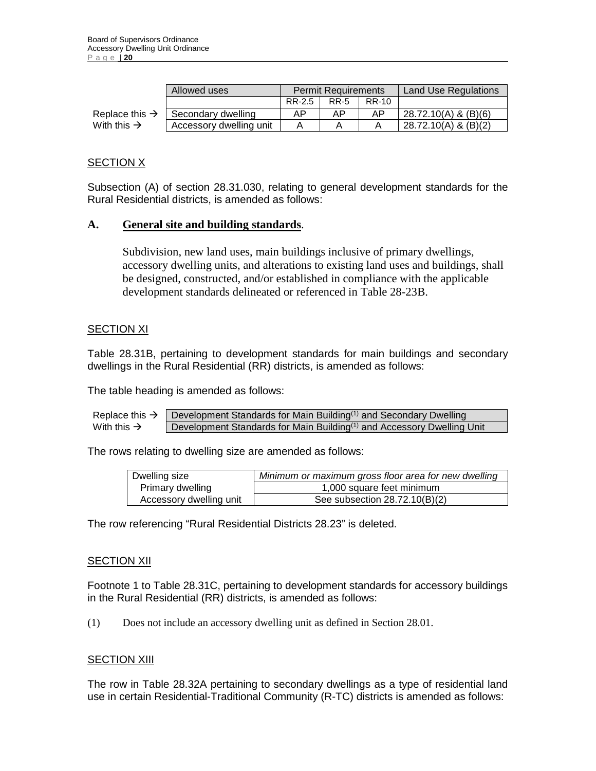| | Allowed uses | Permit Requirements | | | Land Use Regulations |
|---|---|---|---|---|---|
| | | RR-2.5 | RR-5 | RR-10 | |
| Replace this → | Secondary dwelling | AP | AP | AP | 28.72.10(A) & (B)(6) |
| With this → | Accessory dwelling unit | A | A | A | 28.72.10(A) & (B)(2) |

SECTION X

Subsection (A) of section 28.31.030, relating to general development standards for the Rural Residential districts, is amended as follows:

**A. General site and building standards**.

Subdivision, new land uses, main buildings inclusive of primary dwellings, accessory dwelling units, and alterations to existing land uses and buildings, shall be designed, constructed, and/or established in compliance with the applicable development standards delineated or referenced in Table 28-23B.

SECTION XI

Table 28.31B, pertaining to development standards for main buildings and secondary dwellings in the Rural Residential (RR) districts, is amended as follows:

The table heading is amended as follows:

| | |
|---|---|
| Replace this → | Development Standards for Main Building(1) and Secondary Dwelling |
| With this → | Development Standards for Main Building(1) and Accessory Dwelling Unit |

The rows relating to dwelling size are amended as follows:

| Dwelling size | *Minimum or maximum gross floor area for new dwelling* |
|---|---|
| Primary dwelling | 1,000 square feet minimum |
| Accessory dwelling unit | See subsection 28.72.10(B)(2) |

The row referencing "Rural Residential Districts 28.23" is deleted.

SECTION XII

Footnote 1 to Table 28.31C, pertaining to development standards for accessory buildings in the Rural Residential (RR) districts, is amended as follows:

(1) Does not include an accessory dwelling unit as defined in Section 28.01.

SECTION XIII

The row in Table 28.32A pertaining to secondary dwellings as a type of residential land use in certain Residential-Traditional Community (R-TC) districts is amended as follows: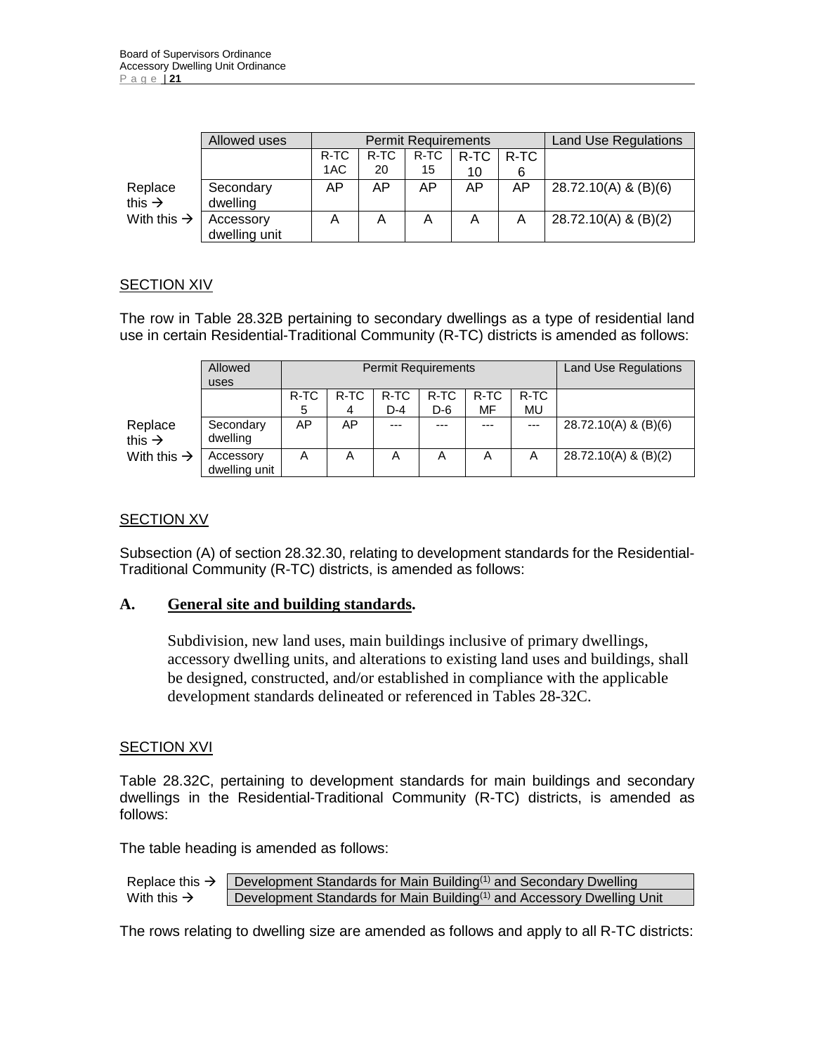| | Allowed uses | Permit Requirements | | | | | Land Use Regulations |
|---|---|---|---|---|---|---|---|
| | | R-TC 1AC | R-TC 20 | R-TC 15 | R-TC 10 | R-TC 6 | |
| Replace this → | Secondary dwelling | AP | AP | AP | AP | AP | 28.72.10(A) & (B)(6) |
| With this → | Accessory dwelling unit | A | A | A | A | A | 28.72.10(A) & (B)(2) |

## SECTION XIV

The row in Table 28.32B pertaining to secondary dwellings as a type of residential land use in certain Residential-Traditional Community (R-TC) districts is amended as follows:

| | Allowed uses | Permit Requirements | | | | | | Land Use Regulations |
|---|---|---|---|---|---|---|---|---|
| | | R-TC 5 | R-TC 4 | R-TC D-4 | R-TC D-6 | R-TC MF | R-TC MU | |
| Replace this → | Secondary dwelling | AP | AP | --- | --- | --- | --- | 28.72.10(A) & (B)(6) |
| With this → | Accessory dwelling unit | A | A | A | A | A | A | 28.72.10(A) & (B)(2) |

## SECTION XV

Subsection (A) of section 28.32.30, relating to development standards for the Residential-Traditional Community (R-TC) districts, is amended as follows:

**A. General site and building standards.**

Subdivision, new land uses, main buildings inclusive of primary dwellings, accessory dwelling units, and alterations to existing land uses and buildings, shall be designed, constructed, and/or established in compliance with the applicable development standards delineated or referenced in Tables 28-32C.

## SECTION XVI

Table 28.32C, pertaining to development standards for main buildings and secondary dwellings in the Residential-Traditional Community (R-TC) districts, is amended as follows:

The table heading is amended as follows:

| | |
|---|---|
| Replace this → | Development Standards for Main Building[(1)] and Secondary Dwelling |
| With this → | Development Standards for Main Building[(1)] and Accessory Dwelling Unit |

The rows relating to dwelling size are amended as follows and apply to all R-TC districts: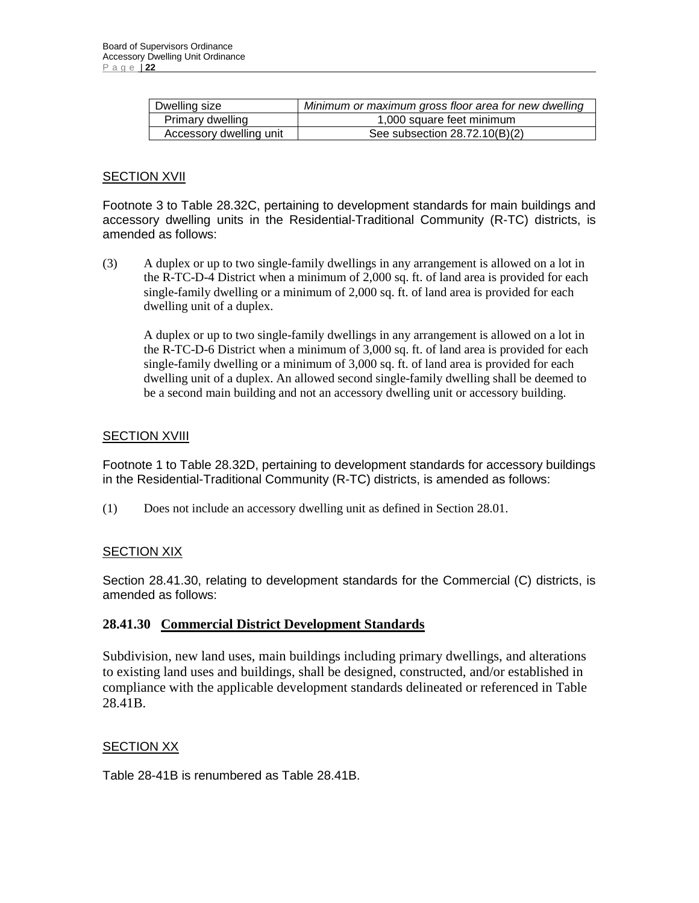| Dwelling size | *Minimum or maximum gross floor area for new dwelling* |
|---|---|
| Primary dwelling | 1,000 square feet minimum |
| Accessory dwelling unit | See subsection 28.72.10(B)(2) |

SECTION XVII

Footnote 3 to Table 28.32C, pertaining to development standards for main buildings and accessory dwelling units in the Residential-Traditional Community (R-TC) districts, is amended as follows:

(3) A duplex or up to two single-family dwellings in any arrangement is allowed on a lot in the R-TC-D-4 District when a minimum of 2,000 sq. ft. of land area is provided for each single-family dwelling or a minimum of 2,000 sq. ft. of land area is provided for each dwelling unit of a duplex.

A duplex or up to two single-family dwellings in any arrangement is allowed on a lot in the R-TC-D-6 District when a minimum of 3,000 sq. ft. of land area is provided for each single-family dwelling or a minimum of 3,000 sq. ft. of land area is provided for each dwelling unit of a duplex. An allowed second single-family dwelling shall be deemed to be a second main building and not an accessory dwelling unit or accessory building.

SECTION XVIII

Footnote 1 to Table 28.32D, pertaining to development standards for accessory buildings in the Residential-Traditional Community (R-TC) districts, is amended as follows:

(1) Does not include an accessory dwelling unit as defined in Section 28.01.

SECTION XIX

Section 28.41.30, relating to development standards for the Commercial (C) districts, is amended as follows:

## 28.41.30 Commercial District Development Standards

Subdivision, new land uses, main buildings including primary dwellings, and alterations to existing land uses and buildings, shall be designed, constructed, and/or established in compliance with the applicable development standards delineated or referenced in Table 28.41B.

SECTION XX

Table 28-41B is renumbered as Table 28.41B.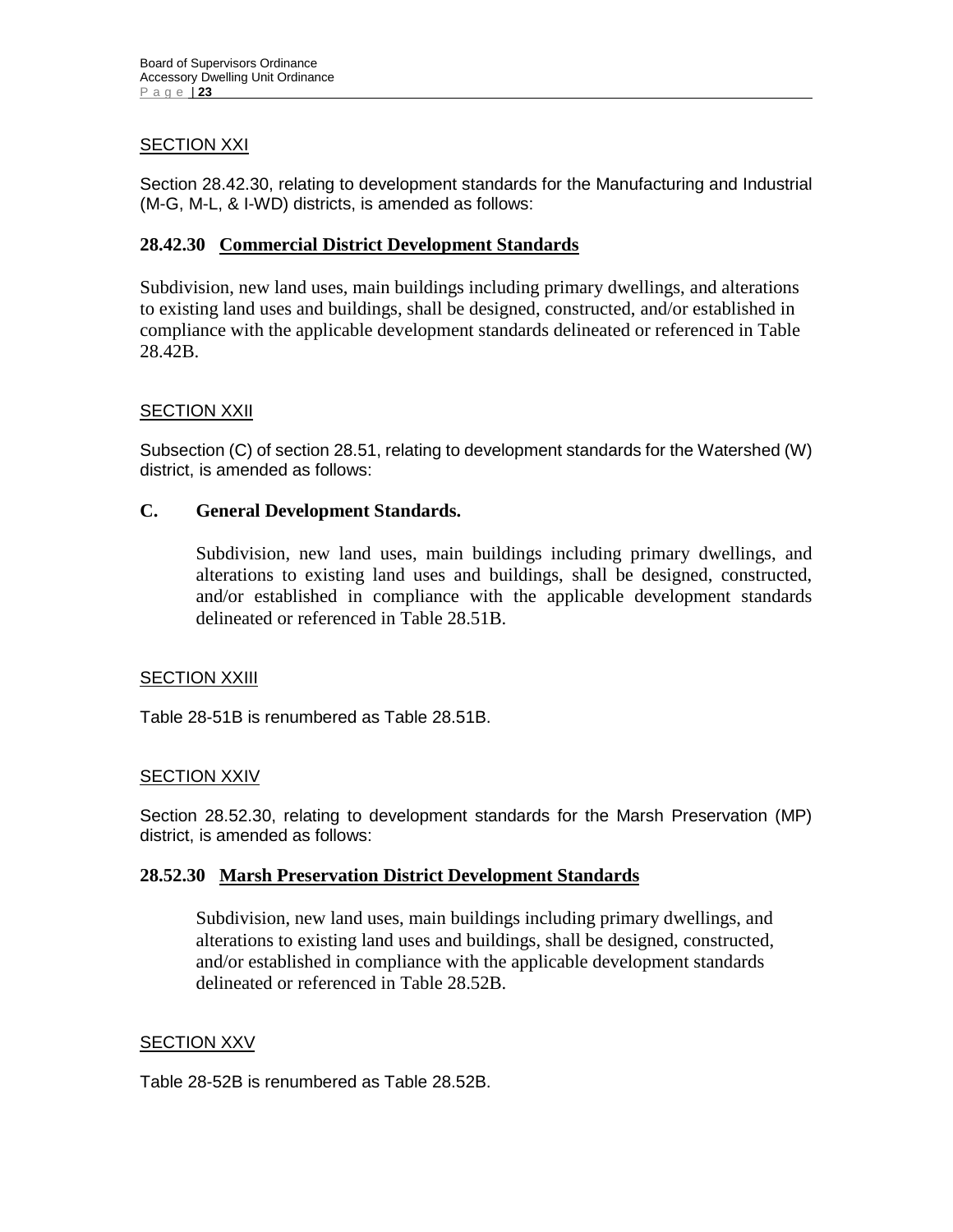SECTION XXI

Section 28.42.30, relating to development standards for the Manufacturing and Industrial (M-G, M-L, & I-WD) districts, is amended as follows:

**28.42.30 Commercial District Development Standards**

Subdivision, new land uses, main buildings including primary dwellings, and alterations to existing land uses and buildings, shall be designed, constructed, and/or established in compliance with the applicable development standards delineated or referenced in Table 28.42B.

SECTION XXII

Subsection (C) of section 28.51, relating to development standards for the Watershed (W) district, is amended as follows:

**C. General Development Standards.**

Subdivision, new land uses, main buildings including primary dwellings, and alterations to existing land uses and buildings, shall be designed, constructed, and/or established in compliance with the applicable development standards delineated or referenced in Table 28.51B.

SECTION XXIII

Table 28-51B is renumbered as Table 28.51B.

SECTION XXIV

Section 28.52.30, relating to development standards for the Marsh Preservation (MP) district, is amended as follows:

**28.52.30 Marsh Preservation District Development Standards**

Subdivision, new land uses, main buildings including primary dwellings, and alterations to existing land uses and buildings, shall be designed, constructed, and/or established in compliance with the applicable development standards delineated or referenced in Table 28.52B.

SECTION XXV

Table 28-52B is renumbered as Table 28.52B.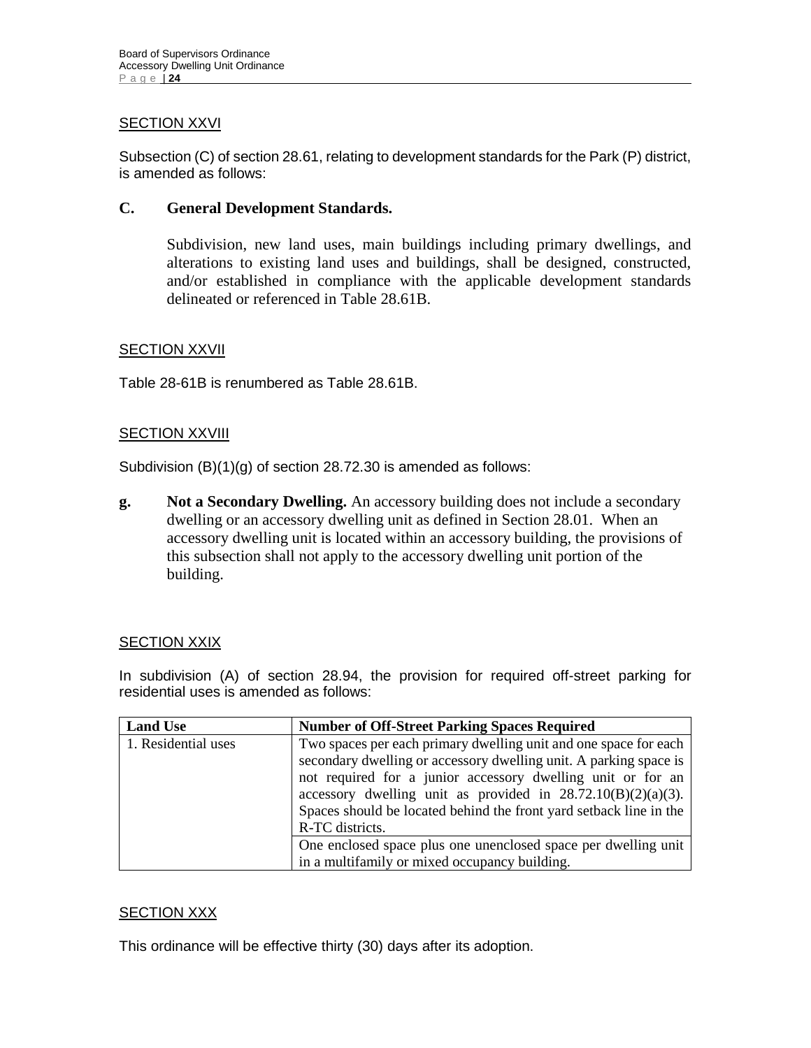SECTION XXVI

Subsection (C) of section 28.61, relating to development standards for the Park (P) district, is amended as follows:

**C. General Development Standards.**

Subdivision, new land uses, main buildings including primary dwellings, and alterations to existing land uses and buildings, shall be designed, constructed, and/or established in compliance with the applicable development standards delineated or referenced in Table 28.61B.

SECTION XXVII

Table 28-61B is renumbered as Table 28.61B.

SECTION XXVIII

Subdivision (B)(1)(g) of section 28.72.30 is amended as follows:

**g. Not a Secondary Dwelling.** An accessory building does not include a secondary dwelling or an accessory dwelling unit as defined in Section 28.01. When an accessory dwelling unit is located within an accessory building, the provisions of this subsection shall not apply to the accessory dwelling unit portion of the building.

SECTION XXIX

In subdivision (A) of section 28.94, the provision for required off-street parking for residential uses is amended as follows:

| Land Use | Number of Off-Street Parking Spaces Required |
| --- | --- |
| 1. Residential uses | Two spaces per each primary dwelling unit and one space for each secondary dwelling or accessory dwelling unit. A parking space is not required for a junior accessory dwelling unit or for an accessory dwelling unit as provided in 28.72.10(B)(2)(a)(3). Spaces should be located behind the front yard setback line in the R-TC districts. |
| | One enclosed space plus one unenclosed space per dwelling unit in a multifamily or mixed occupancy building. |

SECTION XXX

This ordinance will be effective thirty (30) days after its adoption.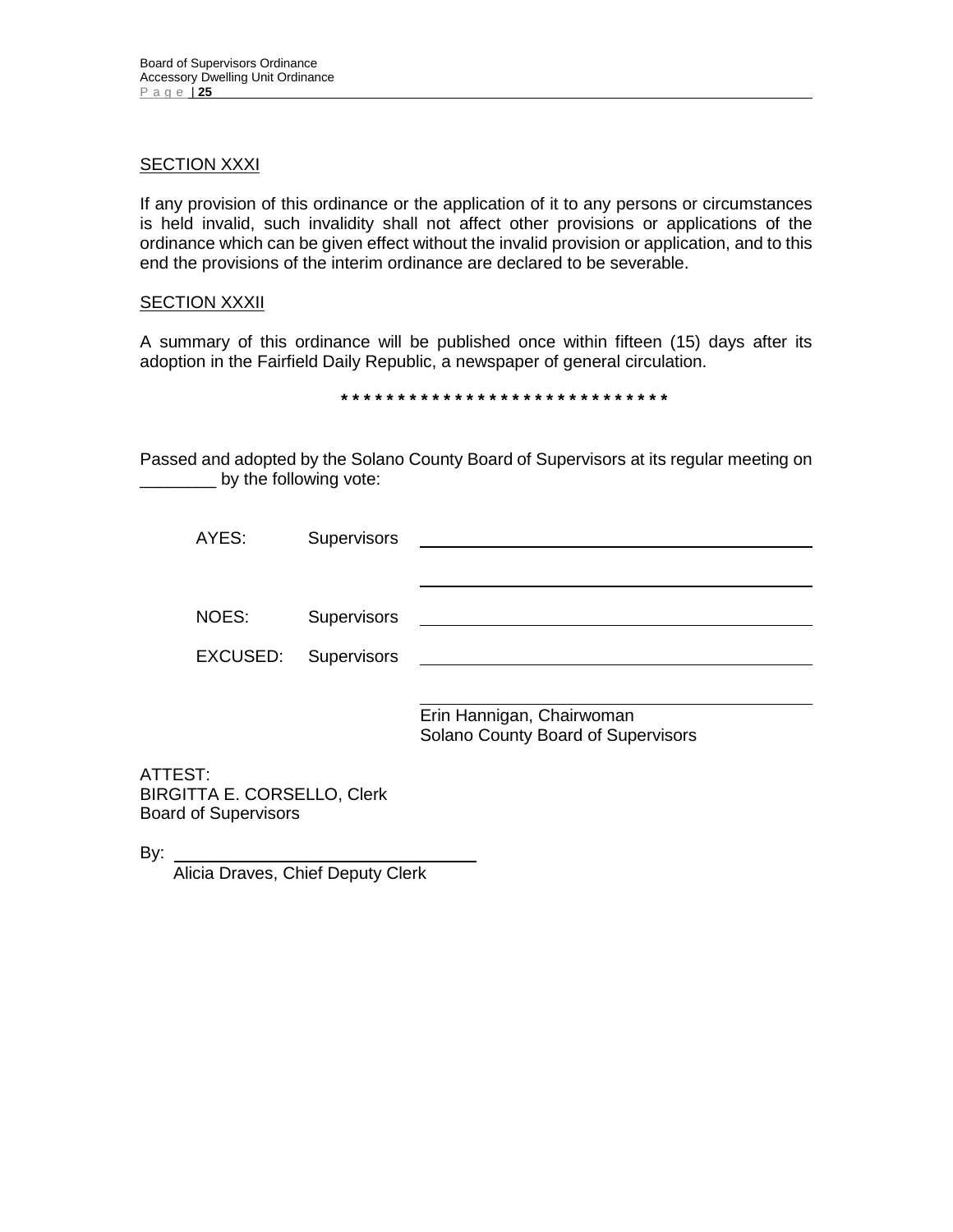SECTION XXXI

If any provision of this ordinance or the application of it to any persons or circumstances is held invalid, such invalidity shall not affect other provisions or applications of the ordinance which can be given effect without the invalid provision or application, and to this end the provisions of the interim ordinance are declared to be severable.

SECTION XXXII

A summary of this ordinance will be published once within fifteen (15) days after its adoption in the Fairfield Daily Republic, a newspaper of general circulation.

* * * * * * * * * * * * * * * * * * * * * * * * * * * * * *

Passed and adopted by the Solano County Board of Supervisors at its regular meeting on ________ by the following vote:

| | | |
|---|---|---|
| AYES: | Supervisors | ______________________________ |
| | | ______________________________ |
| NOES: | Supervisors | ______________________________ |
| EXCUSED: | Supervisors | ______________________________ |

______________________________
Erin Hannigan, Chairwoman
Solano County Board of Supervisors

ATTEST:
BIRGITTA E. CORSELLO, Clerk
Board of Supervisors

By: ______________________________
Alicia Draves, Chief Deputy Clerk